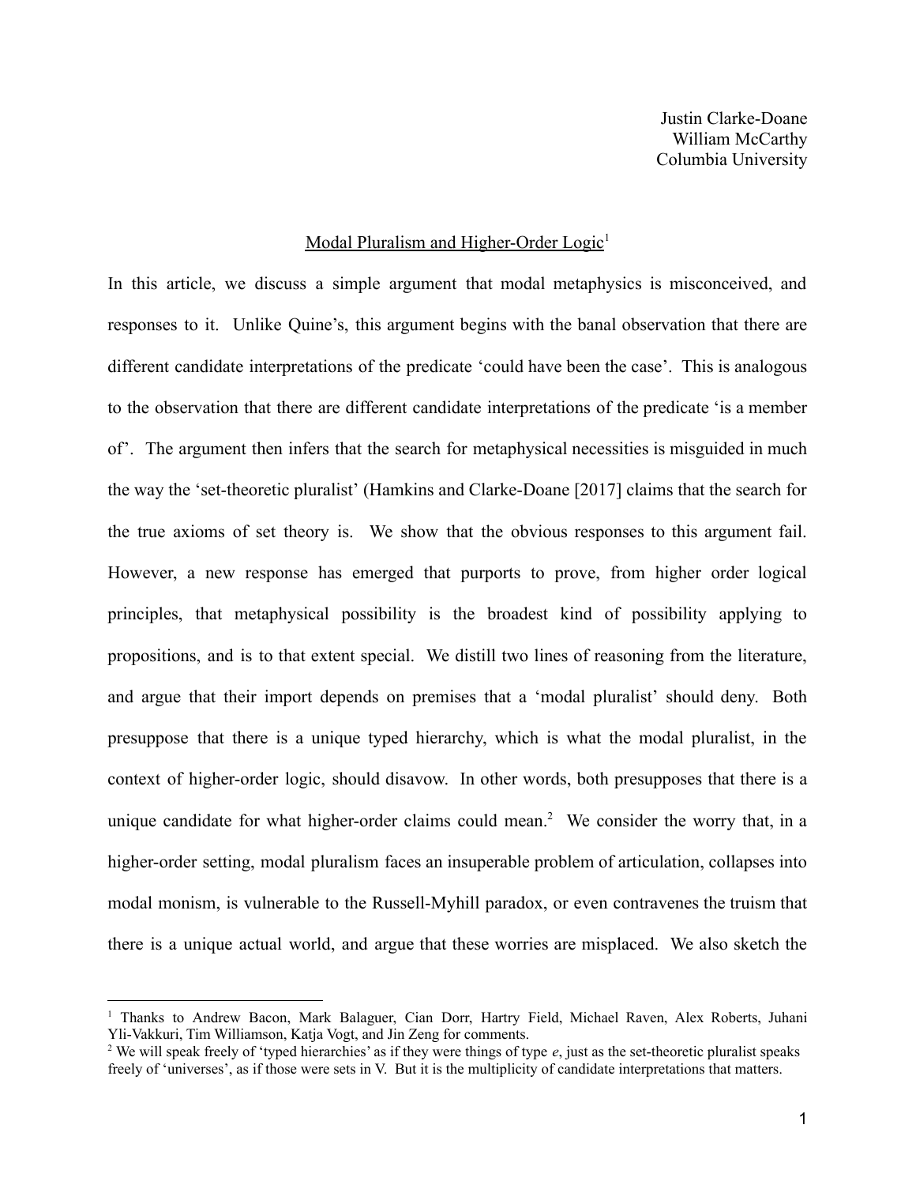Justin Clarke-Doane  
William McCarthy  
Columbia University

# Modal Pluralism and Higher-Order Logic[1]

In this article, we discuss a simple argument that modal metaphysics is misconceived, and responses to it. Unlike Quine's, this argument begins with the banal observation that there are different candidate interpretations of the predicate 'could have been the case'. This is analogous to the observation that there are different candidate interpretations of the predicate 'is a member of'. The argument then infers that the search for metaphysical necessities is misguided in much the way the 'set-theoretic pluralist' (Hamkins and Clarke-Doane [2017] claims that the search for the true axioms of set theory is. We show that the obvious responses to this argument fail. However, a new response has emerged that purports to prove, from higher order logical principles, that metaphysical possibility is the broadest kind of possibility applying to propositions, and is to that extent special. We distill two lines of reasoning from the literature, and argue that their import depends on premises that a 'modal pluralist' should deny. Both presuppose that there is a unique typed hierarchy, which is what the modal pluralist, in the context of higher-order logic, should disavow. In other words, both presupposes that there is a unique candidate for what higher-order claims could mean.[2] We consider the worry that, in a higher-order setting, modal pluralism faces an insuperable problem of articulation, collapses into modal monism, is vulnerable to the Russell-Myhill paradox, or even contravenes the truism that there is a unique actual world, and argue that these worries are misplaced. We also sketch the

---

[1] Thanks to Andrew Bacon, Mark Balaguer, Cian Dorr, Hartry Field, Michael Raven, Alex Roberts, Juhani Yli-Vakkuri, Tim Williamson, Katja Vogt, and Jin Zeng for comments.

[2] We will speak freely of 'typed hierarchies' as if they were things of type *e*, just as the set-theoretic pluralist speaks freely of 'universes', as if those were sets in V. But it is the multiplicity of candidate interpretations that matters.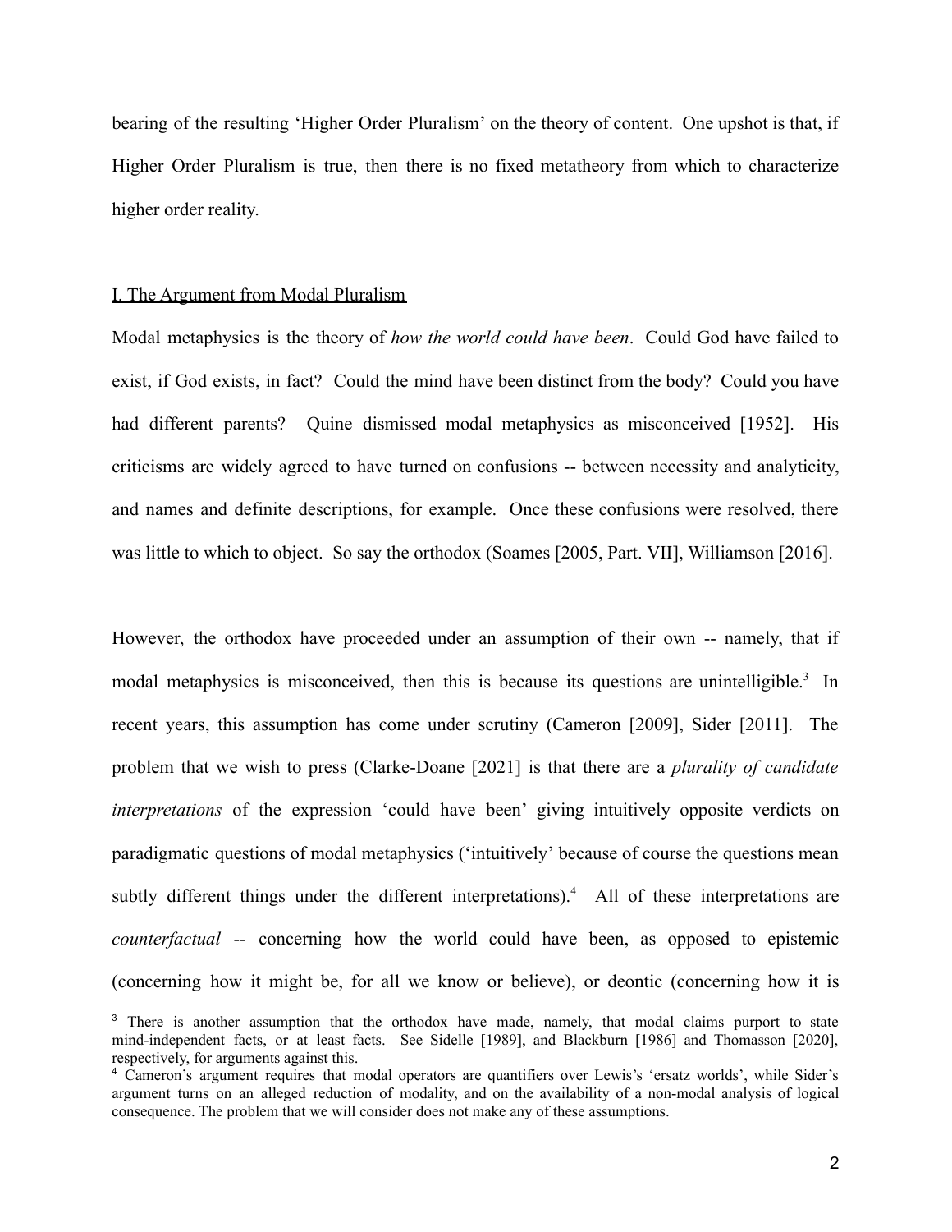bearing of the resulting 'Higher Order Pluralism' on the theory of content. One upshot is that, if Higher Order Pluralism is true, then there is no fixed metatheory from which to characterize higher order reality.

## I. The Argument from Modal Pluralism

Modal metaphysics is the theory of *how the world could have been*. Could God have failed to exist, if God exists, in fact? Could the mind have been distinct from the body? Could you have had different parents? Quine dismissed modal metaphysics as misconceived [1952]. His criticisms are widely agreed to have turned on confusions -- between necessity and analyticity, and names and definite descriptions, for example. Once these confusions were resolved, there was little to which to object. So say the orthodox (Soames [2005, Part. VII], Williamson [2016].

However, the orthodox have proceeded under an assumption of their own -- namely, that if modal metaphysics is misconceived, then this is because its questions are unintelligible.[3] In recent years, this assumption has come under scrutiny (Cameron [2009], Sider [2011]. The problem that we wish to press (Clarke-Doane [2021] is that there are a *plurality of candidate interpretations* of the expression 'could have been' giving intuitively opposite verdicts on paradigmatic questions of modal metaphysics ('intuitively' because of course the questions mean subtly different things under the different interpretations).[4] All of these interpretations are *counterfactual* -- concerning how the world could have been, as opposed to epistemic (concerning how it might be, for all we know or believe), or deontic (concerning how it is

---

[3] There is another assumption that the orthodox have made, namely, that modal claims purport to state mind-independent facts, or at least facts. See Sidelle [1989], and Blackburn [1986] and Thomasson [2020], respectively, for arguments against this.

[4] Cameron's argument requires that modal operators are quantifiers over Lewis's 'ersatz worlds', while Sider's argument turns on an alleged reduction of modality, and on the availability of a non-modal analysis of logical consequence. The problem that we will consider does not make any of these assumptions.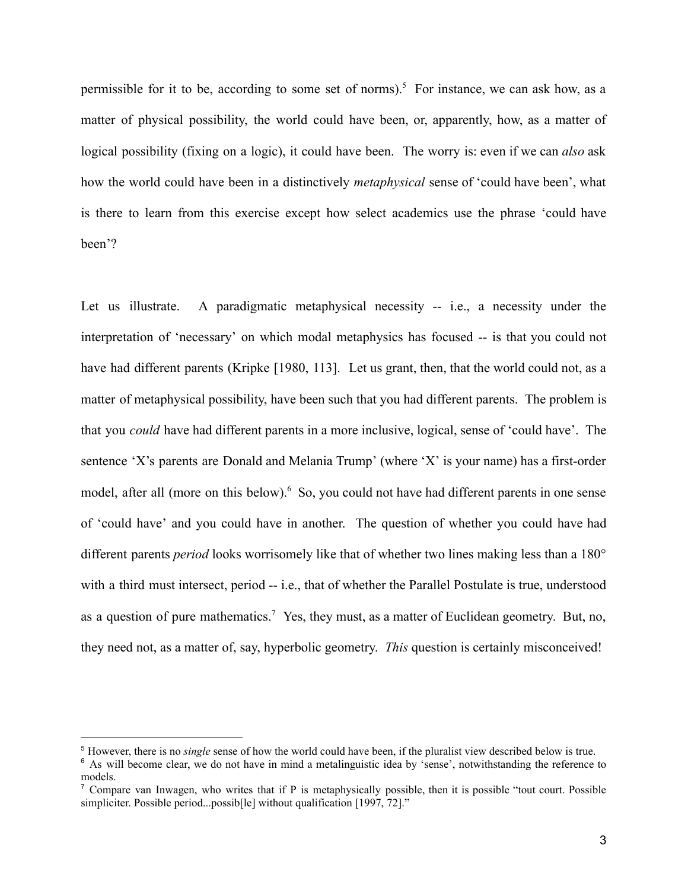permissible for it to be, according to some set of norms).[5] For instance, we can ask how, as a matter of physical possibility, the world could have been, or, apparently, how, as a matter of logical possibility (fixing on a logic), it could have been. The worry is: even if we can *also* ask how the world could have been in a distinctively *metaphysical* sense of 'could have been', what is there to learn from this exercise except how select academics use the phrase 'could have been'?

Let us illustrate. A paradigmatic metaphysical necessity -- i.e., a necessity under the interpretation of 'necessary' on which modal metaphysics has focused -- is that you could not have had different parents (Kripke [1980, 113]. Let us grant, then, that the world could not, as a matter of metaphysical possibility, have been such that you had different parents. The problem is that you *could* have had different parents in a more inclusive, logical, sense of 'could have'. The sentence 'X's parents are Donald and Melania Trump' (where 'X' is your name) has a first-order model, after all (more on this below).[6] So, you could not have had different parents in one sense of 'could have' and you could have in another. The question of whether you could have had different parents *period* looks worrisomely like that of whether two lines making less than a 180° with a third must intersect, period -- i.e., that of whether the Parallel Postulate is true, understood as a question of pure mathematics.[7] Yes, they must, as a matter of Euclidean geometry. But, no, they need not, as a matter of, say, hyperbolic geometry. *This* question is certainly misconceived!

---

[5] However, there is no *single* sense of how the world could have been, if the pluralist view described below is true.

[6] As will become clear, we do not have in mind a metalinguistic idea by 'sense', notwithstanding the reference to models.

[7] Compare van Inwagen, who writes that if P is metaphysically possible, then it is possible "tout court. Possible simpliciter. Possible period...possib[le] without qualification [1997, 72]."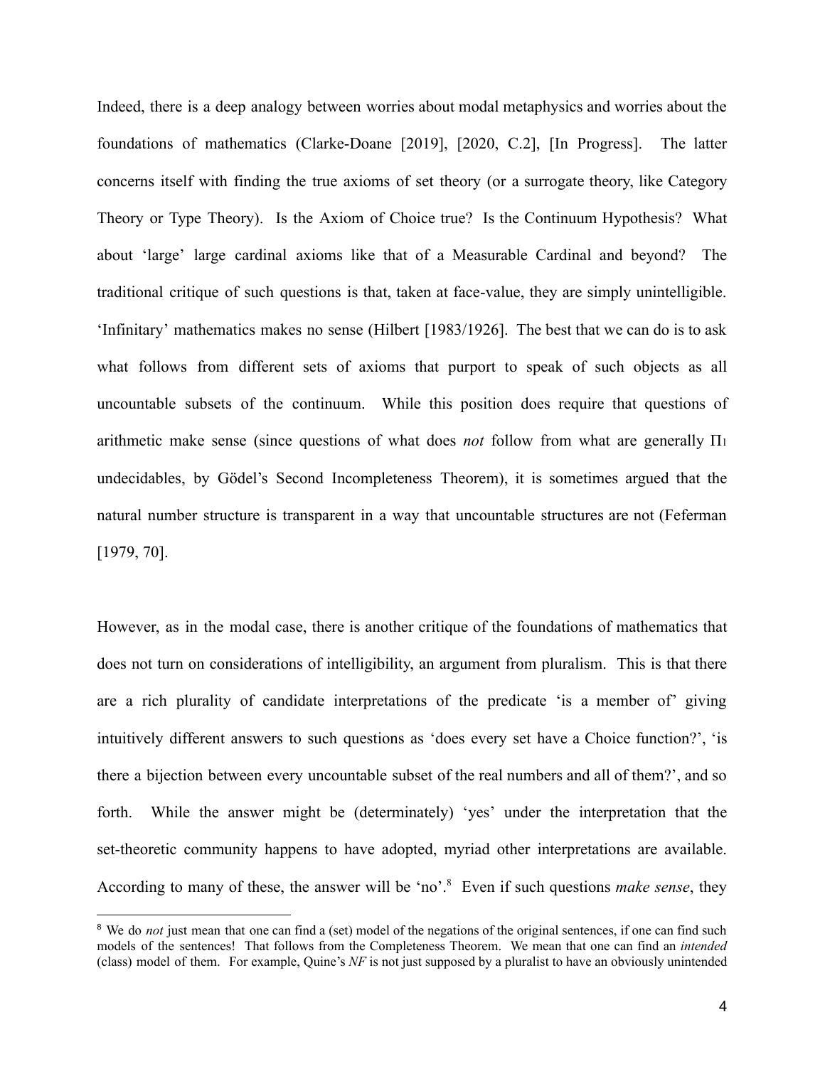Indeed, there is a deep analogy between worries about modal metaphysics and worries about the foundations of mathematics (Clarke-Doane [2019], [2020, C.2], [In Progress]. The latter concerns itself with finding the true axioms of set theory (or a surrogate theory, like Category Theory or Type Theory). Is the Axiom of Choice true? Is the Continuum Hypothesis? What about 'large' large cardinal axioms like that of a Measurable Cardinal and beyond? The traditional critique of such questions is that, taken at face-value, they are simply unintelligible. 'Infinitary' mathematics makes no sense (Hilbert [1983/1926]. The best that we can do is to ask what follows from different sets of axioms that purport to speak of such objects as all uncountable subsets of the continuum. While this position does require that questions of arithmetic make sense (since questions of what does *not* follow from what are generally $\Pi_1$ undecidables, by Gödel's Second Incompleteness Theorem), it is sometimes argued that the natural number structure is transparent in a way that uncountable structures are not (Feferman [1979, 70].

However, as in the modal case, there is another critique of the foundations of mathematics that does not turn on considerations of intelligibility, an argument from pluralism. This is that there are a rich plurality of candidate interpretations of the predicate 'is a member of' giving intuitively different answers to such questions as 'does every set have a Choice function?', 'is there a bijection between every uncountable subset of the real numbers and all of them?', and so forth. While the answer might be (determinately) 'yes' under the interpretation that the set-theoretic community happens to have adopted, myriad other interpretations are available. According to many of these, the answer will be 'no'.[8] Even if such questions *make sense*, they

[8] We do *not* just mean that one can find a (set) model of the negations of the original sentences, if one can find such models of the sentences! That follows from the Completeness Theorem. We mean that one can find an *intended* (class) model of them. For example, Quine's *NF* is not just supposed by a pluralist to have an obviously unintended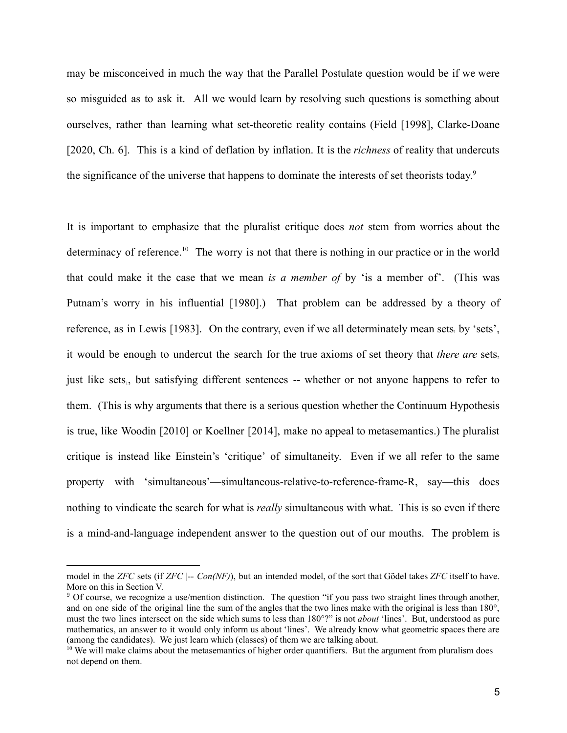may be misconceived in much the way that the Parallel Postulate question would be if we were so misguided as to ask it. All we would learn by resolving such questions is something about ourselves, rather than learning what set-theoretic reality contains (Field [1998], Clarke-Doane [2020, Ch. 6]. This is a kind of deflation by inflation. It is the *richness* of reality that undercuts the significance of the universe that happens to dominate the interests of set theorists today.[9]

It is important to emphasize that the pluralist critique does *not* stem from worries about the determinacy of reference.[10] The worry is not that there is nothing in our practice or in the world that could make it the case that we mean *is a member of* by 'is a member of'. (This was Putnam's worry in his influential [1980].) That problem can be addressed by a theory of reference, as in Lewis [1983]. On the contrary, even if we all determinately mean $\text{sets}_1$ by 'sets', it would be enough to undercut the search for the true axioms of set theory that *there are* $\text{sets}_2$ just like $\text{sets}_1$, but satisfying different sentences -- whether or not anyone happens to refer to them. (This is why arguments that there is a serious question whether the Continuum Hypothesis is true, like Woodin [2010] or Koellner [2014], make no appeal to metasemantics.) The pluralist critique is instead like Einstein's 'critique' of simultaneity. Even if we all refer to the same property with 'simultaneous'—simultaneous-relative-to-reference-frame-R, say—this does nothing to vindicate the search for what is *really* simultaneous with what. This is so even if there is a mind-and-language independent answer to the question out of our mouths. The problem is

---

model in the *ZFC* sets (if *ZFC* |-- *Con(NF)*), but an intended model, of the sort that Gödel takes *ZFC* itself to have. More on this in Section V.

[9] Of course, we recognize a use/mention distinction. The question "if you pass two straight lines through another, and on one side of the original line the sum of the angles that the two lines make with the original is less than 180°, must the two lines intersect on the side which sums to less than 180°?" is not *about* 'lines'. But, understood as pure mathematics, an answer to it would only inform us about 'lines'. We already know what geometric spaces there are (among the candidates). We just learn which (classes) of them we are talking about.

[10] We will make claims about the metasemantics of higher order quantifiers. But the argument from pluralism does not depend on them.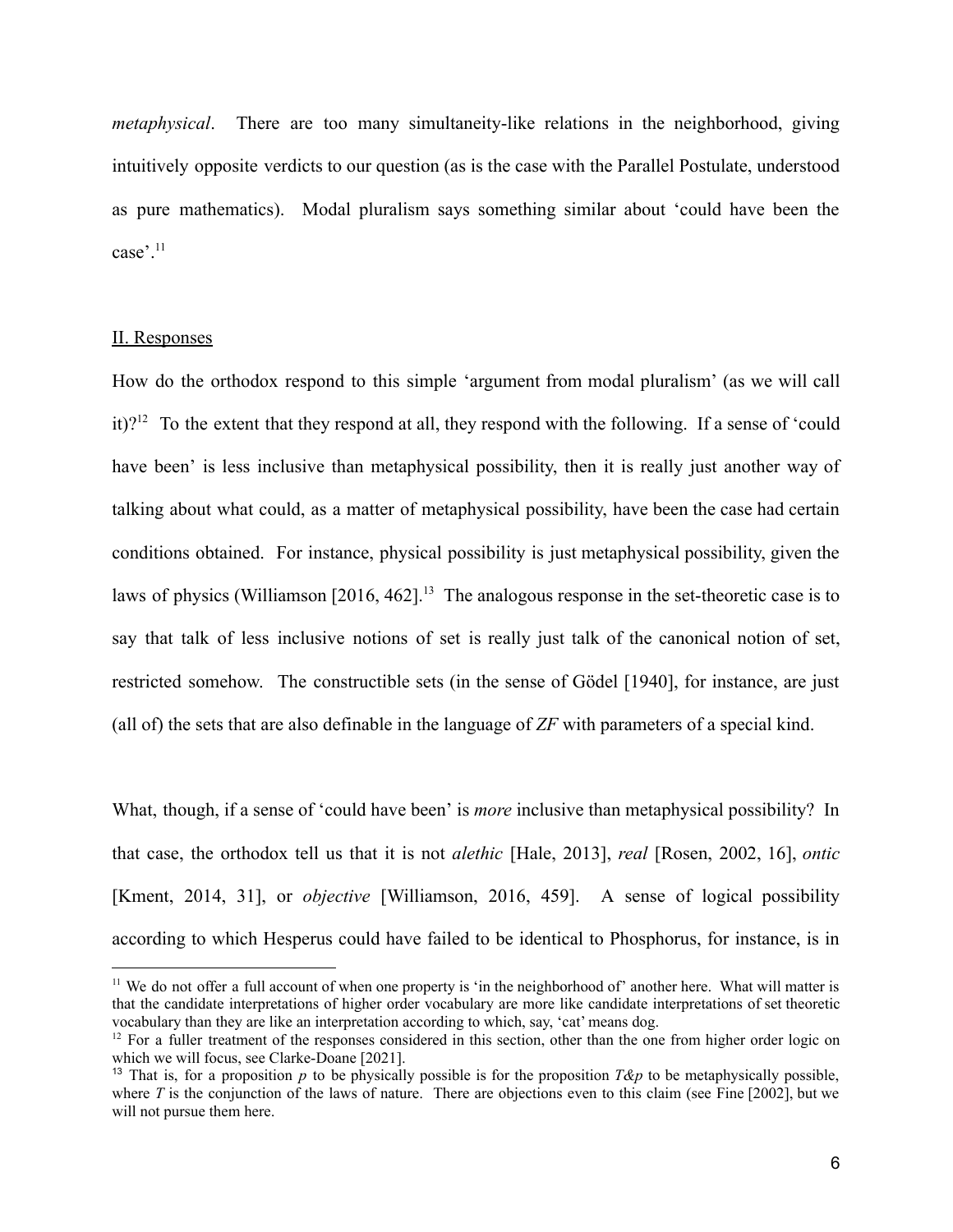*metaphysical*. There are too many simultaneity-like relations in the neighborhood, giving intuitively opposite verdicts to our question (as is the case with the Parallel Postulate, understood as pure mathematics). Modal pluralism says something similar about 'could have been the case'.[11]

## II. Responses

How do the orthodox respond to this simple 'argument from modal pluralism' (as we will call it)?[12] To the extent that they respond at all, they respond with the following. If a sense of 'could have been' is less inclusive than metaphysical possibility, then it is really just another way of talking about what could, as a matter of metaphysical possibility, have been the case had certain conditions obtained. For instance, physical possibility is just metaphysical possibility, given the laws of physics (Williamson [2016, 462].[13] The analogous response in the set-theoretic case is to say that talk of less inclusive notions of set is really just talk of the canonical notion of set, restricted somehow. The constructible sets (in the sense of Gödel [1940], for instance, are just (all of) the sets that are also definable in the language of *ZF* with parameters of a special kind.

What, though, if a sense of 'could have been' is *more* inclusive than metaphysical possibility? In that case, the orthodox tell us that it is not *alethic* [Hale, 2013], *real* [Rosen, 2002, 16], *ontic* [Kment, 2014, 31], or *objective* [Williamson, 2016, 459]. A sense of logical possibility according to which Hesperus could have failed to be identical to Phosphorus, for instance, is in

---

[11] We do not offer a full account of when one property is 'in the neighborhood of' another here. What will matter is that the candidate interpretations of higher order vocabulary are more like candidate interpretations of set theoretic vocabulary than they are like an interpretation according to which, say, 'cat' means dog.

[12] For a fuller treatment of the responses considered in this section, other than the one from higher order logic on which we will focus, see Clarke-Doane [2021].

[13] That is, for a proposition $p$ to be physically possible is for the proposition $T\&p$ to be metaphysically possible, where $T$ is the conjunction of the laws of nature. There are objections even to this claim (see Fine [2002], but we will not pursue them here.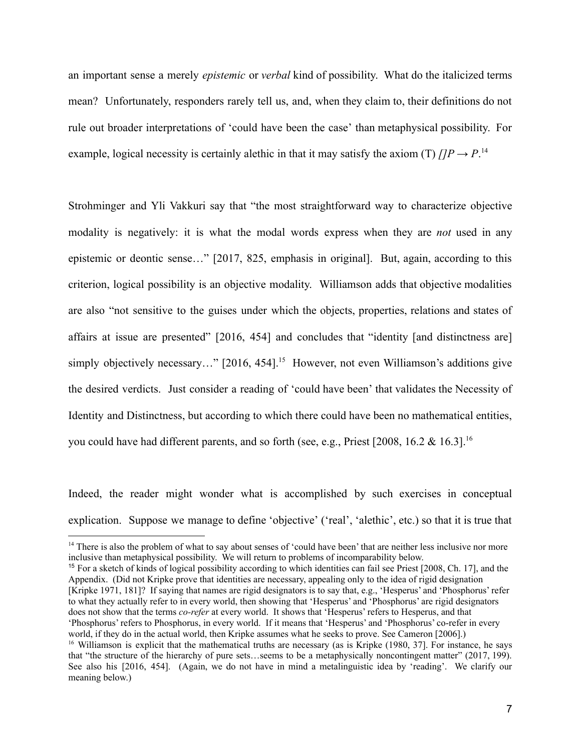an important sense a merely *epistemic* or *verbal* kind of possibility. What do the italicized terms mean? Unfortunately, responders rarely tell us, and, when they claim to, their definitions do not rule out broader interpretations of 'could have been the case' than metaphysical possibility. For example, logical necessity is certainly alethic in that it may satisfy the axiom (T) $[]P \rightarrow P$.[14]

Strohminger and Yli Vakkuri say that "the most straightforward way to characterize objective modality is negatively: it is what the modal words express when they are *not* used in any epistemic or deontic sense…" [2017, 825, emphasis in original]. But, again, according to this criterion, logical possibility is an objective modality. Williamson adds that objective modalities are also "not sensitive to the guises under which the objects, properties, relations and states of affairs at issue are presented" [2016, 454] and concludes that "identity [and distinctness are] simply objectively necessary…" [2016, 454].[15] However, not even Williamson's additions give the desired verdicts. Just consider a reading of 'could have been' that validates the Necessity of Identity and Distinctness, but according to which there could have been no mathematical entities, you could have had different parents, and so forth (see, e.g., Priest [2008, 16.2 & 16.3].[16]

Indeed, the reader might wonder what is accomplished by such exercises in conceptual explication. Suppose we manage to define 'objective' ('real', 'alethic', etc.) so that it is true that

[14] There is also the problem of what to say about senses of 'could have been' that are neither less inclusive nor more inclusive than metaphysical possibility. We will return to problems of incomparability below.

[15] For a sketch of kinds of logical possibility according to which identities can fail see Priest [2008, Ch. 17], and the Appendix. (Did not Kripke prove that identities are necessary, appealing only to the idea of rigid designation [Kripke 1971, 181]? If saying that names are rigid designators is to say that, e.g., 'Hesperus' and 'Phosphorus' refer to what they actually refer to in every world, then showing that 'Hesperus' and 'Phosphorus' are rigid designators does not show that the terms *co-refer* at every world. It shows that 'Hesperus' refers to Hesperus, and that 'Phosphorus' refers to Phosphorus, in every world. If it means that 'Hesperus' and 'Phosphorus' co-refer in every world, if they do in the actual world, then Kripke assumes what he seeks to prove. See Cameron [2006].)

[16] Williamson is explicit that the mathematical truths are necessary (as is Kripke (1980, 37]. For instance, he says that "the structure of the hierarchy of pure sets…seems to be a metaphysically noncontingent matter" (2017, 199). See also his [2016, 454]. (Again, we do not have in mind a metalinguistic idea by 'reading'. We clarify our meaning below.)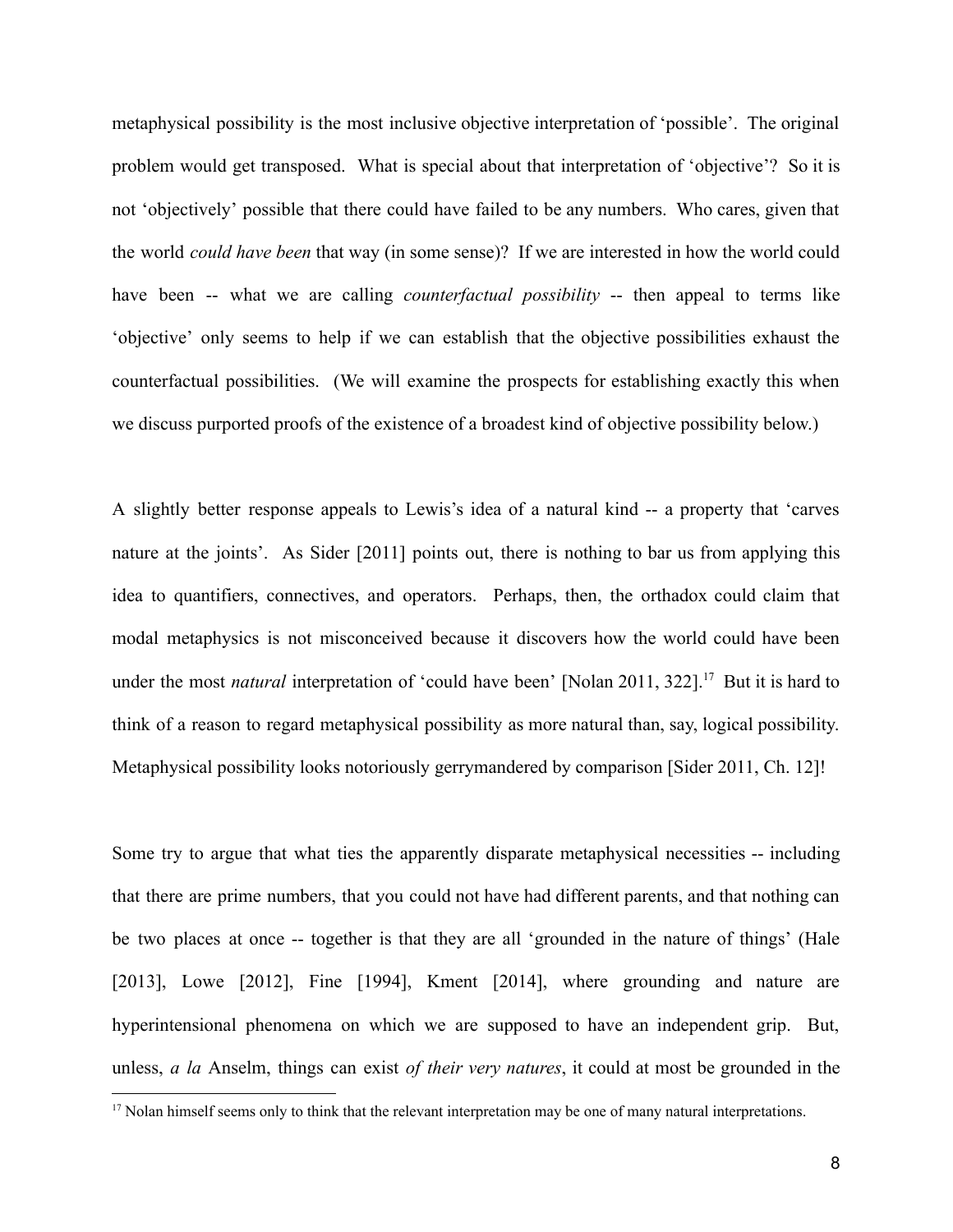metaphysical possibility is the most inclusive objective interpretation of 'possible'. The original problem would get transposed. What is special about that interpretation of 'objective'? So it is not 'objectively' possible that there could have failed to be any numbers. Who cares, given that the world *could have been* that way (in some sense)? If we are interested in how the world could have been -- what we are calling *counterfactual possibility* -- then appeal to terms like 'objective' only seems to help if we can establish that the objective possibilities exhaust the counterfactual possibilities. (We will examine the prospects for establishing exactly this when we discuss purported proofs of the existence of a broadest kind of objective possibility below.)

A slightly better response appeals to Lewis's idea of a natural kind -- a property that 'carves nature at the joints'. As Sider [2011] points out, there is nothing to bar us from applying this idea to quantifiers, connectives, and operators. Perhaps, then, the orthadox could claim that modal metaphysics is not misconceived because it discovers how the world could have been under the most *natural* interpretation of 'could have been' [Nolan 2011, 322].[17] But it is hard to think of a reason to regard metaphysical possibility as more natural than, say, logical possibility. Metaphysical possibility looks notoriously gerrymandered by comparison [Sider 2011, Ch. 12]!

Some try to argue that what ties the apparently disparate metaphysical necessities -- including that there are prime numbers, that you could not have had different parents, and that nothing can be two places at once -- together is that they are all 'grounded in the nature of things' (Hale [2013], Lowe [2012], Fine [1994], Kment [2014], where grounding and nature are hyperintensional phenomena on which we are supposed to have an independent grip. But, unless, *a la* Anselm, things can exist *of their very natures*, it could at most be grounded in the

[17] Nolan himself seems only to think that the relevant interpretation may be one of many natural interpretations.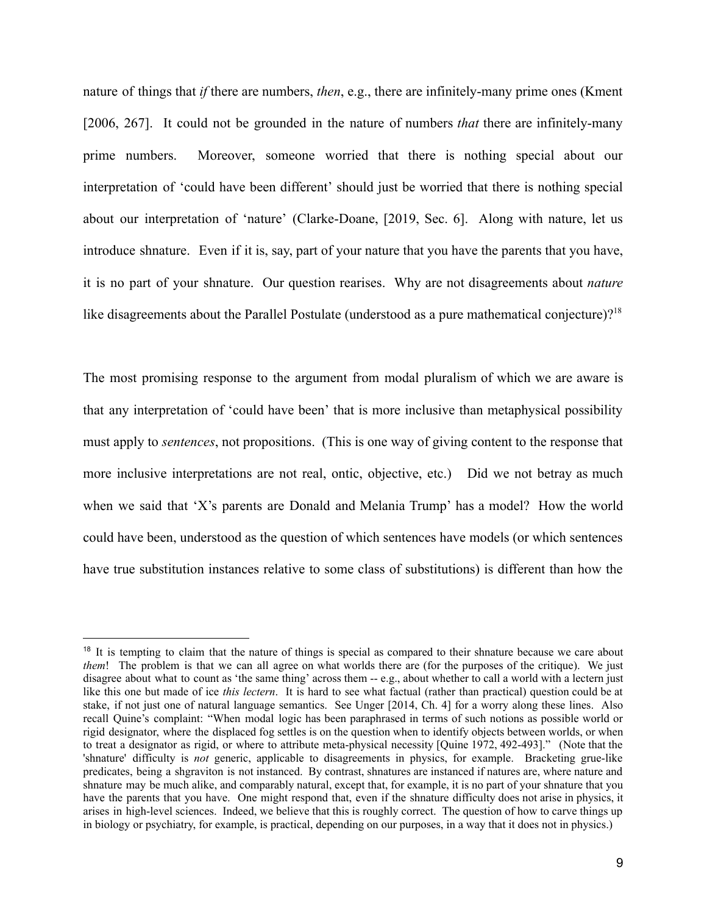nature of things that *if* there are numbers, *then*, e.g., there are infinitely-many prime ones (Kment [2006, 267]. It could not be grounded in the nature of numbers *that* there are infinitely-many prime numbers. Moreover, someone worried that there is nothing special about our interpretation of 'could have been different' should just be worried that there is nothing special about our interpretation of 'nature' (Clarke-Doane, [2019, Sec. 6]. Along with nature, let us introduce shnature. Even if it is, say, part of your nature that you have the parents that you have, it is no part of your shnature. Our question rearises. Why are not disagreements about *nature* like disagreements about the Parallel Postulate (understood as a pure mathematical conjecture)?[18]

The most promising response to the argument from modal pluralism of which we are aware is that any interpretation of 'could have been' that is more inclusive than metaphysical possibility must apply to *sentences*, not propositions. (This is one way of giving content to the response that more inclusive interpretations are not real, ontic, objective, etc.) Did we not betray as much when we said that 'X's parents are Donald and Melania Trump' has a model? How the world could have been, understood as the question of which sentences have models (or which sentences have true substitution instances relative to some class of substitutions) is different than how the

[18] It is tempting to claim that the nature of things is special as compared to their shnature because we care about *them*! The problem is that we can all agree on what worlds there are (for the purposes of the critique). We just disagree about what to count as 'the same thing' across them -- e.g., about whether to call a world with a lectern just like this one but made of ice *this lectern*. It is hard to see what factual (rather than practical) question could be at stake, if not just one of natural language semantics. See Unger [2014, Ch. 4] for a worry along these lines. Also recall Quine's complaint: "When modal logic has been paraphrased in terms of such notions as possible world or rigid designator, where the displaced fog settles is on the question when to identify objects between worlds, or when to treat a designator as rigid, or where to attribute meta-physical necessity [Quine 1972, 492-493]." (Note that the 'shnature' difficulty is *not* generic, applicable to disagreements in physics, for example. Bracketing grue-like predicates, being a shgraviton is not instanced. By contrast, shnatures are instanced if natures are, where nature and shnature may be much alike, and comparably natural, except that, for example, it is no part of your shnature that you have the parents that you have. One might respond that, even if the shnature difficulty does not arise in physics, it arises in high-level sciences. Indeed, we believe that this is roughly correct. The question of how to carve things up in biology or psychiatry, for example, is practical, depending on our purposes, in a way that it does not in physics.)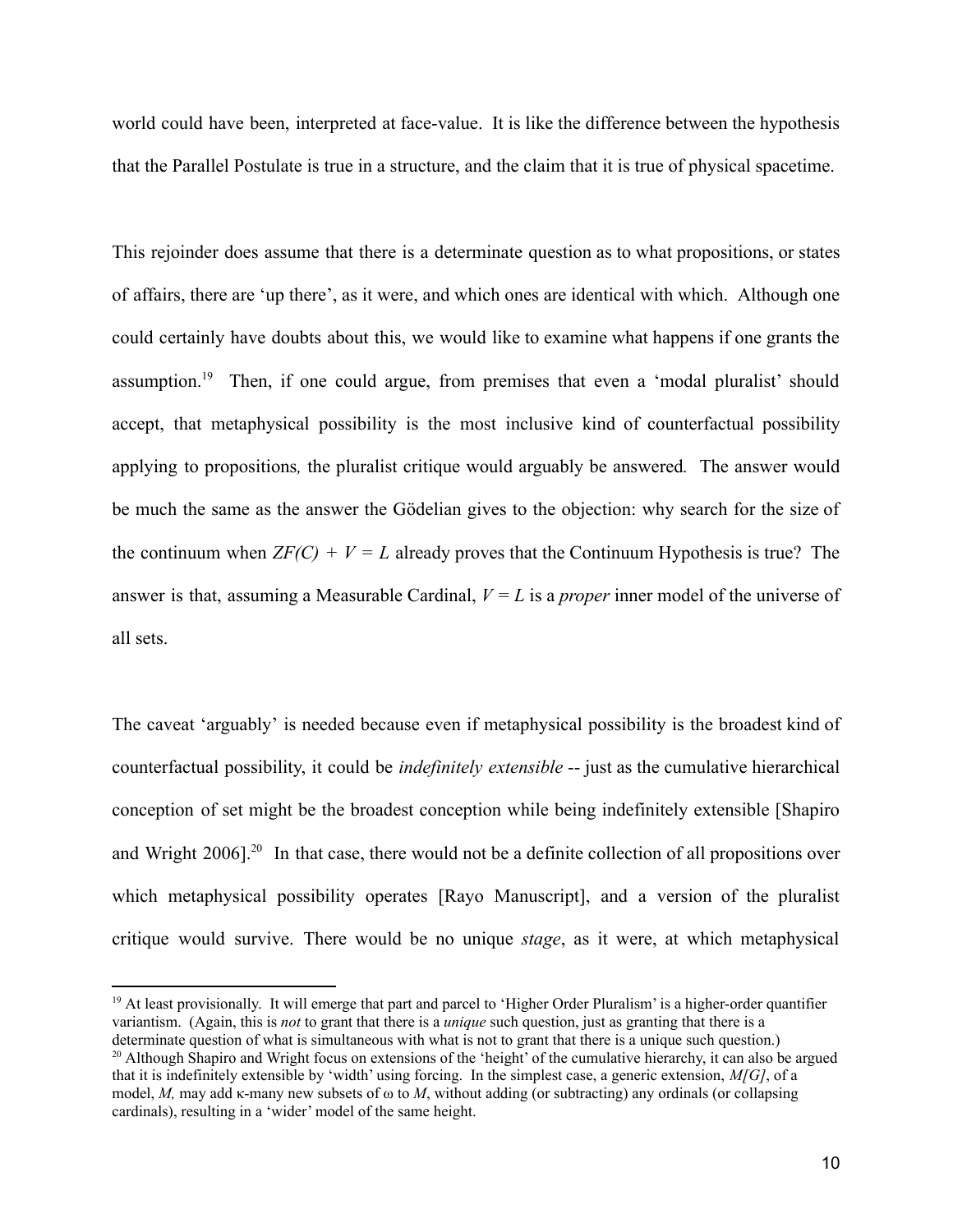world could have been, interpreted at face-value. It is like the difference between the hypothesis that the Parallel Postulate is true in a structure, and the claim that it is true of physical spacetime.

This rejoinder does assume that there is a determinate question as to what propositions, or states of affairs, there are 'up there', as it were, and which ones are identical with which. Although one could certainly have doubts about this, we would like to examine what happens if one grants the assumption.[19] Then, if one could argue, from premises that even a 'modal pluralist' should accept, that metaphysical possibility is the most inclusive kind of counterfactual possibility applying to propositions*,* the pluralist critique would arguably be answered*.* The answer would be much the same as the answer the Gödelian gives to the objection: why search for the size of the continuum when $ZF(C) + V = L$ already proves that the Continuum Hypothesis is true? The answer is that, assuming a Measurable Cardinal, $V = L$ is a *proper* inner model of the universe of all sets.

The caveat 'arguably' is needed because even if metaphysical possibility is the broadest kind of counterfactual possibility, it could be *indefinitely extensible* -- just as the cumulative hierarchical conception of set might be the broadest conception while being indefinitely extensible [Shapiro and Wright 2006].[20] In that case, there would not be a definite collection of all propositions over which metaphysical possibility operates [Rayo Manuscript], and a version of the pluralist critique would survive. There would be no unique *stage*, as it were, at which metaphysical

[19] At least provisionally. It will emerge that part and parcel to 'Higher Order Pluralism' is a higher-order quantifier variantism. (Again, this is *not* to grant that there is a *unique* such question, just as granting that there is a determinate question of what is simultaneous with what is not to grant that there is a unique such question.)

[20] Although Shapiro and Wright focus on extensions of the 'height' of the cumulative hierarchy, it can also be argued that it is indefinitely extensible by 'width' using forcing. In the simplest case, a generic extension, $M[G]$, of a model, $M$, may add $\kappa$-many new subsets of $\omega$ to $M$, without adding (or subtracting) any ordinals (or collapsing cardinals), resulting in a 'wider' model of the same height.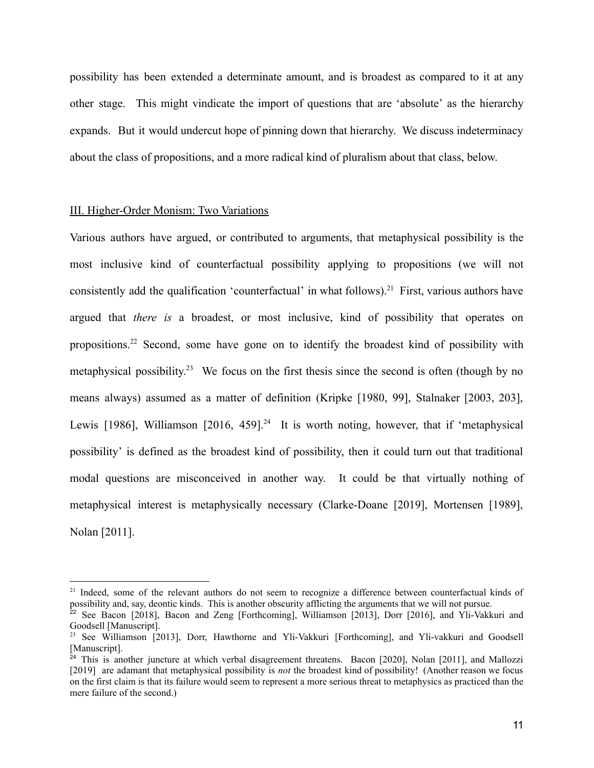possibility has been extended a determinate amount, and is broadest as compared to it at any other stage. This might vindicate the import of questions that are 'absolute' as the hierarchy expands. But it would undercut hope of pinning down that hierarchy. We discuss indeterminacy about the class of propositions, and a more radical kind of pluralism about that class, below.

## III. Higher-Order Monism: Two Variations

Various authors have argued, or contributed to arguments, that metaphysical possibility is the most inclusive kind of counterfactual possibility applying to propositions (we will not consistently add the qualification 'counterfactual' in what follows).[21] First, various authors have argued that *there is* a broadest, or most inclusive, kind of possibility that operates on propositions.[22] Second, some have gone on to identify the broadest kind of possibility with metaphysical possibility.[23] We focus on the first thesis since the second is often (though by no means always) assumed as a matter of definition (Kripke [1980, 99], Stalnaker [2003, 203], Lewis [1986], Williamson [2016, 459].[24] It is worth noting, however, that if 'metaphysical possibility' is defined as the broadest kind of possibility, then it could turn out that traditional modal questions are misconceived in another way. It could be that virtually nothing of metaphysical interest is metaphysically necessary (Clarke-Doane [2019], Mortensen [1989], Nolan [2011].

---

[21] Indeed, some of the relevant authors do not seem to recognize a difference between counterfactual kinds of possibility and, say, deontic kinds. This is another obscurity afflicting the arguments that we will not pursue.

[22] See Bacon [2018], Bacon and Zeng [Forthcoming], Williamson [2013], Dorr [2016], and Yli-Vakkuri and Goodsell [Manuscript].

[23] See Williamson [2013], Dorr, Hawthorne and Yli-Vakkuri [Forthcoming], and Yli-vakkuri and Goodsell [Manuscript].

[24] This is another juncture at which verbal disagreement threatens. Bacon [2020], Nolan [2011], and Mallozzi [2019] are adamant that metaphysical possibility is *not* the broadest kind of possibility! (Another reason we focus on the first claim is that its failure would seem to represent a more serious threat to metaphysics as practiced than the mere failure of the second.)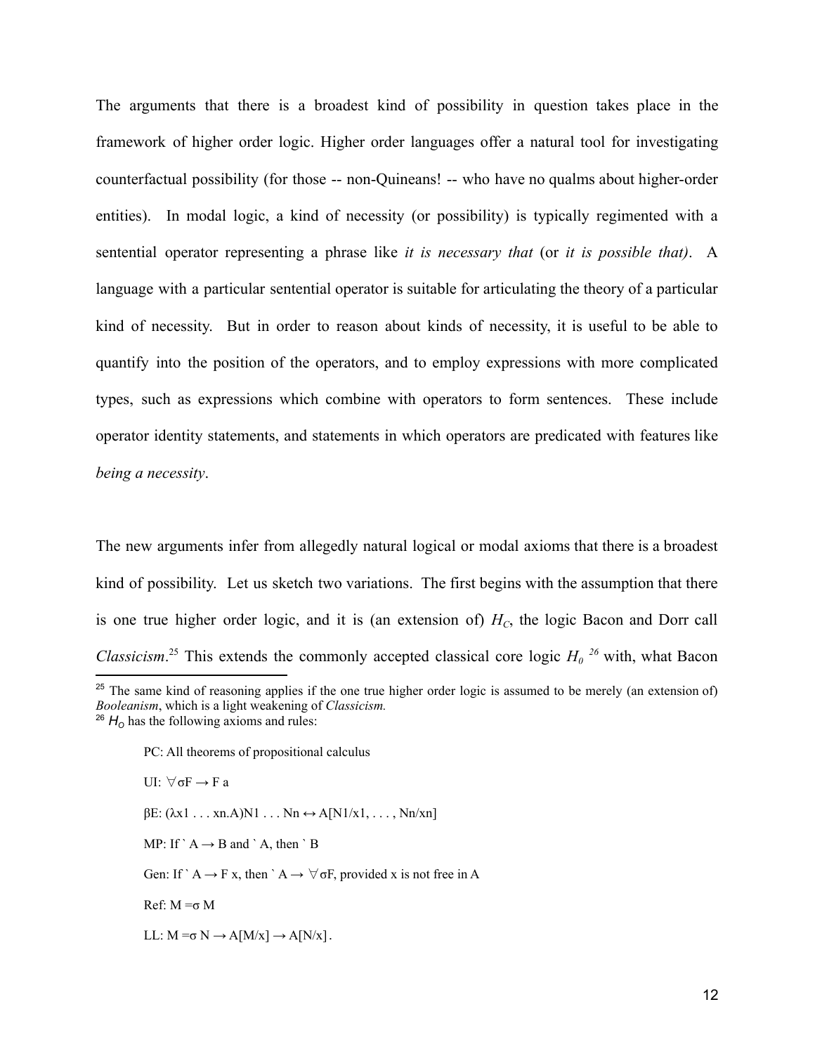The arguments that there is a broadest kind of possibility in question takes place in the framework of higher order logic. Higher order languages offer a natural tool for investigating counterfactual possibility (for those -- non-Quineans! -- who have no qualms about higher-order entities). In modal logic, a kind of necessity (or possibility) is typically regimented with a sentential operator representing a phrase like *it is necessary that* (or *it is possible that)*. A language with a particular sentential operator is suitable for articulating the theory of a particular kind of necessity. But in order to reason about kinds of necessity, it is useful to be able to quantify into the position of the operators, and to employ expressions with more complicated types, such as expressions which combine with operators to form sentences. These include operator identity statements, and statements in which operators are predicated with features like *being a necessity*.

The new arguments infer from allegedly natural logical or modal axioms that there is a broadest kind of possibility. Let us sketch two variations. The first begins with the assumption that there is one true higher order logic, and it is (an extension of) $H_C$, the logic Bacon and Dorr call *Classicism*.[25] This extends the commonly accepted classical core logic $H_0$ [26] with, what Bacon

---

[25] The same kind of reasoning applies if the one true higher order logic is assumed to be merely (an extension of) *Booleanism*, which is a light weakening of *Classicism.*

[26] $H_O$ has the following axioms and rules:

PC: All theorems of propositional calculus

UI: $\forall_\sigma F \rightarrow F\,a$

βE: $(\lambda x_1 \ldots x_n.A)N_1 \ldots N_n \leftrightarrow A[N_1/x_1, \ldots, N_n/x_n]$

MP: If ` $A \rightarrow B$ and ` $A$, then ` $B$

Gen: If ` $A \rightarrow F\,x$, then ` $A \rightarrow \forall_\sigma F$, provided x is not free in A

Ref: $M =_\sigma M$

LL: $M =_\sigma N \rightarrow A[M/x] \rightarrow A[N/x]$.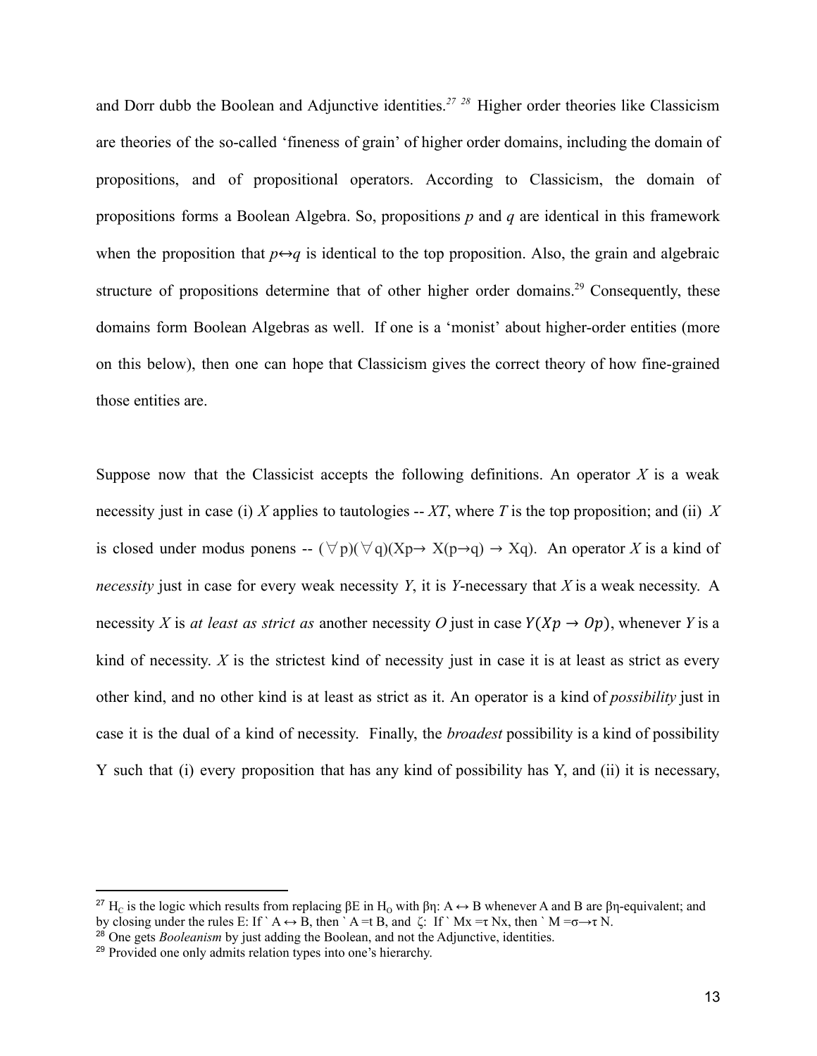and Dorr dub the Boolean and Adjunctive identities.[27] [28] Higher order theories like Classicism are theories of the so-called 'fineness of grain' of higher order domains, including the domain of propositions, and of propositional operators. According to Classicism, the domain of propositions forms a Boolean Algebra. So, propositions $p$ and $q$ are identical in this framework when the proposition that $p \leftrightarrow q$ is identical to the top proposition. Also, the grain and algebraic structure of propositions determine that of other higher order domains.[29] Consequently, these domains form Boolean Algebras as well. If one is a 'monist' about higher-order entities (more on this below), then one can hope that Classicism gives the correct theory of how fine-grained those entities are.

Suppose now that the Classicist accepts the following definitions. An operator $X$ is a weak necessity just in case (i) $X$ applies to tautologies -- $XT$, where $T$ is the top proposition; and (ii) $X$ is closed under modus ponens -- $(\forall p)(\forall q)(Xp \rightarrow X(p \rightarrow q) \rightarrow Xq)$. An operator $X$ is a kind of *necessity* just in case for every weak necessity $Y$, it is $Y$-necessary that $X$ is a weak necessity. A necessity $X$ is *at least as strict as* another necessity $O$ just in case $Y(Xp \rightarrow Op)$, whenever $Y$ is a kind of necessity. $X$ is the strictest kind of necessity just in case it is at least as strict as every other kind, and no other kind is at least as strict as it. An operator is a kind of *possibility* just in case it is the dual of a kind of necessity. Finally, the *broadest* possibility is a kind of possibility Y such that (i) every proposition that has any kind of possibility has Y, and (ii) it is necessary,

---

[27] $H_C$ is the logic which results from replacing βE in $H_O$ with βη: $A \leftrightarrow B$ whenever A and B are βη-equivalent; and by closing under the rules E: If $\vdash A \leftrightarrow B$, then $\vdash A =_t B$, and ζ: If $\vdash Mx =_\tau Nx$, then $\vdash M =_{\sigma\rightarrow\tau} N$.

[28] One gets *Booleanism* by just adding the Boolean, and not the Adjunctive, identities.

[29] Provided one only admits relation types into one's hierarchy.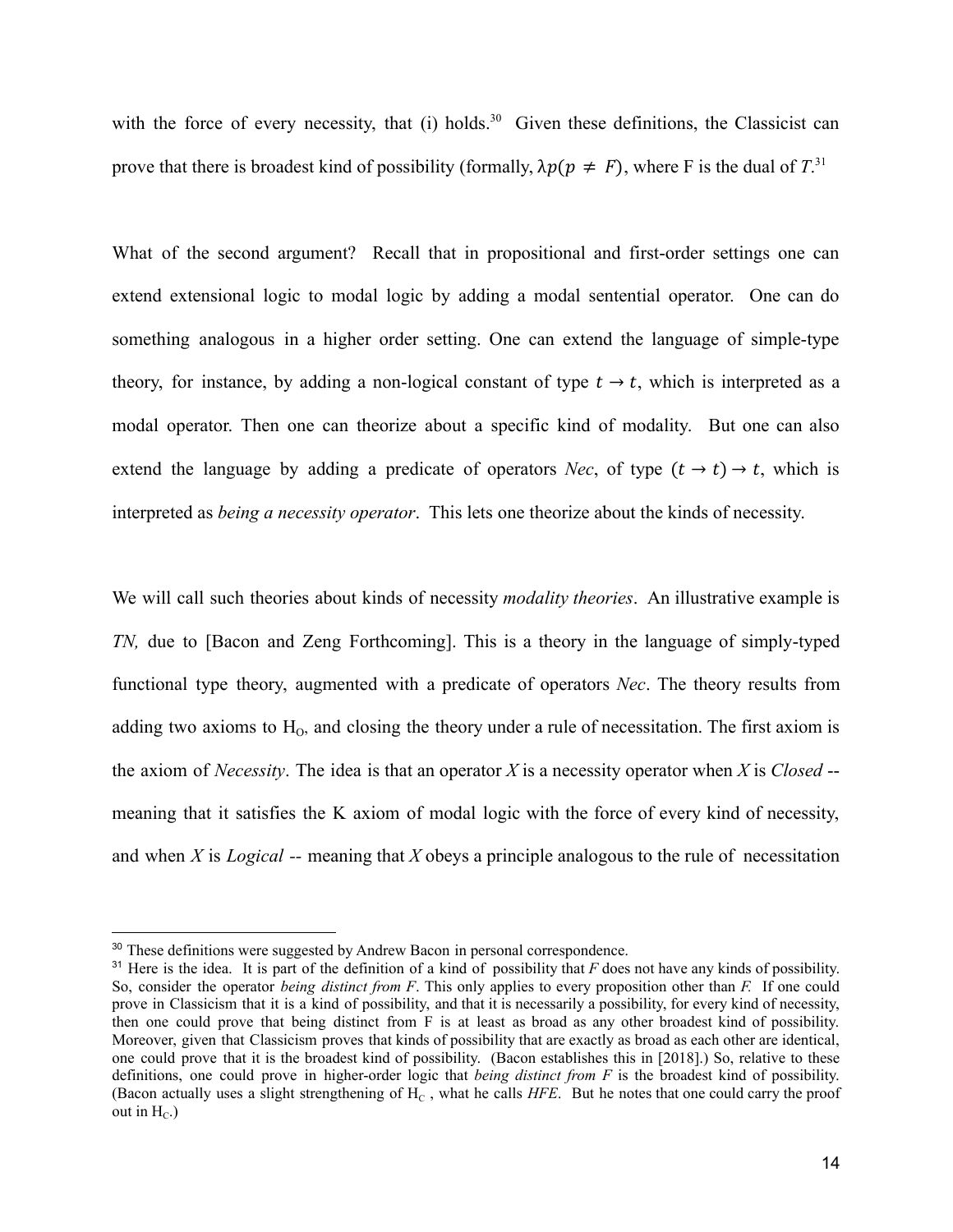with the force of every necessity, that (i) holds.[30] Given these definitions, the Classicist can prove that there is broadest kind of possibility (formally, $\lambda p(p \neq F)$, where F is the dual of $T$.[31]

What of the second argument? Recall that in propositional and first-order settings one can extend extensional logic to modal logic by adding a modal sentential operator. One can do something analogous in a higher order setting. One can extend the language of simple-type theory, for instance, by adding a non-logical constant of type $t \to t$, which is interpreted as a modal operator. Then one can theorize about a specific kind of modality. But one can also extend the language by adding a predicate of operators *Nec*, of type $(t \to t) \to t$, which is interpreted as *being a necessity operator*. This lets one theorize about the kinds of necessity.

We will call such theories about kinds of necessity *modality theories*. An illustrative example is *TN,* due to [Bacon and Zeng Forthcoming]. This is a theory in the language of simply-typed functional type theory, augmented with a predicate of operators *Nec*. The theory results from adding two axioms to $H_O$, and closing the theory under a rule of necessitation. The first axiom is the axiom of *Necessity*. The idea is that an operator *X* is a necessity operator when *X* is *Closed* -- meaning that it satisfies the K axiom of modal logic with the force of every kind of necessity, and when *X* is *Logical* -- meaning that *X* obeys a principle analogous to the rule of necessitation

---

[30] These definitions were suggested by Andrew Bacon in personal correspondence.

[31] Here is the idea. It is part of the definition of a kind of possibility that *F* does not have any kinds of possibility. So, consider the operator *being distinct from F*. This only applies to every proposition other than *F.* If one could prove in Classicism that it is a kind of possibility, and that it is necessarily a possibility, for every kind of necessity, then one could prove that being distinct from F is at least as broad as any other broadest kind of possibility. Moreover, given that Classicism proves that kinds of possibility that are exactly as broad as each other are identical, one could prove that it is the broadest kind of possibility. (Bacon establishes this in [2018].) So, relative to these definitions, one could prove in higher-order logic that *being distinct from F* is the broadest kind of possibility. (Bacon actually uses a slight strengthening of $H_C$ , what he calls *HFE*. But he notes that one could carry the proof out in $H_C$.)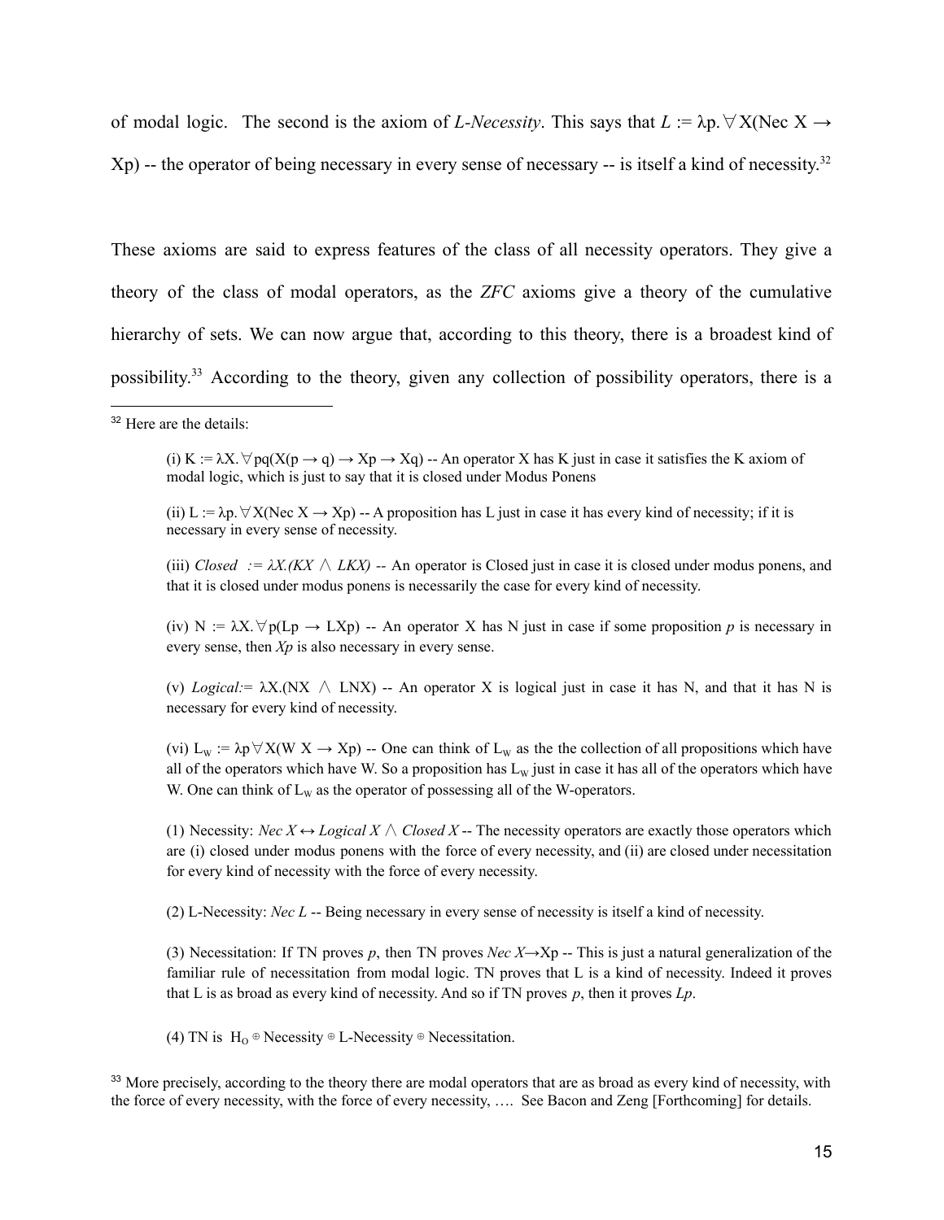of modal logic. The second is the axiom of *L-Necessity*. This says that $L := \lambda p.\forall X(\text{Nec } X \rightarrow Xp)$ -- the operator of being necessary in every sense of necessary -- is itself a kind of necessity.[32]

These axioms are said to express features of the class of all necessity operators. They give a theory of the class of modal operators, as the *ZFC* axioms give a theory of the cumulative hierarchy of sets. We can now argue that, according to this theory, there is a broadest kind of possibility.[33] According to the theory, given any collection of possibility operators, there is a

---

[32] Here are the details:

> (i) $K := \lambda X.\forall pq(X(p \rightarrow q) \rightarrow Xp \rightarrow Xq)$ -- An operator X has K just in case it satisfies the K axiom of modal logic, which is just to say that it is closed under Modus Ponens
>
> (ii) $L := \lambda p.\forall X(\text{Nec } X \rightarrow Xp)$ -- A proposition has L just in case it has every kind of necessity; if it is necessary in every sense of necessity.
>
> (iii) *Closed* $:= \lambda X.(KX \wedge LKX)$ -- An operator is Closed just in case it is closed under modus ponens, and that it is closed under modus ponens is necessarily the case for every kind of necessity.
>
> (iv) $N := \lambda X.\forall p(Lp \rightarrow LXp)$ -- An operator X has N just in case if some proposition *p* is necessary in every sense, then *Xp* is also necessary in every sense.
>
> (v) *Logical* $:= \lambda X.(NX \wedge LNX)$ -- An operator X is logical just in case it has N, and that it has N is necessary for every kind of necessity.
>
> (vi) $L_W := \lambda p\forall X(W\, X \rightarrow Xp)$ -- One can think of $L_W$ as the the collection of all propositions which have all of the operators which have W. So a proposition has $L_W$ just in case it has all of the operators which have W. One can think of $L_W$ as the operator of possessing all of the W-operators.
>
> (1) Necessity: *Nec X* $\leftrightarrow$ *Logical X* $\wedge$ *Closed X* -- The necessity operators are exactly those operators which are (i) closed under modus ponens with the force of every necessity, and (ii) are closed under necessitation for every kind of necessity with the force of every necessity.
>
> (2) L-Necessity: *Nec L* -- Being necessary in every sense of necessity is itself a kind of necessity.
>
> (3) Necessitation: If TN proves *p*, then TN proves *Nec X*$\rightarrow$Xp -- This is just a natural generalization of the familiar rule of necessitation from modal logic. TN proves that L is a kind of necessity. Indeed it proves that L is as broad as every kind of necessity. And so if TN proves *p*, then it proves *Lp*.
>
> (4) TN is $H_O \oplus$ Necessity $\oplus$ L-Necessity $\oplus$ Necessitation.

[33] More precisely, according to the theory there are modal operators that are as broad as every kind of necessity, with the force of every necessity, with the force of every necessity, …. See Bacon and Zeng [Forthcoming] for details.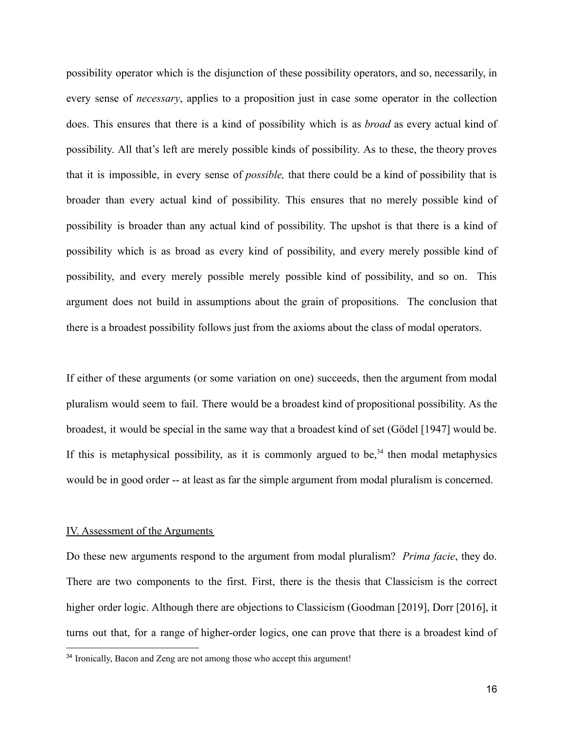possibility operator which is the disjunction of these possibility operators, and so, necessarily, in every sense of *necessary*, applies to a proposition just in case some operator in the collection does. This ensures that there is a kind of possibility which is as *broad* as every actual kind of possibility. All that's left are merely possible kinds of possibility. As to these, the theory proves that it is impossible, in every sense of *possible,* that there could be a kind of possibility that is broader than every actual kind of possibility. This ensures that no merely possible kind of possibility is broader than any actual kind of possibility. The upshot is that there is a kind of possibility which is as broad as every kind of possibility, and every merely possible kind of possibility, and every merely possible merely possible kind of possibility, and so on. This argument does not build in assumptions about the grain of propositions. The conclusion that there is a broadest possibility follows just from the axioms about the class of modal operators.

If either of these arguments (or some variation on one) succeeds, then the argument from modal pluralism would seem to fail. There would be a broadest kind of propositional possibility. As the broadest, it would be special in the same way that a broadest kind of set (Gödel [1947] would be. If this is metaphysical possibility, as it is commonly argued to be,[34] then modal metaphysics would be in good order -- at least as far the simple argument from modal pluralism is concerned.

## IV. Assessment of the Arguments

Do these new arguments respond to the argument from modal pluralism? *Prima facie*, they do. There are two components to the first. First, there is the thesis that Classicism is the correct higher order logic. Although there are objections to Classicism (Goodman [2019], Dorr [2016], it turns out that, for a range of higher-order logics, one can prove that there is a broadest kind of

[34] Ironically, Bacon and Zeng are not among those who accept this argument!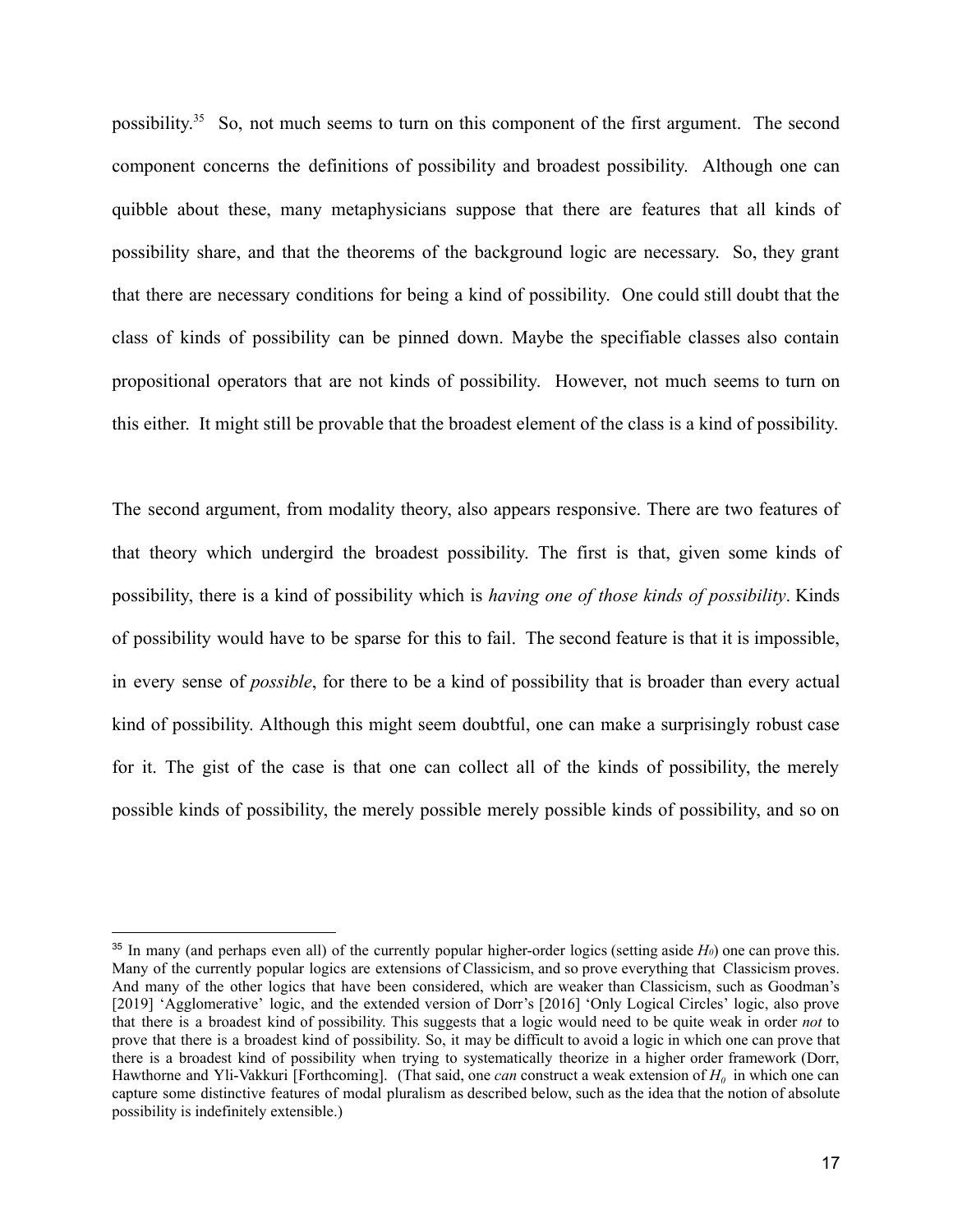possibility.[35] So, not much seems to turn on this component of the first argument. The second component concerns the definitions of possibility and broadest possibility. Although one can quibble about these, many metaphysicians suppose that there are features that all kinds of possibility share, and that the theorems of the background logic are necessary. So, they grant that there are necessary conditions for being a kind of possibility. One could still doubt that the class of kinds of possibility can be pinned down. Maybe the specifiable classes also contain propositional operators that are not kinds of possibility. However, not much seems to turn on this either. It might still be provable that the broadest element of the class is a kind of possibility.

The second argument, from modality theory, also appears responsive. There are two features of that theory which undergird the broadest possibility. The first is that, given some kinds of possibility, there is a kind of possibility which is *having one of those kinds of possibility*. Kinds of possibility would have to be sparse for this to fail. The second feature is that it is impossible, in every sense of *possible*, for there to be a kind of possibility that is broader than every actual kind of possibility. Although this might seem doubtful, one can make a surprisingly robust case for it. The gist of the case is that one can collect all of the kinds of possibility, the merely possible kinds of possibility, the merely possible merely possible kinds of possibility, and so on

---

[35] In many (and perhaps even all) of the currently popular higher-order logics (setting aside $H_0$) one can prove this. Many of the currently popular logics are extensions of Classicism, and so prove everything that Classicism proves. And many of the other logics that have been considered, which are weaker than Classicism, such as Goodman's [2019] 'Agglomerative' logic, and the extended version of Dorr's [2016] 'Only Logical Circles' logic, also prove that there is a broadest kind of possibility. This suggests that a logic would need to be quite weak in order *not* to prove that there is a broadest kind of possibility. So, it may be difficult to avoid a logic in which one can prove that there is a broadest kind of possibility when trying to systematically theorize in a higher order framework (Dorr, Hawthorne and Yli-Vakkuri [Forthcoming]. (That said, one *can* construct a weak extension of $H_0$ in which one can capture some distinctive features of modal pluralism as described below, such as the idea that the notion of absolute possibility is indefinitely extensible.)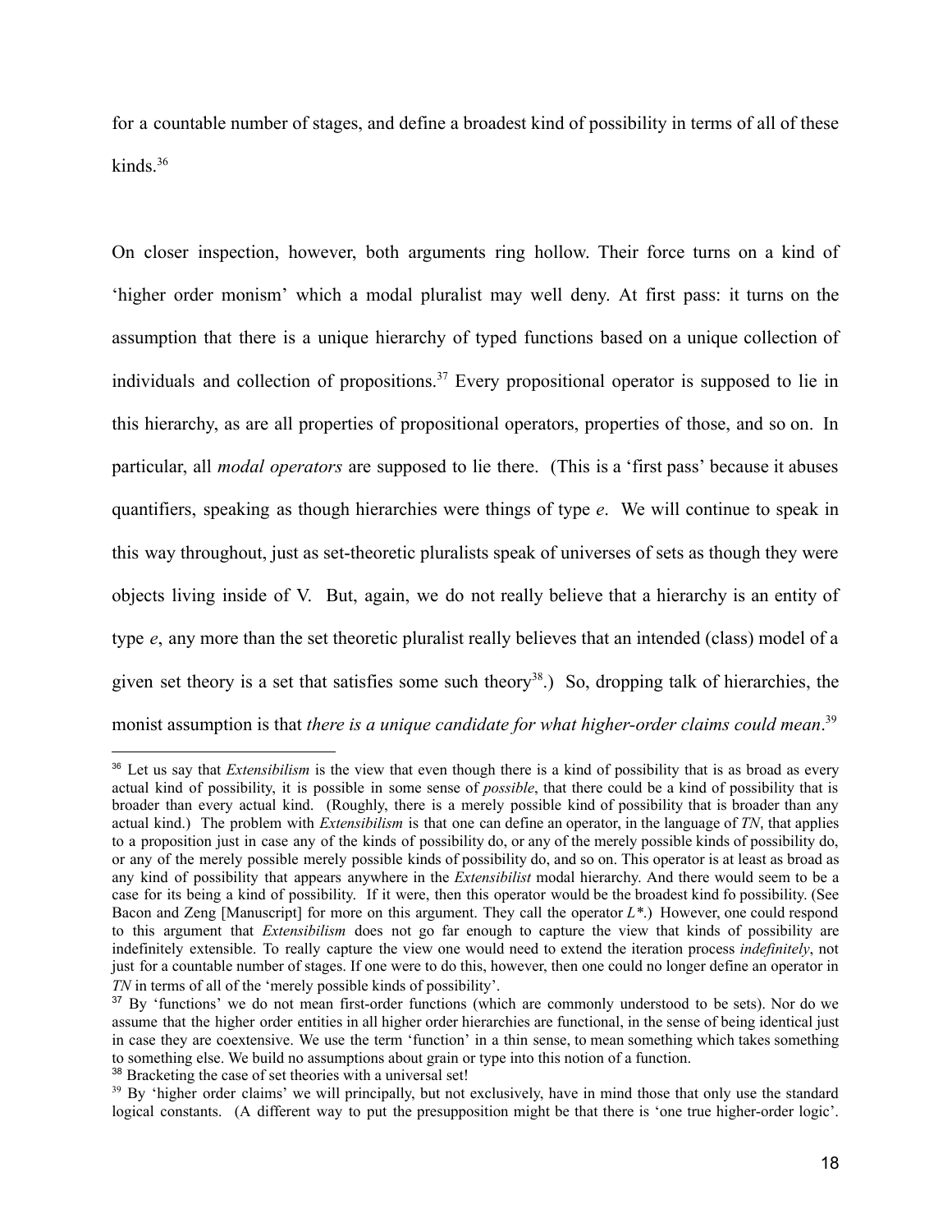for a countable number of stages, and define a broadest kind of possibility in terms of all of these kinds.[36]

On closer inspection, however, both arguments ring hollow. Their force turns on a kind of 'higher order monism' which a modal pluralist may well deny. At first pass: it turns on the assumption that there is a unique hierarchy of typed functions based on a unique collection of individuals and collection of propositions.[37] Every propositional operator is supposed to lie in this hierarchy, as are all properties of propositional operators, properties of those, and so on. In particular, all *modal operators* are supposed to lie there. (This is a 'first pass' because it abuses quantifiers, speaking as though hierarchies were things of type *e*. We will continue to speak in this way throughout, just as set-theoretic pluralists speak of universes of sets as though they were objects living inside of V. But, again, we do not really believe that a hierarchy is an entity of type *e*, any more than the set theoretic pluralist really believes that an intended (class) model of a given set theory is a set that satisfies some such theory[38].) So, dropping talk of hierarchies, the monist assumption is that *there is a unique candidate for what higher-order claims could mean*.[39]

---

[36] Let us say that *Extensibilism* is the view that even though there is a kind of possibility that is as broad as every actual kind of possibility, it is possible in some sense of *possible*, that there could be a kind of possibility that is broader than every actual kind. (Roughly, there is a merely possible kind of possibility that is broader than any actual kind.) The problem with *Extensibilism* is that one can define an operator, in the language of *TN*, that applies to a proposition just in case any of the kinds of possibility do, or any of the merely possible kinds of possibility do, or any of the merely possible merely possible kinds of possibility do, and so on. This operator is at least as broad as any kind of possibility that appears anywhere in the *Extensibilist* modal hierarchy. And there would seem to be a case for its being a kind of possibility. If it were, then this operator would be the broadest kind fo possibility. (See Bacon and Zeng [Manuscript] for more on this argument. They call the operator *L\**.) However, one could respond to this argument that *Extensibilism* does not go far enough to capture the view that kinds of possibility are indefinitely extensible. To really capture the view one would need to extend the iteration process *indefinitely*, not just for a countable number of stages. If one were to do this, however, then one could no longer define an operator in *TN* in terms of all of the 'merely possible kinds of possibility'.

[37] By 'functions' we do not mean first-order functions (which are commonly understood to be sets). Nor do we assume that the higher order entities in all higher order hierarchies are functional, in the sense of being identical just in case they are coextensive. We use the term 'function' in a thin sense, to mean something which takes something to something else. We build no assumptions about grain or type into this notion of a function.

[38] Bracketing the case of set theories with a universal set!

[39] By 'higher order claims' we will principally, but not exclusively, have in mind those that only use the standard logical constants. (A different way to put the presupposition might be that there is 'one true higher-order logic'.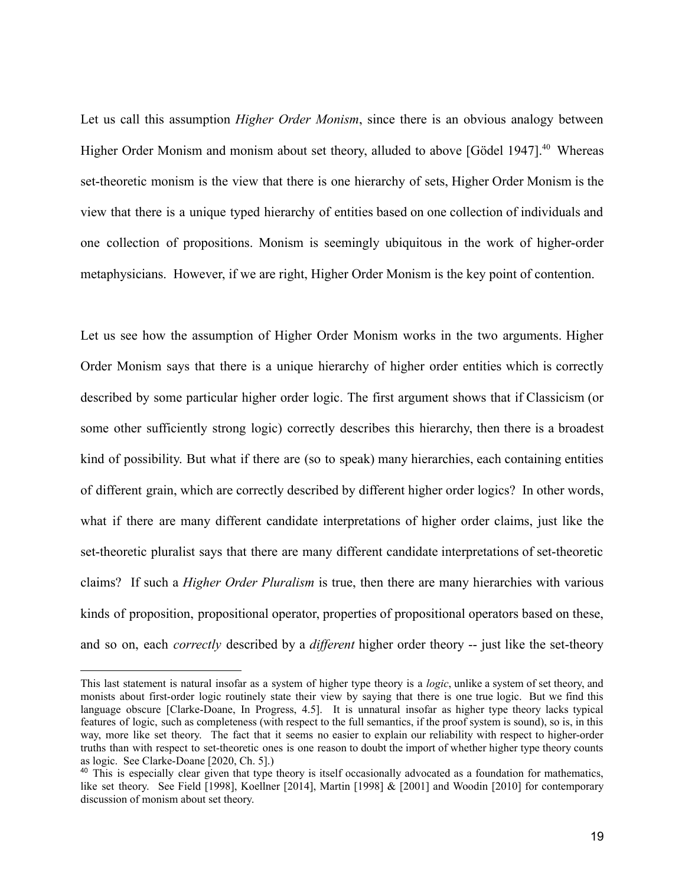Let us call this assumption *Higher Order Monism*, since there is an obvious analogy between Higher Order Monism and monism about set theory, alluded to above [Gödel 1947].[40] Whereas set-theoretic monism is the view that there is one hierarchy of sets, Higher Order Monism is the view that there is a unique typed hierarchy of entities based on one collection of individuals and one collection of propositions. Monism is seemingly ubiquitous in the work of higher-order metaphysicians. However, if we are right, Higher Order Monism is the key point of contention.

Let us see how the assumption of Higher Order Monism works in the two arguments. Higher Order Monism says that there is a unique hierarchy of higher order entities which is correctly described by some particular higher order logic. The first argument shows that if Classicism (or some other sufficiently strong logic) correctly describes this hierarchy, then there is a broadest kind of possibility. But what if there are (so to speak) many hierarchies, each containing entities of different grain, which are correctly described by different higher order logics? In other words, what if there are many different candidate interpretations of higher order claims, just like the set-theoretic pluralist says that there are many different candidate interpretations of set-theoretic claims? If such a *Higher Order Pluralism* is true, then there are many hierarchies with various kinds of proposition, propositional operator, properties of propositional operators based on these, and so on, each *correctly* described by a *different* higher order theory -- just like the set-theory

---

This last statement is natural insofar as a system of higher type theory is a *logic*, unlike a system of set theory, and monists about first-order logic routinely state their view by saying that there is one true logic. But we find this language obscure [Clarke-Doane, In Progress, 4.5]. It is unnatural insofar as higher type theory lacks typical features of logic, such as completeness (with respect to the full semantics, if the proof system is sound), so is, in this way, more like set theory. The fact that it seems no easier to explain our reliability with respect to higher-order truths than with respect to set-theoretic ones is one reason to doubt the import of whether higher type theory counts as logic. See Clarke-Doane [2020, Ch. 5].)

[40] This is especially clear given that type theory is itself occasionally advocated as a foundation for mathematics, like set theory. See Field [1998], Koellner [2014], Martin [1998] & [2001] and Woodin [2010] for contemporary discussion of monism about set theory.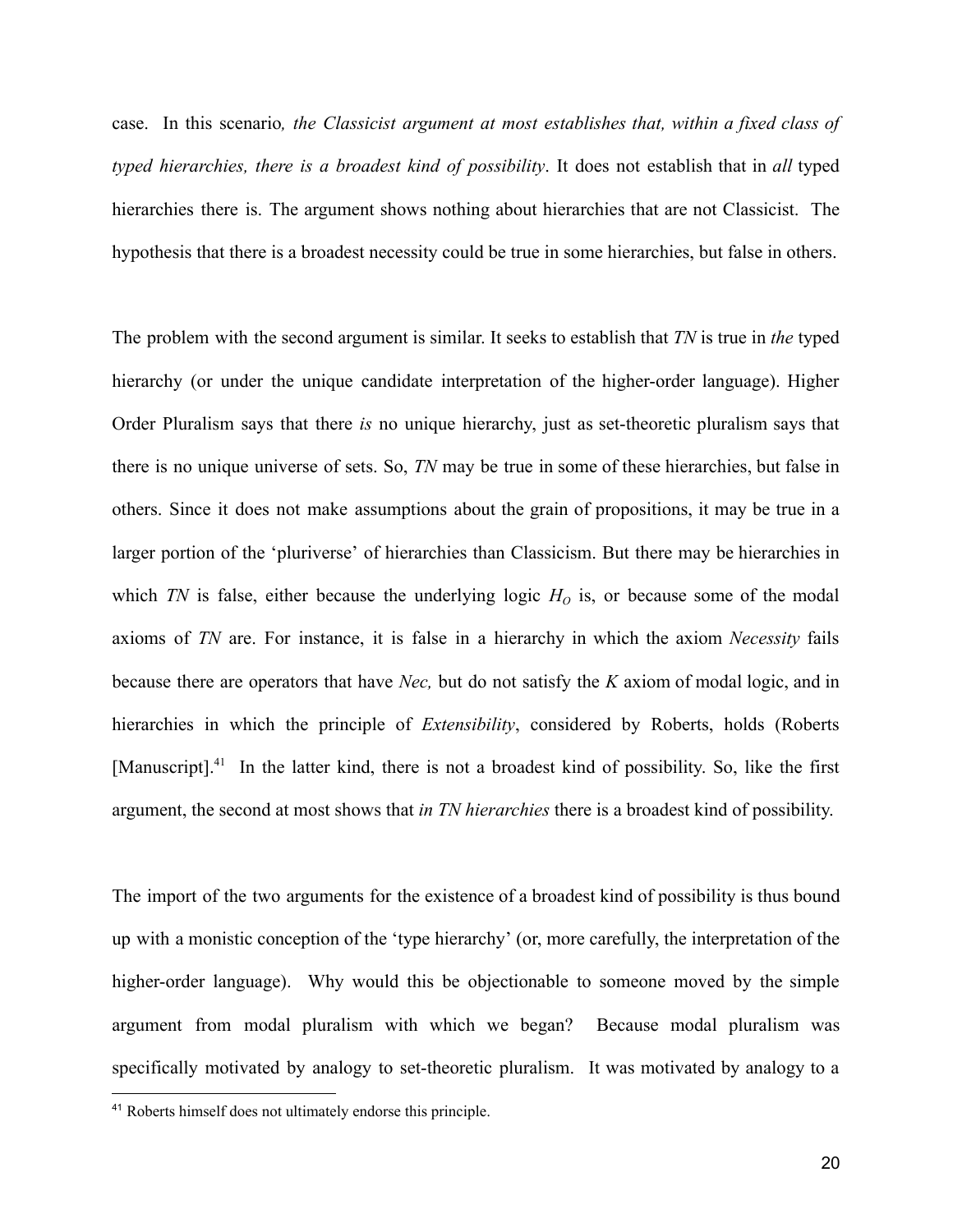case. In this scenario*, the Classicist argument at most establishes that, within a fixed class of typed hierarchies, there is a broadest kind of possibility*. It does not establish that in *all* typed hierarchies there is. The argument shows nothing about hierarchies that are not Classicist. The hypothesis that there is a broadest necessity could be true in some hierarchies, but false in others.

The problem with the second argument is similar. It seeks to establish that *TN* is true in *the* typed hierarchy (or under the unique candidate interpretation of the higher-order language). Higher Order Pluralism says that there *is* no unique hierarchy, just as set-theoretic pluralism says that there is no unique universe of sets. So, *TN* may be true in some of these hierarchies, but false in others. Since it does not make assumptions about the grain of propositions, it may be true in a larger portion of the 'pluriverse' of hierarchies than Classicism. But there may be hierarchies in which *TN* is false, either because the underlying logic $H_O$ is, or because some of the modal axioms of *TN* are. For instance, it is false in a hierarchy in which the axiom *Necessity* fails because there are operators that have *Nec,* but do not satisfy the *K* axiom of modal logic, and in hierarchies in which the principle of *Extensibility*, considered by Roberts, holds (Roberts [Manuscript].[41] In the latter kind, there is not a broadest kind of possibility. So, like the first argument, the second at most shows that *in TN hierarchies* there is a broadest kind of possibility.

The import of the two arguments for the existence of a broadest kind of possibility is thus bound up with a monistic conception of the 'type hierarchy' (or, more carefully, the interpretation of the higher-order language). Why would this be objectionable to someone moved by the simple argument from modal pluralism with which we began? Because modal pluralism was specifically motivated by analogy to set-theoretic pluralism. It was motivated by analogy to a

[41] Roberts himself does not ultimately endorse this principle.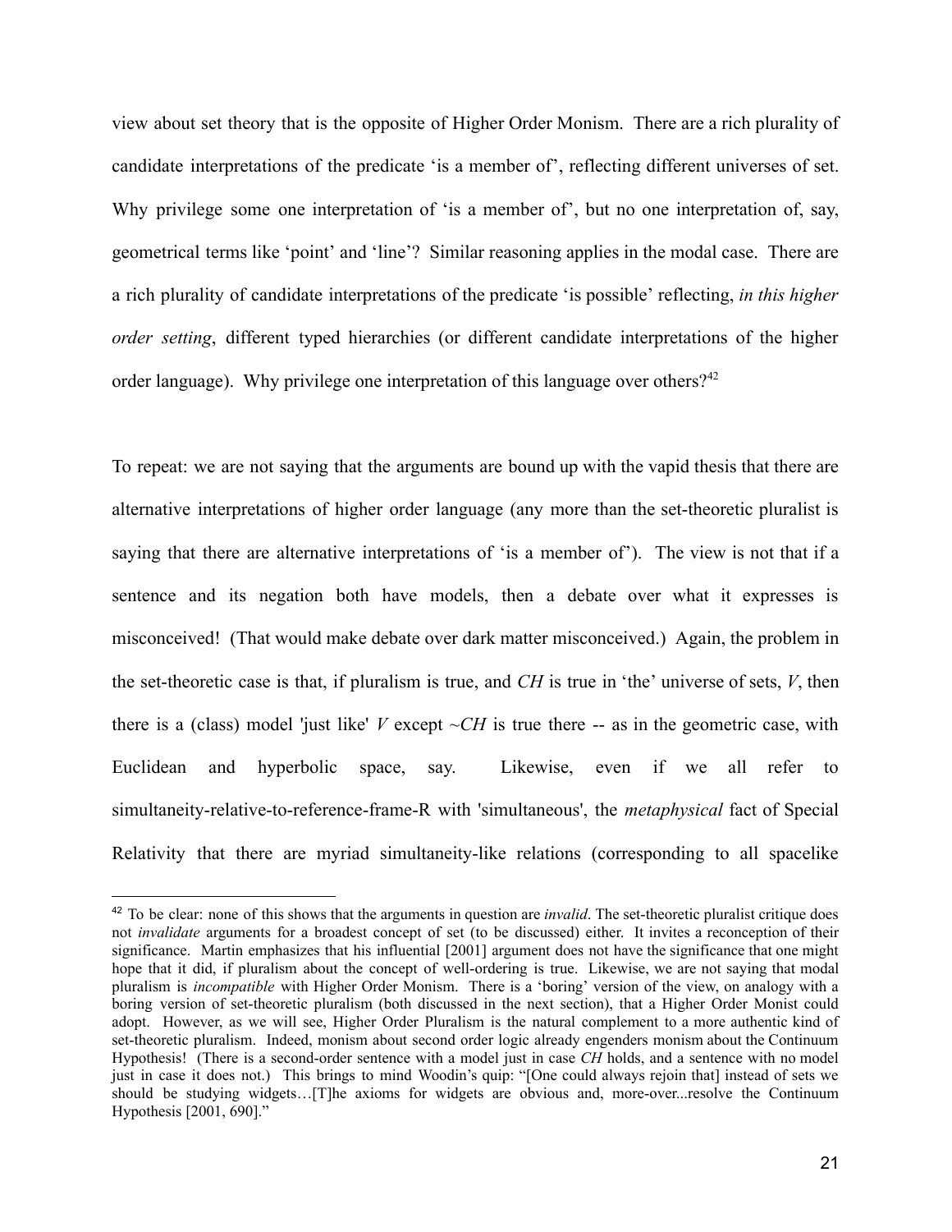view about set theory that is the opposite of Higher Order Monism. There are a rich plurality of candidate interpretations of the predicate 'is a member of', reflecting different universes of set. Why privilege some one interpretation of 'is a member of', but no one interpretation of, say, geometrical terms like 'point' and 'line'? Similar reasoning applies in the modal case. There are a rich plurality of candidate interpretations of the predicate 'is possible' reflecting, *in this higher order setting*, different typed hierarchies (or different candidate interpretations of the higher order language). Why privilege one interpretation of this language over others?[42]

To repeat: we are not saying that the arguments are bound up with the vapid thesis that there are alternative interpretations of higher order language (any more than the set-theoretic pluralist is saying that there are alternative interpretations of 'is a member of'). The view is not that if a sentence and its negation both have models, then a debate over what it expresses is misconceived! (That would make debate over dark matter misconceived.) Again, the problem in the set-theoretic case is that, if pluralism is true, and *CH* is true in 'the' universe of sets, *V*, then there is a (class) model 'just like' *V* except *~CH* is true there -- as in the geometric case, with Euclidean and hyperbolic space, say. Likewise, even if we all refer to simultaneity-relative-to-reference-frame-R with 'simultaneous', the *metaphysical* fact of Special Relativity that there are myriad simultaneity-like relations (corresponding to all spacelike

[42] To be clear: none of this shows that the arguments in question are *invalid*. The set-theoretic pluralist critique does not *invalidate* arguments for a broadest concept of set (to be discussed) either. It invites a reconception of their significance. Martin emphasizes that his influential [2001] argument does not have the significance that one might hope that it did, if pluralism about the concept of well-ordering is true. Likewise, we are not saying that modal pluralism is *incompatible* with Higher Order Monism. There is a 'boring' version of the view, on analogy with a boring version of set-theoretic pluralism (both discussed in the next section), that a Higher Order Monist could adopt. However, as we will see, Higher Order Pluralism is the natural complement to a more authentic kind of set-theoretic pluralism. Indeed, monism about second order logic already engenders monism about the Continuum Hypothesis! (There is a second-order sentence with a model just in case *CH* holds, and a sentence with no model just in case it does not.) This brings to mind Woodin's quip: "[One could always rejoin that] instead of sets we should be studying widgets…[T]he axioms for widgets are obvious and, more-over...resolve the Continuum Hypothesis [2001, 690]."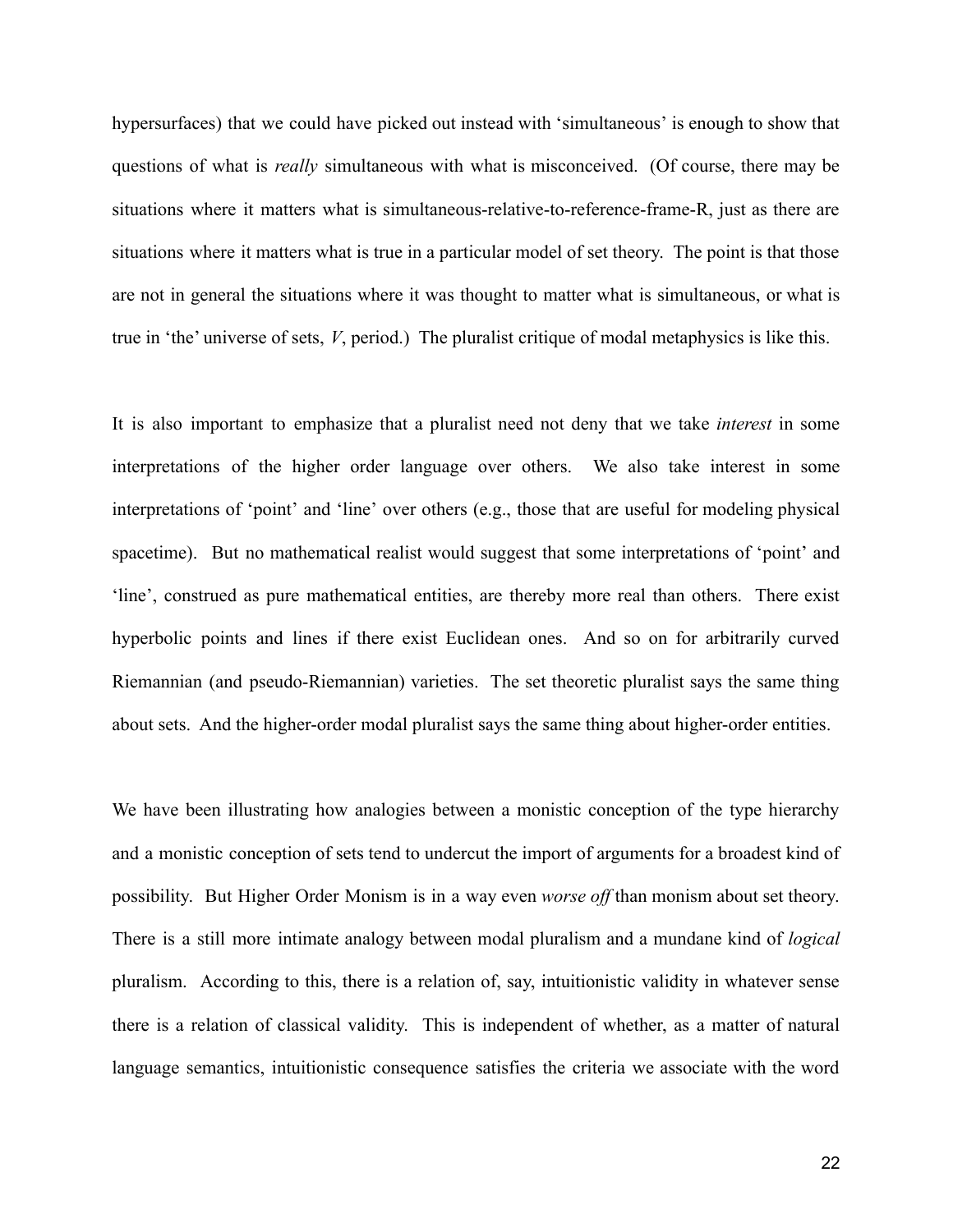hypersurfaces) that we could have picked out instead with ‘simultaneous’ is enough to show that questions of what is *really* simultaneous with what is misconceived. (Of course, there may be situations where it matters what is simultaneous-relative-to-reference-frame-R, just as there are situations where it matters what is true in a particular model of set theory. The point is that those are not in general the situations where it was thought to matter what is simultaneous, or what is true in ‘the’ universe of sets, *V*, period.) The pluralist critique of modal metaphysics is like this.

It is also important to emphasize that a pluralist need not deny that we take *interest* in some interpretations of the higher order language over others. We also take interest in some interpretations of ‘point’ and ‘line’ over others (e.g., those that are useful for modeling physical spacetime). But no mathematical realist would suggest that some interpretations of ‘point’ and ‘line’, construed as pure mathematical entities, are thereby more real than others. There exist hyperbolic points and lines if there exist Euclidean ones. And so on for arbitrarily curved Riemannian (and pseudo-Riemannian) varieties. The set theoretic pluralist says the same thing about sets. And the higher-order modal pluralist says the same thing about higher-order entities.

We have been illustrating how analogies between a monistic conception of the type hierarchy and a monistic conception of sets tend to undercut the import of arguments for a broadest kind of possibility. But Higher Order Monism is in a way even *worse off* than monism about set theory. There is a still more intimate analogy between modal pluralism and a mundane kind of *logical* pluralism. According to this, there is a relation of, say, intuitionistic validity in whatever sense there is a relation of classical validity. This is independent of whether, as a matter of natural language semantics, intuitionistic consequence satisfies the criteria we associate with the word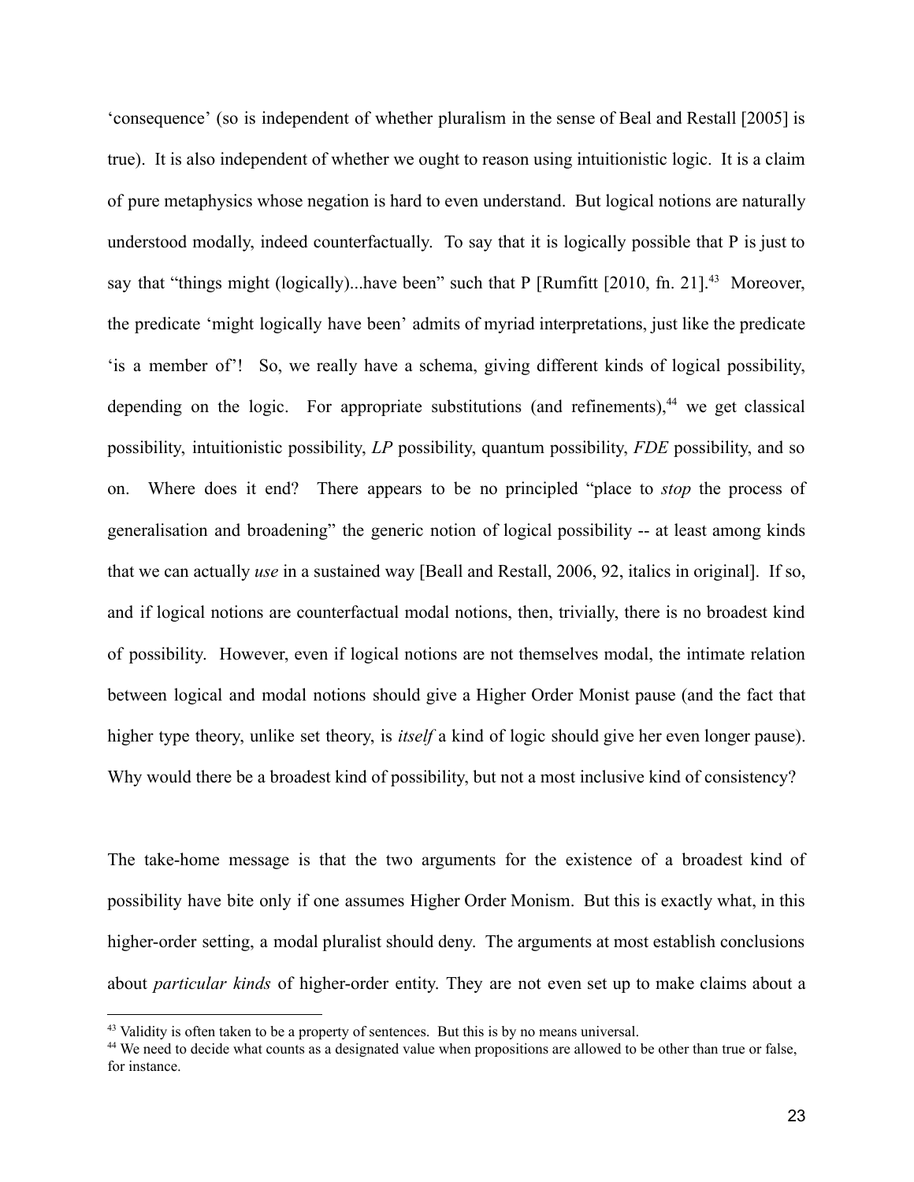'consequence' (so is independent of whether pluralism in the sense of Beal and Restall [2005] is true). It is also independent of whether we ought to reason using intuitionistic logic. It is a claim of pure metaphysics whose negation is hard to even understand. But logical notions are naturally understood modally, indeed counterfactually. To say that it is logically possible that P is just to say that "things might (logically)...have been" such that P [Rumfitt [2010, fn. 21].[43] Moreover, the predicate 'might logically have been' admits of myriad interpretations, just like the predicate 'is a member of'! So, we really have a schema, giving different kinds of logical possibility, depending on the logic. For appropriate substitutions (and refinements),[44] we get classical possibility, intuitionistic possibility, *LP* possibility, quantum possibility, *FDE* possibility, and so on. Where does it end? There appears to be no principled "place to *stop* the process of generalisation and broadening" the generic notion of logical possibility -- at least among kinds that we can actually *use* in a sustained way [Beall and Restall, 2006, 92, italics in original]. If so, and if logical notions are counterfactual modal notions, then, trivially, there is no broadest kind of possibility. However, even if logical notions are not themselves modal, the intimate relation between logical and modal notions should give a Higher Order Monist pause (and the fact that higher type theory, unlike set theory, is *itself* a kind of logic should give her even longer pause). Why would there be a broadest kind of possibility, but not a most inclusive kind of consistency?

The take-home message is that the two arguments for the existence of a broadest kind of possibility have bite only if one assumes Higher Order Monism. But this is exactly what, in this higher-order setting, a modal pluralist should deny. The arguments at most establish conclusions about *particular kinds* of higher-order entity. They are not even set up to make claims about a

[43] Validity is often taken to be a property of sentences. But this is by no means universal.

[44] We need to decide what counts as a designated value when propositions are allowed to be other than true or false, for instance.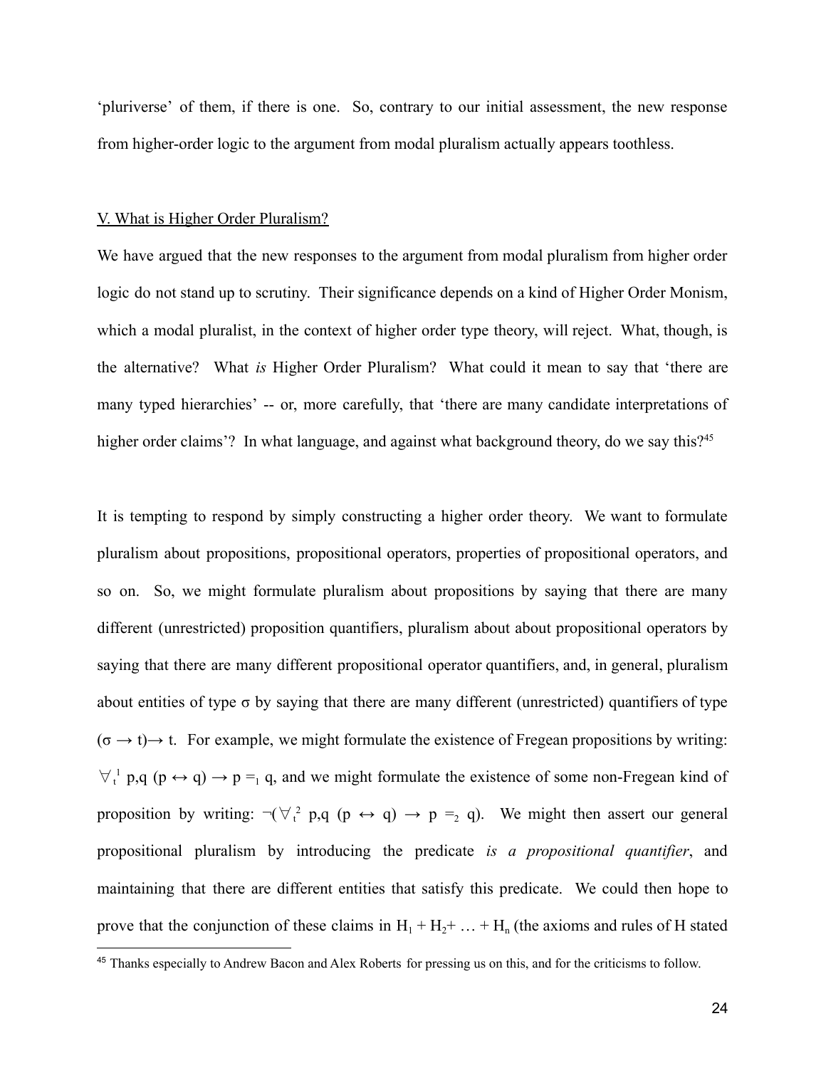'pluriverse' of them, if there is one. So, contrary to our initial assessment, the new response from higher-order logic to the argument from modal pluralism actually appears toothless.

## V. What is Higher Order Pluralism?

We have argued that the new responses to the argument from modal pluralism from higher order logic do not stand up to scrutiny. Their significance depends on a kind of Higher Order Monism, which a modal pluralist, in the context of higher order type theory, will reject. What, though, is the alternative? What *is* Higher Order Pluralism? What could it mean to say that 'there are many typed hierarchies' -- or, more carefully, that 'there are many candidate interpretations of higher order claims'? In what language, and against what background theory, do we say this?[45]

It is tempting to respond by simply constructing a higher order theory. We want to formulate pluralism about propositions, propositional operators, properties of propositional operators, and so on. So, we might formulate pluralism about propositions by saying that there are many different (unrestricted) proposition quantifiers, pluralism about about propositional operators by saying that there are many different propositional operator quantifiers, and, in general, pluralism about entities of type σ by saying that there are many different (unrestricted) quantifiers of type $(\sigma \rightarrow t) \rightarrow t$. For example, we might formulate the existence of Fregean propositions by writing: $\forall_t^1$ p,q $(p \leftrightarrow q) \rightarrow p =_1 q$, and we might formulate the existence of some non-Fregean kind of proposition by writing: $\neg(\forall_t^2$ p,q $(p \leftrightarrow q) \rightarrow p =_2 q)$. We might then assert our general propositional pluralism by introducing the predicate *is a propositional quantifier*, and maintaining that there are different entities that satisfy this predicate. We could then hope to prove that the conjunction of these claims in $H_1 + H_2 + \ldots + H_n$ (the axioms and rules of H stated

[45] Thanks especially to Andrew Bacon and Alex Roberts for pressing us on this, and for the criticisms to follow.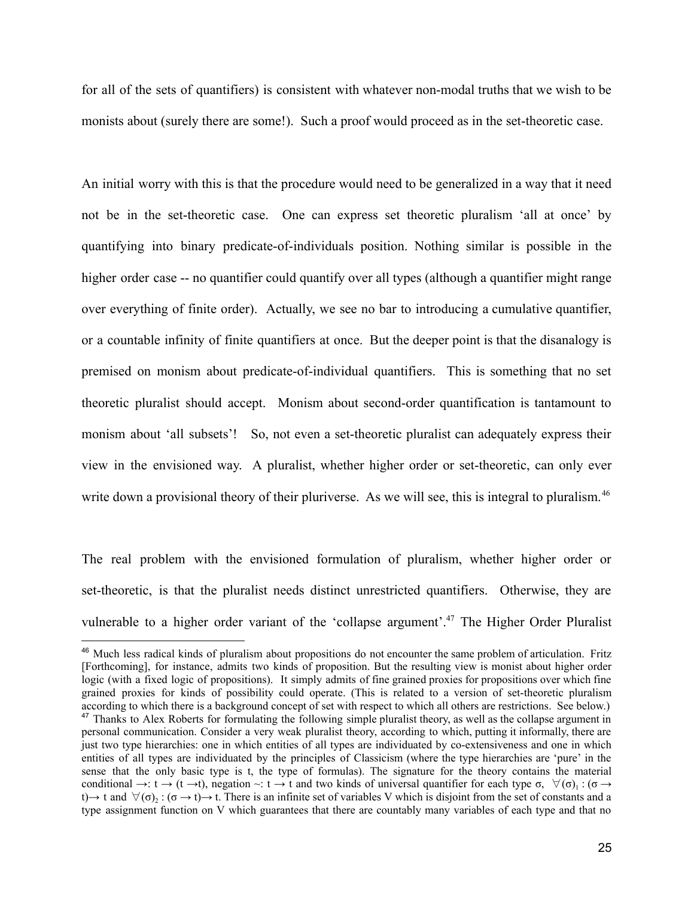for all of the sets of quantifiers) is consistent with whatever non-modal truths that we wish to be monists about (surely there are some!). Such a proof would proceed as in the set-theoretic case.

An initial worry with this is that the procedure would need to be generalized in a way that it need not be in the set-theoretic case. One can express set theoretic pluralism 'all at once' by quantifying into binary predicate-of-individuals position. Nothing similar is possible in the higher order case -- no quantifier could quantify over all types (although a quantifier might range over everything of finite order). Actually, we see no bar to introducing a cumulative quantifier, or a countable infinity of finite quantifiers at once. But the deeper point is that the disanalogy is premised on monism about predicate-of-individual quantifiers. This is something that no set theoretic pluralist should accept. Monism about second-order quantification is tantamount to monism about 'all subsets'! So, not even a set-theoretic pluralist can adequately express their view in the envisioned way. A pluralist, whether higher order or set-theoretic, can only ever write down a provisional theory of their pluriverse. As we will see, this is integral to pluralism.[46]

The real problem with the envisioned formulation of pluralism, whether higher order or set-theoretic, is that the pluralist needs distinct unrestricted quantifiers. Otherwise, they are vulnerable to a higher order variant of the 'collapse argument'.[47] The Higher Order Pluralist

---

[46] Much less radical kinds of pluralism about propositions do not encounter the same problem of articulation. Fritz [Forthcoming], for instance, admits two kinds of proposition. But the resulting view is monist about higher order logic (with a fixed logic of propositions). It simply admits of fine grained proxies for propositions over which fine grained proxies for kinds of possibility could operate. (This is related to a version of set-theoretic pluralism according to which there is a background concept of set with respect to which all others are restrictions. See below.)

[47] Thanks to Alex Roberts for formulating the following simple pluralist theory, as well as the collapse argument in personal communication. Consider a very weak pluralist theory, according to which, putting it informally, there are just two type hierarchies: one in which entities of all types are individuated by co-extensiveness and one in which entities of all types are individuated by the principles of Classicism (where the type hierarchies are 'pure' in the sense that the only basic type is t, the type of formulas). The signature for the theory contains the material conditional $\rightarrow: t \rightarrow (t \rightarrow t)$, negation $\sim: t \rightarrow t$ and two kinds of universal quantifier for each type $\sigma$, $\forall(\sigma)_1 : (\sigma \rightarrow t) \rightarrow t$ and $\forall(\sigma)_2 : (\sigma \rightarrow t) \rightarrow t$. There is an infinite set of variables V which is disjoint from the set of constants and a type assignment function on V which guarantees that there are countably many variables of each type and that no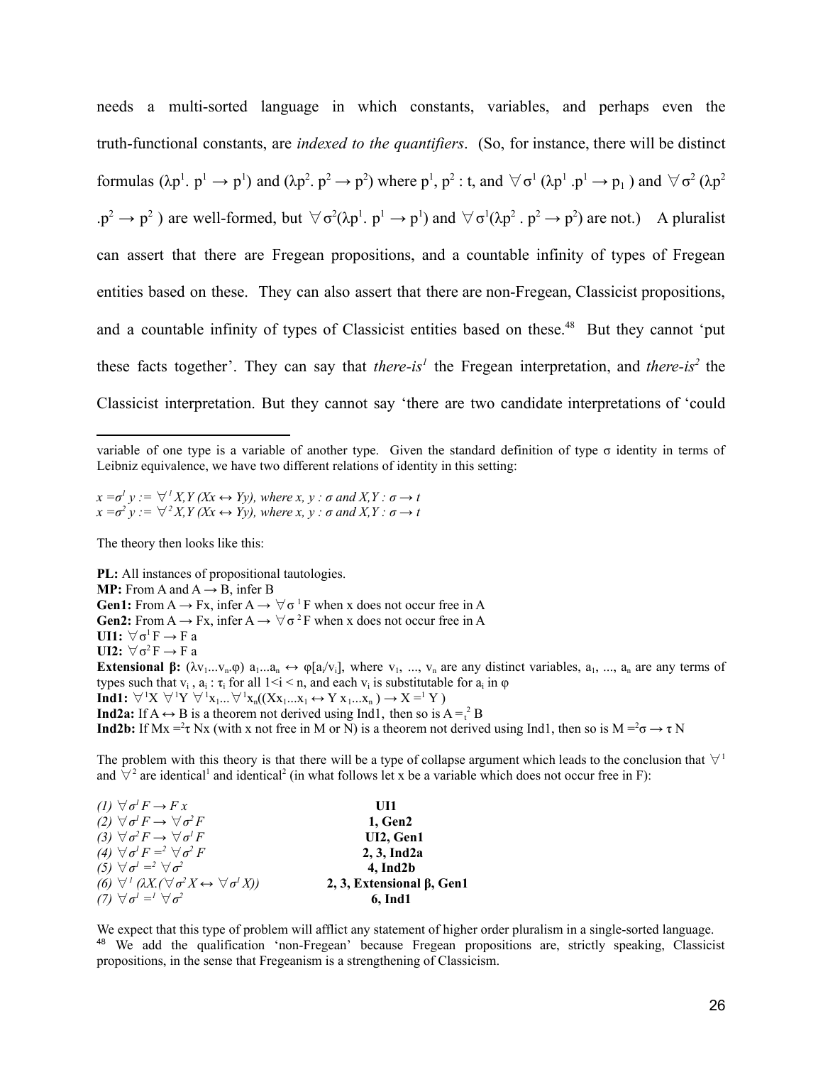needs a multi-sorted language in which constants, variables, and perhaps even the truth-functional constants, are *indexed to the quantifiers*. (So, for instance, there will be distinct formulas $(\lambda p^1.\ p^1 \rightarrow p^1)$ and $(\lambda p^2.\ p^2 \rightarrow p^2)$ where $p^1, p^2 : t$, and $\forall\sigma^1 (\lambda p^1 .p^1 \rightarrow p_1)$ and $\forall\sigma^2 (\lambda p^2 .p^2 \rightarrow p^2)$ are well-formed, but $\forall\sigma^2(\lambda p^1.\ p^1 \rightarrow p^1)$ and $\forall\sigma^1(\lambda p^2 .\ p^2 \rightarrow p^2)$ are not.) A pluralist can assert that there are Fregean propositions, and a countable infinity of types of Fregean entities based on these. They can also assert that there are non-Fregean, Classicist propositions, and a countable infinity of types of Classicist entities based on these.[48] But they cannot 'put these facts together'. They can say that *there-is*[1] the Fregean interpretation, and *there-is*[2] the Classicist interpretation. But they cannot say 'there are two candidate interpretations of 'could

---

variable of one type is a variable of another type. Given the standard definition of type σ identity in terms of Leibniz equivalence, we have two different relations of identity in this setting:

$x =_\sigma^1 y := \forall^1 X,Y\ (Xx \leftrightarrow Yy)$, *where* $x, y : \sigma$ *and* $X,Y : \sigma \rightarrow t$
$x =_\sigma^2 y := \forall^2 X,Y\ (Xx \leftrightarrow Yy)$, *where* $x, y : \sigma$ *and* $X,Y : \sigma \rightarrow t$

The theory then looks like this:

**PL:** All instances of propositional tautologies.
**MP:** From A and $A \rightarrow B$, infer B
**Gen1:** From $A \rightarrow Fx$, infer $A \rightarrow \forall\sigma^1 F$ when x does not occur free in A
**Gen2:** From $A \rightarrow Fx$, infer $A \rightarrow \forall\sigma^2 F$ when x does not occur free in A
**UI1:** $\forall\sigma^1 F \rightarrow F a$
**UI2:** $\forall\sigma^2 F \rightarrow F a$
**Extensional β:** $(\lambda v_1...v_n.\varphi)\ a_1...a_n \leftrightarrow \varphi[a_i/v_i]$, where $v_1, ..., v_n$ are any distinct variables, $a_1, ..., a_n$ are any terms of types such that $v_i$ , $a_i : \tau_i$ for all $1<i < n$, and each $v_i$ is substitutable for $a_i$ in $\varphi$
**Ind1:** $\forall^1 X\ \forall^1 Y\ \forall^1 x_1... \forall^1 x_n((Xx_1...x_1 \leftrightarrow Y\ x_1...x_n) \rightarrow X =^1 Y)$
**Ind2a:** If $A \leftrightarrow B$ is a theorem not derived using Ind1, then so is $A =_t^2 B$
**Ind2b:** If $Mx =^2\tau\ Nx$ (with x not free in M or N) is a theorem not derived using Ind1, then so is $M =^2\sigma \rightarrow \tau\ N$

The problem with this theory is that there will be a type of collapse argument which leads to the conclusion that $\forall^1$ and $\forall^2$ are identical[1] and identical[2] (in what follows let x be a variable which does not occur free in F):

| | |
|---|---|
| *(1)* $\forall\sigma^1 F \rightarrow F x$ | **UI1** |
| *(2)* $\forall\sigma^1 F \rightarrow \forall\sigma^2 F$ | **1, Gen2** |
| *(3)* $\forall\sigma^2 F \rightarrow \forall\sigma^1 F$ | **UI2, Gen1** |
| *(4)* $\forall\sigma^1 F =^2 \forall\sigma^2 F$ | **2, 3, Ind2a** |
| *(5)* $\forall\sigma^1 =^2 \forall\sigma^2$ | **4, Ind2b** |
| *(6)* $\forall^1 (\lambda X.(\forall\sigma^2 X \leftrightarrow \forall\sigma^1 X))$ | **2, 3, Extensional β, Gen1** |
| *(7)* $\forall\sigma^1 =^1 \forall\sigma^2$ | **6, Ind1** |

We expect that this type of problem will afflict any statement of higher order pluralism in a single-sorted language.

[48] We add the qualification 'non-Fregean' because Fregean propositions are, strictly speaking, Classicist propositions, in the sense that Fregeanism is a strengthening of Classicism.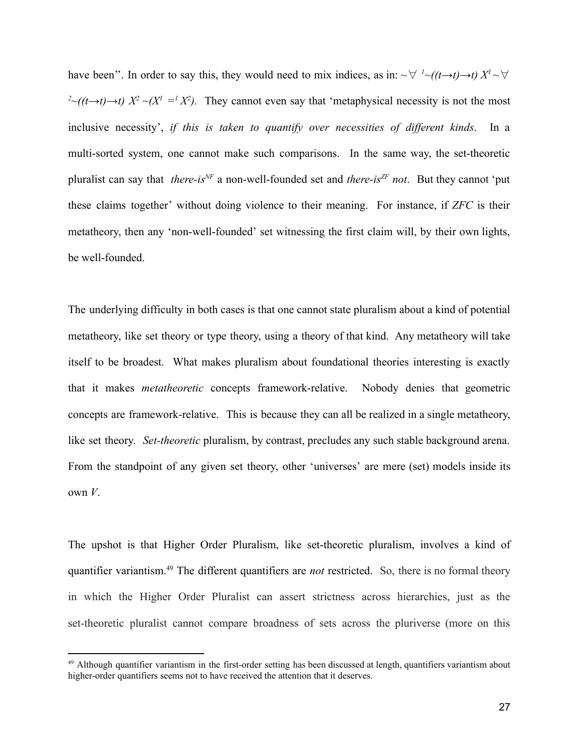have been''. In order to say this, they would need to mix indices, as in: $\sim\forall^{1}\sim((t\rightarrow t)\rightarrow t)\ X^{1}\sim\forall^{2}\sim((t\rightarrow t)\rightarrow t)\ X^{2}\sim(X^{1} =^{1} X^{2})$. They cannot even say that 'metaphysical necessity is not the most inclusive necessity', *if this is taken to quantify over necessities of different kinds*. In a multi-sorted system, one cannot make such comparisons. In the same way, the set-theoretic pluralist can say that *there-is*$^{NF}$ a non-well-founded set and *there-is*$^{ZF}$ *not*. But they cannot 'put these claims together' without doing violence to their meaning. For instance, if *ZFC* is their metatheory, then any 'non-well-founded' set witnessing the first claim will, by their own lights, be well-founded.

The underlying difficulty in both cases is that one cannot state pluralism about a kind of potential metatheory, like set theory or type theory, using a theory of that kind. Any metatheory will take itself to be broadest. What makes pluralism about foundational theories interesting is exactly that it makes *metatheoretic* concepts framework-relative. Nobody denies that geometric concepts are framework-relative. This is because they can all be realized in a single metatheory, like set theory. *Set-theoretic* pluralism, by contrast, precludes any such stable background arena. From the standpoint of any given set theory, other 'universes' are mere (set) models inside its own *V*.

The upshot is that Higher Order Pluralism, like set-theoretic pluralism, involves a kind of quantifier variantism.[49] The different quantifiers are *not* restricted. So, there is no formal theory in which the Higher Order Pluralist can assert strictness across hierarchies, just as the set-theoretic pluralist cannot compare broadness of sets across the pluriverse (more on this

[49] Although quantifier variantism in the first-order setting has been discussed at length, quantifiers variantism about higher-order quantifiers seems not to have received the attention that it deserves.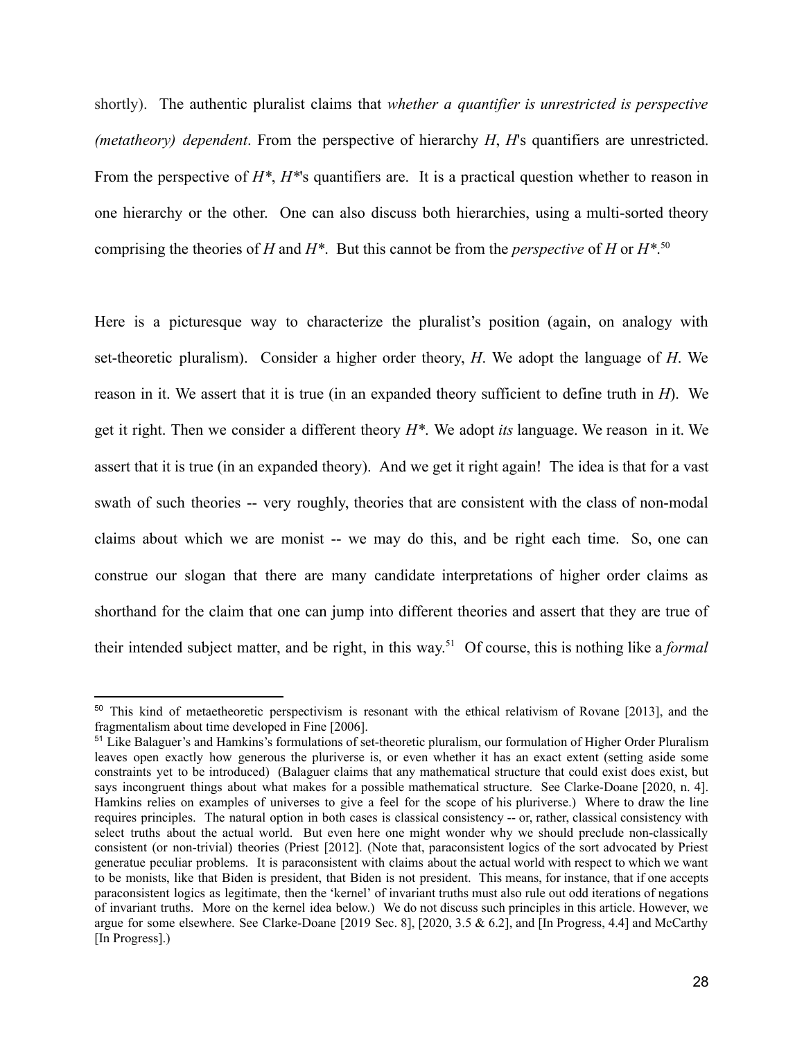shortly). The authentic pluralist claims that *whether a quantifier is unrestricted is perspective (metatheory) dependent*. From the perspective of hierarchy *H*, *H*'s quantifiers are unrestricted. From the perspective of *H\**, *H\**'s quantifiers are. It is a practical question whether to reason in one hierarchy or the other. One can also discuss both hierarchies, using a multi-sorted theory comprising the theories of *H* and *H\**. But this cannot be from the *perspective* of *H* or *H\**.[50]

Here is a picturesque way to characterize the pluralist's position (again, on analogy with set-theoretic pluralism). Consider a higher order theory, *H*. We adopt the language of *H*. We reason in it. We assert that it is true (in an expanded theory sufficient to define truth in *H*). We get it right. Then we consider a different theory *H\**. We adopt *its* language. We reason in it. We assert that it is true (in an expanded theory). And we get it right again! The idea is that for a vast swath of such theories -- very roughly, theories that are consistent with the class of non-modal claims about which we are monist -- we may do this, and be right each time. So, one can construe our slogan that there are many candidate interpretations of higher order claims as shorthand for the claim that one can jump into different theories and assert that they are true of their intended subject matter, and be right, in this way.[51] Of course, this is nothing like a *formal*

[50] This kind of metaetheoretic perspectivism is resonant with the ethical relativism of Rovane [2013], and the fragmentalism about time developed in Fine [2006].

[51] Like Balaguer's and Hamkins's formulations of set-theoretic pluralism, our formulation of Higher Order Pluralism leaves open exactly how generous the pluriverse is, or even whether it has an exact extent (setting aside some constraints yet to be introduced) (Balaguer claims that any mathematical structure that could exist does exist, but says incongruent things about what makes for a possible mathematical structure. See Clarke-Doane [2020, n. 4]. Hamkins relies on examples of universes to give a feel for the scope of his pluriverse.) Where to draw the line requires principles. The natural option in both cases is classical consistency -- or, rather, classical consistency with select truths about the actual world. But even here one might wonder why we should preclude non-classically consistent (or non-trivial) theories (Priest [2012]. (Note that, paraconsistent logics of the sort advocated by Priest generatue peculiar problems. It is paraconsistent with claims about the actual world with respect to which we want to be monists, like that Biden is president, that Biden is not president. This means, for instance, that if one accepts paraconsistent logics as legitimate, then the 'kernel' of invariant truths must also rule out odd iterations of negations of invariant truths. More on the kernel idea below.) We do not discuss such principles in this article. However, we argue for some elsewhere. See Clarke-Doane [2019 Sec. 8], [2020, 3.5 & 6.2], and [In Progress, 4.4] and McCarthy [In Progress].)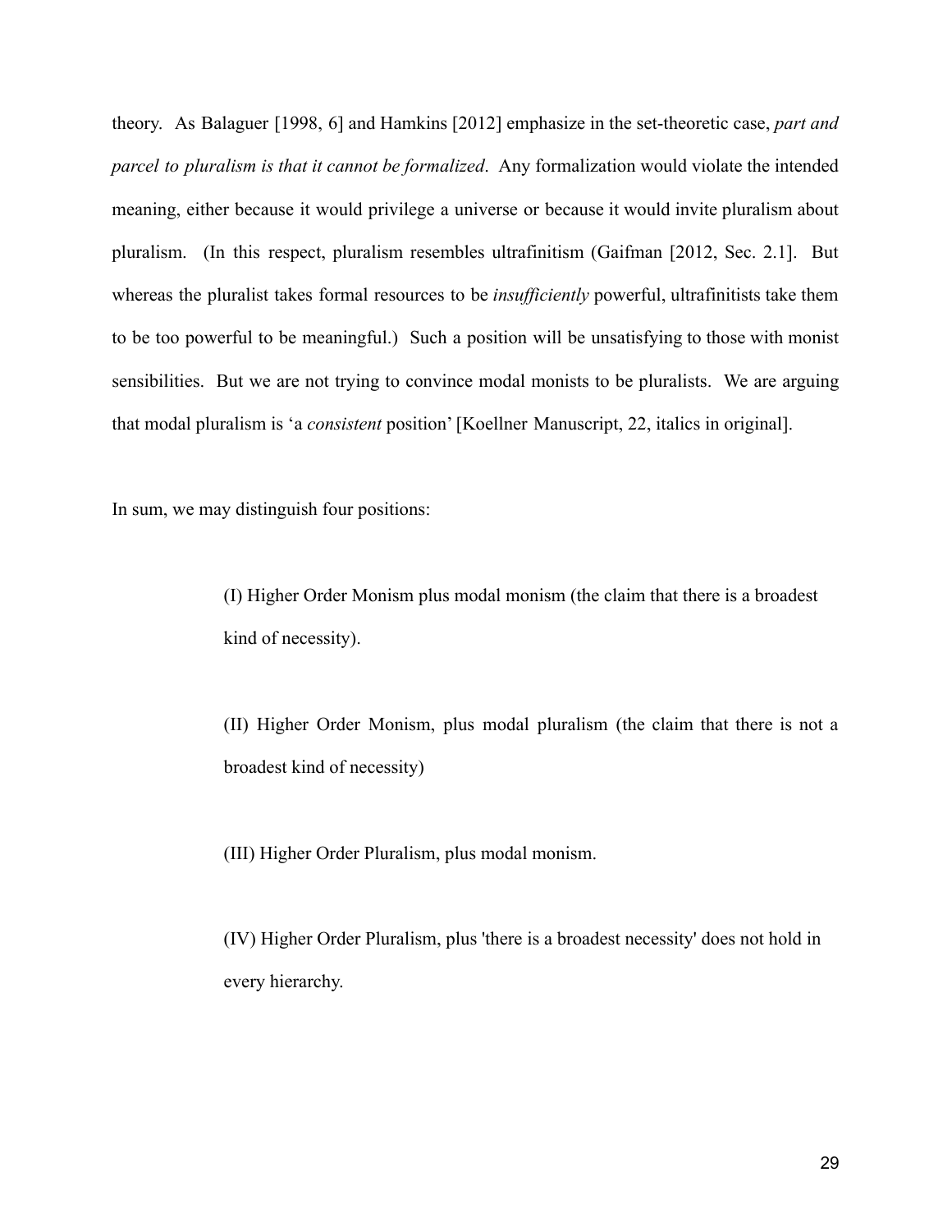theory. As Balaguer [1998, 6] and Hamkins [2012] emphasize in the set-theoretic case, *part and parcel to pluralism is that it cannot be formalized*. Any formalization would violate the intended meaning, either because it would privilege a universe or because it would invite pluralism about pluralism. (In this respect, pluralism resembles ultrafinitism (Gaifman [2012, Sec. 2.1]. But whereas the pluralist takes formal resources to be *insufficiently* powerful, ultrafinitists take them to be too powerful to be meaningful.) Such a position will be unsatisfying to those with monist sensibilities. But we are not trying to convince modal monists to be pluralists. We are arguing that modal pluralism is 'a *consistent* position' [Koellner Manuscript, 22, italics in original].

In sum, we may distinguish four positions:

> (I) Higher Order Monism plus modal monism (the claim that there is a broadest kind of necessity).
>
> (II) Higher Order Monism, plus modal pluralism (the claim that there is not a broadest kind of necessity)
>
> (III) Higher Order Pluralism, plus modal monism.
>
> (IV) Higher Order Pluralism, plus 'there is a broadest necessity' does not hold in every hierarchy.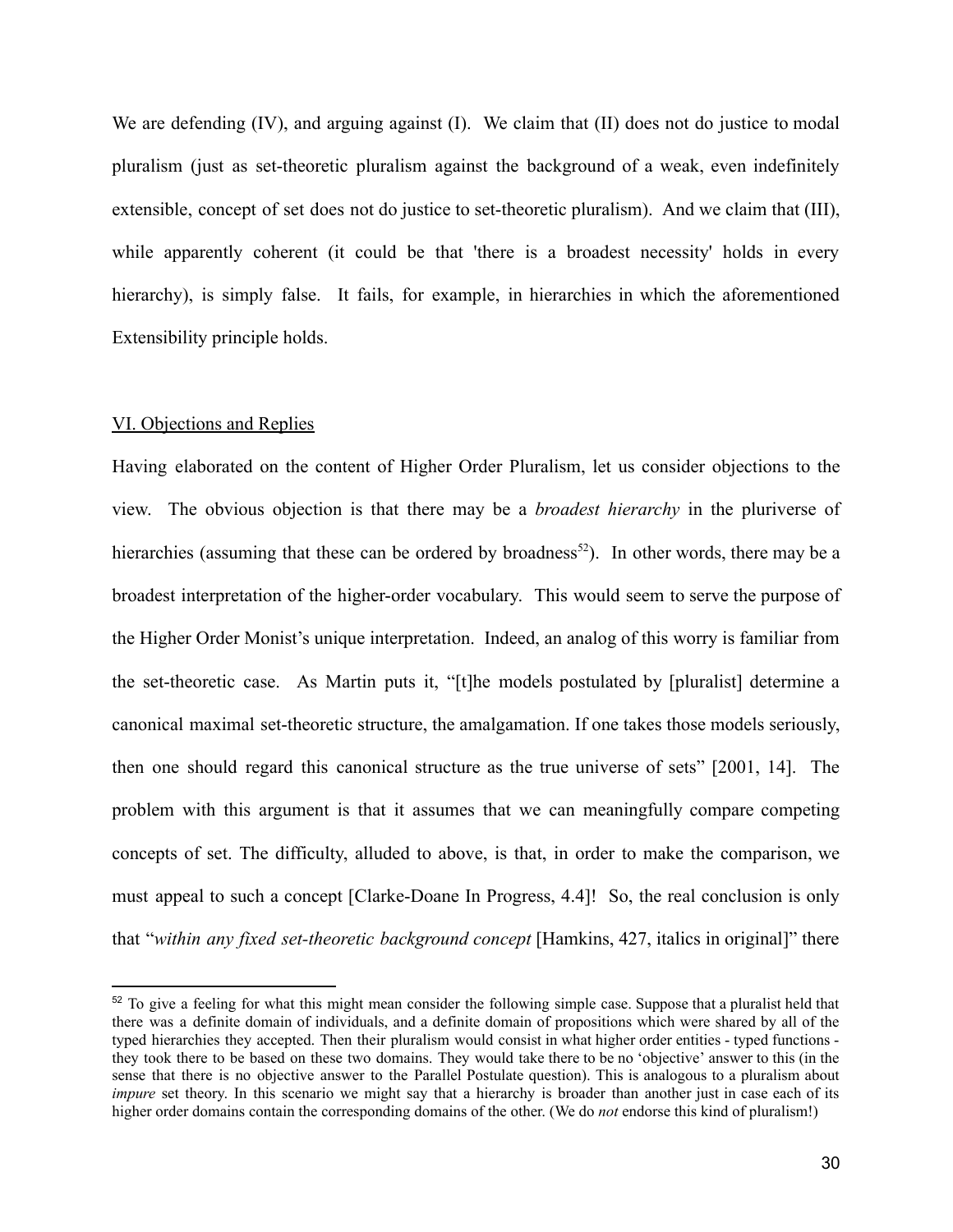We are defending (IV), and arguing against (I). We claim that (II) does not do justice to modal pluralism (just as set-theoretic pluralism against the background of a weak, even indefinitely extensible, concept of set does not do justice to set-theoretic pluralism). And we claim that (III), while apparently coherent (it could be that 'there is a broadest necessity' holds in every hierarchy), is simply false. It fails, for example, in hierarchies in which the aforementioned Extensibility principle holds.

## VI. Objections and Replies

Having elaborated on the content of Higher Order Pluralism, let us consider objections to the view. The obvious objection is that there may be a *broadest hierarchy* in the pluriverse of hierarchies (assuming that these can be ordered by broadness[52]). In other words, there may be a broadest interpretation of the higher-order vocabulary. This would seem to serve the purpose of the Higher Order Monist's unique interpretation. Indeed, an analog of this worry is familiar from the set-theoretic case. As Martin puts it, "[t]he models postulated by [pluralist] determine a canonical maximal set-theoretic structure, the amalgamation. If one takes those models seriously, then one should regard this canonical structure as the true universe of sets" [2001, 14]. The problem with this argument is that it assumes that we can meaningfully compare competing concepts of set. The difficulty, alluded to above, is that, in order to make the comparison, we must appeal to such a concept [Clarke-Doane In Progress, 4.4]! So, the real conclusion is only that "*within any fixed set-theoretic background concept* [Hamkins, 427, italics in original]" there

---

[52] To give a feeling for what this might mean consider the following simple case. Suppose that a pluralist held that there was a definite domain of individuals, and a definite domain of propositions which were shared by all of the typed hierarchies they accepted. Then their pluralism would consist in what higher order entities - typed functions - they took there to be based on these two domains. They would take there to be no 'objective' answer to this (in the sense that there is no objective answer to the Parallel Postulate question). This is analogous to a pluralism about *impure* set theory. In this scenario we might say that a hierarchy is broader than another just in case each of its higher order domains contain the corresponding domains of the other. (We do *not* endorse this kind of pluralism!)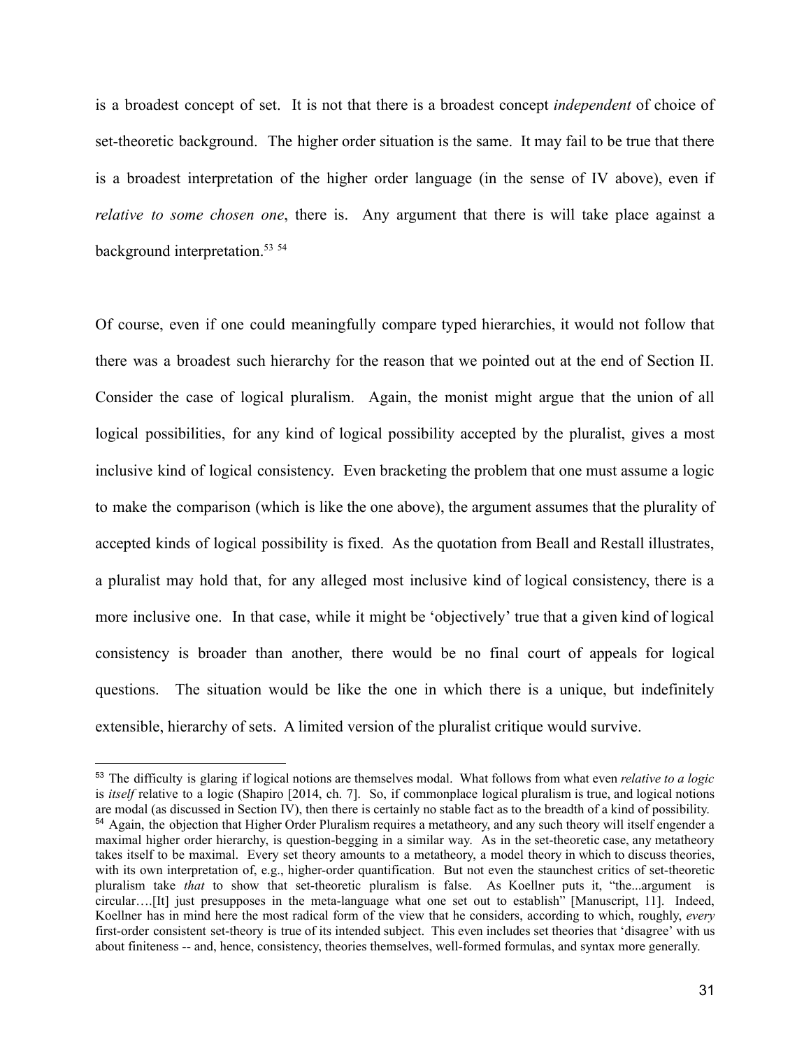is a broadest concept of set. It is not that there is a broadest concept *independent* of choice of set-theoretic background. The higher order situation is the same. It may fail to be true that there is a broadest interpretation of the higher order language (in the sense of IV above), even if *relative to some chosen one*, there is. Any argument that there is will take place against a background interpretation.[53] [54]

Of course, even if one could meaningfully compare typed hierarchies, it would not follow that there was a broadest such hierarchy for the reason that we pointed out at the end of Section II. Consider the case of logical pluralism. Again, the monist might argue that the union of all logical possibilities, for any kind of logical possibility accepted by the pluralist, gives a most inclusive kind of logical consistency. Even bracketing the problem that one must assume a logic to make the comparison (which is like the one above), the argument assumes that the plurality of accepted kinds of logical possibility is fixed. As the quotation from Beall and Restall illustrates, a pluralist may hold that, for any alleged most inclusive kind of logical consistency, there is a more inclusive one. In that case, while it might be 'objectively' true that a given kind of logical consistency is broader than another, there would be no final court of appeals for logical questions. The situation would be like the one in which there is a unique, but indefinitely extensible, hierarchy of sets. A limited version of the pluralist critique would survive.

---

[53] The difficulty is glaring if logical notions are themselves modal. What follows from what even *relative to a logic* is *itself* relative to a logic (Shapiro [2014, ch. 7]. So, if commonplace logical pluralism is true, and logical notions are modal (as discussed in Section IV), then there is certainly no stable fact as to the breadth of a kind of possibility.

[54] Again, the objection that Higher Order Pluralism requires a metatheory, and any such theory will itself engender a maximal higher order hierarchy, is question-begging in a similar way. As in the set-theoretic case, any metatheory takes itself to be maximal. Every set theory amounts to a metatheory, a model theory in which to discuss theories, with its own interpretation of, e.g., higher-order quantification. But not even the staunchest critics of set-theoretic pluralism take *that* to show that set-theoretic pluralism is false. As Koellner puts it, "the...argument is circular….[It] just presupposes in the meta-language what one set out to establish" [Manuscript, 11]. Indeed, Koellner has in mind here the most radical form of the view that he considers, according to which, roughly, *every* first-order consistent set-theory is true of its intended subject. This even includes set theories that 'disagree' with us about finiteness -- and, hence, consistency, theories themselves, well-formed formulas, and syntax more generally.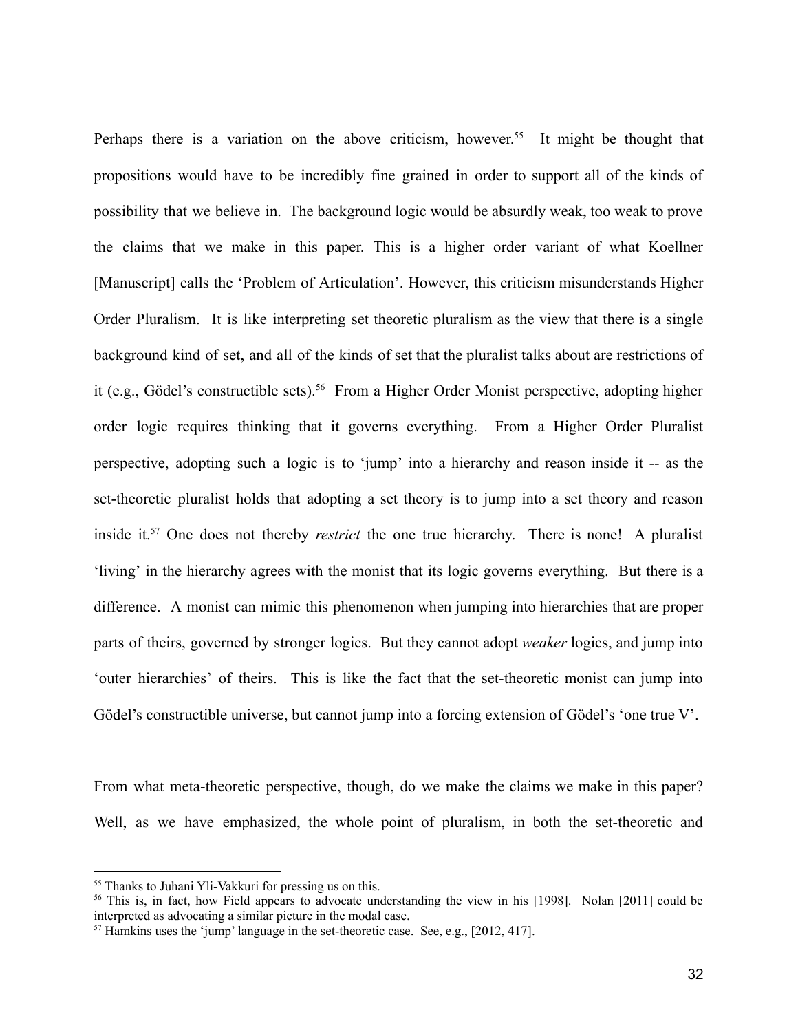Perhaps there is a variation on the above criticism, however.[55] It might be thought that propositions would have to be incredibly fine grained in order to support all of the kinds of possibility that we believe in. The background logic would be absurdly weak, too weak to prove the claims that we make in this paper. This is a higher order variant of what Koellner [Manuscript] calls the 'Problem of Articulation'. However, this criticism misunderstands Higher Order Pluralism. It is like interpreting set theoretic pluralism as the view that there is a single background kind of set, and all of the kinds of set that the pluralist talks about are restrictions of it (e.g., Gödel's constructible sets).[56] From a Higher Order Monist perspective, adopting higher order logic requires thinking that it governs everything. From a Higher Order Pluralist perspective, adopting such a logic is to 'jump' into a hierarchy and reason inside it -- as the set-theoretic pluralist holds that adopting a set theory is to jump into a set theory and reason inside it.[57] One does not thereby *restrict* the one true hierarchy. There is none! A pluralist 'living' in the hierarchy agrees with the monist that its logic governs everything. But there is a difference. A monist can mimic this phenomenon when jumping into hierarchies that are proper parts of theirs, governed by stronger logics. But they cannot adopt *weaker* logics, and jump into 'outer hierarchies' of theirs. This is like the fact that the set-theoretic monist can jump into Gödel's constructible universe, but cannot jump into a forcing extension of Gödel's 'one true V'.

From what meta-theoretic perspective, though, do we make the claims we make in this paper? Well, as we have emphasized, the whole point of pluralism, in both the set-theoretic and

[55] Thanks to Juhani Yli-Vakkuri for pressing us on this.

[56] This is, in fact, how Field appears to advocate understanding the view in his [1998]. Nolan [2011] could be interpreted as advocating a similar picture in the modal case.

[57] Hamkins uses the 'jump' language in the set-theoretic case. See, e.g., [2012, 417].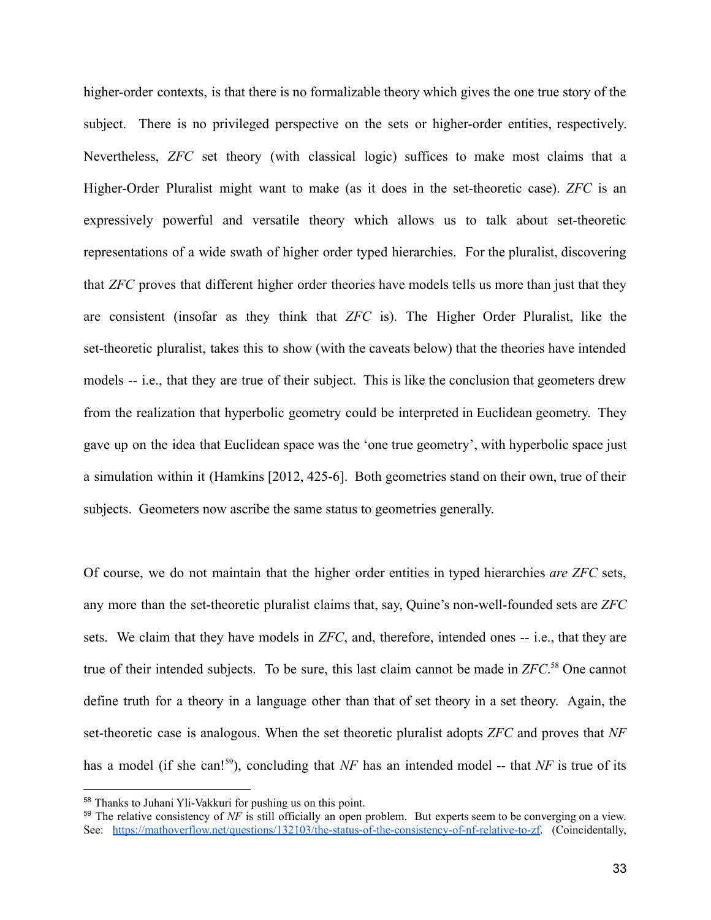higher-order contexts, is that there is no formalizable theory which gives the one true story of the subject. There is no privileged perspective on the sets or higher-order entities, respectively. Nevertheless, *ZFC* set theory (with classical logic) suffices to make most claims that a Higher-Order Pluralist might want to make (as it does in the set-theoretic case). *ZFC* is an expressively powerful and versatile theory which allows us to talk about set-theoretic representations of a wide swath of higher order typed hierarchies. For the pluralist, discovering that *ZFC* proves that different higher order theories have models tells us more than just that they are consistent (insofar as they think that *ZFC* is). The Higher Order Pluralist, like the set-theoretic pluralist, takes this to show (with the caveats below) that the theories have intended models -- i.e., that they are true of their subject. This is like the conclusion that geometers drew from the realization that hyperbolic geometry could be interpreted in Euclidean geometry. They gave up on the idea that Euclidean space was the 'one true geometry', with hyperbolic space just a simulation within it (Hamkins [2012, 425-6]. Both geometries stand on their own, true of their subjects. Geometers now ascribe the same status to geometries generally.

Of course, we do not maintain that the higher order entities in typed hierarchies *are ZFC* sets, any more than the set-theoretic pluralist claims that, say, Quine's non-well-founded sets are *ZFC* sets. We claim that they have models in *ZFC*, and, therefore, intended ones -- i.e., that they are true of their intended subjects. To be sure, this last claim cannot be made in *ZFC*.[58] One cannot define truth for a theory in a language other than that of set theory in a set theory. Again, the set-theoretic case is analogous. When the set theoretic pluralist adopts *ZFC* and proves that *NF* has a model (if she can![59]), concluding that *NF* has an intended model -- that *NF* is true of its

---

[58] Thanks to Juhani Yli-Vakkuri for pushing us on this point.

[59] The relative consistency of *NF* is still officially an open problem. But experts seem to be converging on a view. See: https://mathoverflow.net/questions/132103/the-status-of-the-consistency-of-nf-relative-to-zf. (Coincidentally,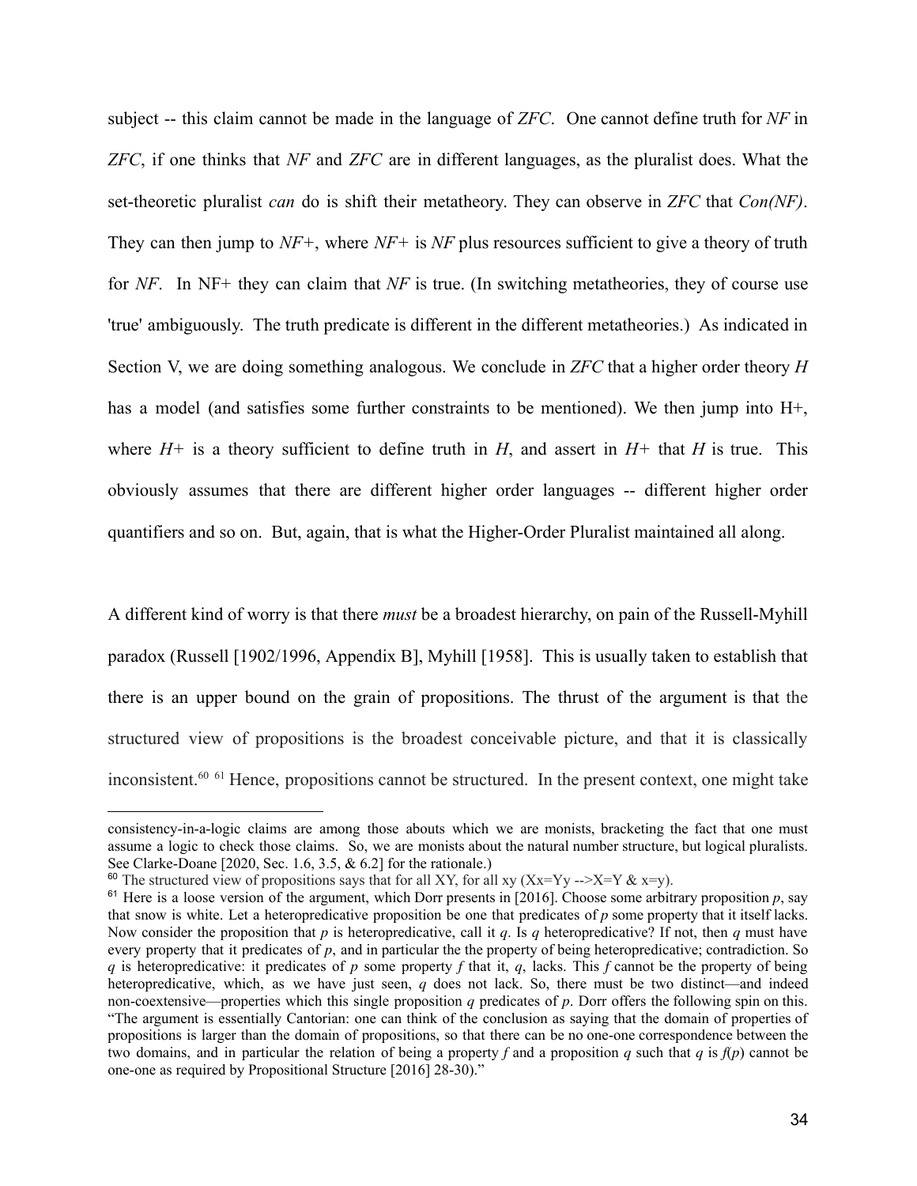subject -- this claim cannot be made in the language of *ZFC*. One cannot define truth for *NF* in *ZFC*, if one thinks that *NF* and *ZFC* are in different languages, as the pluralist does. What the set-theoretic pluralist *can* do is shift their metatheory. They can observe in *ZFC* that *Con(NF)*. They can then jump to *NF+*, where *NF+* is *NF* plus resources sufficient to give a theory of truth for *NF*. In NF+ they can claim that *NF* is true. (In switching metatheories, they of course use 'true' ambiguously. The truth predicate is different in the different metatheories.) As indicated in Section V, we are doing something analogous. We conclude in *ZFC* that a higher order theory *H* has a model (and satisfies some further constraints to be mentioned). We then jump into H+, where *H+* is a theory sufficient to define truth in *H*, and assert in *H+* that *H* is true. This obviously assumes that there are different higher order languages -- different higher order quantifiers and so on. But, again, that is what the Higher-Order Pluralist maintained all along.

A different kind of worry is that there *must* be a broadest hierarchy, on pain of the Russell-Myhill paradox (Russell [1902/1996, Appendix B], Myhill [1958]. This is usually taken to establish that there is an upper bound on the grain of propositions. The thrust of the argument is that the structured view of propositions is the broadest conceivable picture, and that it is classically inconsistent.[60] [61] Hence, propositions cannot be structured. In the present context, one might take

---

consistency-in-a-logic claims are among those abouts which we are monists, bracketing the fact that one must assume a logic to check those claims. So, we are monists about the natural number structure, but logical pluralists. See Clarke-Doane [2020, Sec. 1.6, 3.5, & 6.2] for the rationale.)

[60] The structured view of propositions says that for all XY, for all xy (Xx=Yy -->X=Y & x=y).

[61] Here is a loose version of the argument, which Dorr presents in [2016]. Choose some arbitrary proposition *p*, say that snow is white. Let a heteropredicative proposition be one that predicates of *p* some property that it itself lacks. Now consider the proposition that *p* is heteropredicative, call it *q*. Is *q* heteropredicative? If not, then *q* must have every property that it predicates of *p*, and in particular the the property of being heteropredicative; contradiction. So *q* is heteropredicative: it predicates of *p* some property *f* that it, *q*, lacks. This *f* cannot be the property of being heteropredicative, which, as we have just seen, *q* does not lack. So, there must be two distinct—and indeed non-coextensive—properties which this single proposition *q* predicates of *p*. Dorr offers the following spin on this. "The argument is essentially Cantorian: one can think of the conclusion as saying that the domain of properties of propositions is larger than the domain of propositions, so that there can be no one-one correspondence between the two domains, and in particular the relation of being a property *f* and a proposition *q* such that *q* is *f*(*p*) cannot be one-one as required by Propositional Structure [2016] 28-30)."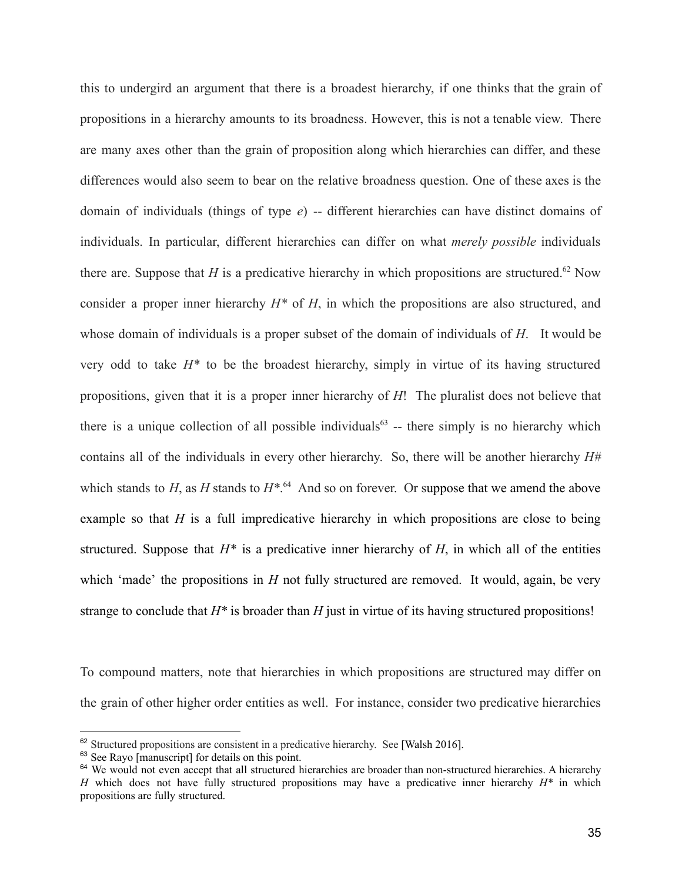this to undergird an argument that there is a broadest hierarchy, if one thinks that the grain of propositions in a hierarchy amounts to its broadness. However, this is not a tenable view. There are many axes other than the grain of proposition along which hierarchies can differ, and these differences would also seem to bear on the relative broadness question. One of these axes is the domain of individuals (things of type *e*) -- different hierarchies can have distinct domains of individuals. In particular, different hierarchies can differ on what *merely possible* individuals there are. Suppose that *H* is a predicative hierarchy in which propositions are structured.[62] Now consider a proper inner hierarchy *H\** of *H*, in which the propositions are also structured, and whose domain of individuals is a proper subset of the domain of individuals of *H*. It would be very odd to take *H\** to be the broadest hierarchy, simply in virtue of its having structured propositions, given that it is a proper inner hierarchy of *H*! The pluralist does not believe that there is a unique collection of all possible individuals[63] -- there simply is no hierarchy which contains all of the individuals in every other hierarchy. So, there will be another hierarchy *H#* which stands to *H*, as *H* stands to *H\**.[64] And so on forever. Or suppose that we amend the above example so that *H* is a full impredicative hierarchy in which propositions are close to being structured. Suppose that *H\** is a predicative inner hierarchy of *H*, in which all of the entities which 'made' the propositions in *H* not fully structured are removed. It would, again, be very strange to conclude that *H\** is broader than *H* just in virtue of its having structured propositions!

To compound matters, note that hierarchies in which propositions are structured may differ on the grain of other higher order entities as well. For instance, consider two predicative hierarchies

---

[62] Structured propositions are consistent in a predicative hierarchy. See [Walsh 2016].

[63] See Rayo [manuscript] for details on this point.

[64] We would not even accept that all structured hierarchies are broader than non-structured hierarchies. A hierarchy *H* which does not have fully structured propositions may have a predicative inner hierarchy *H\** in which propositions are fully structured.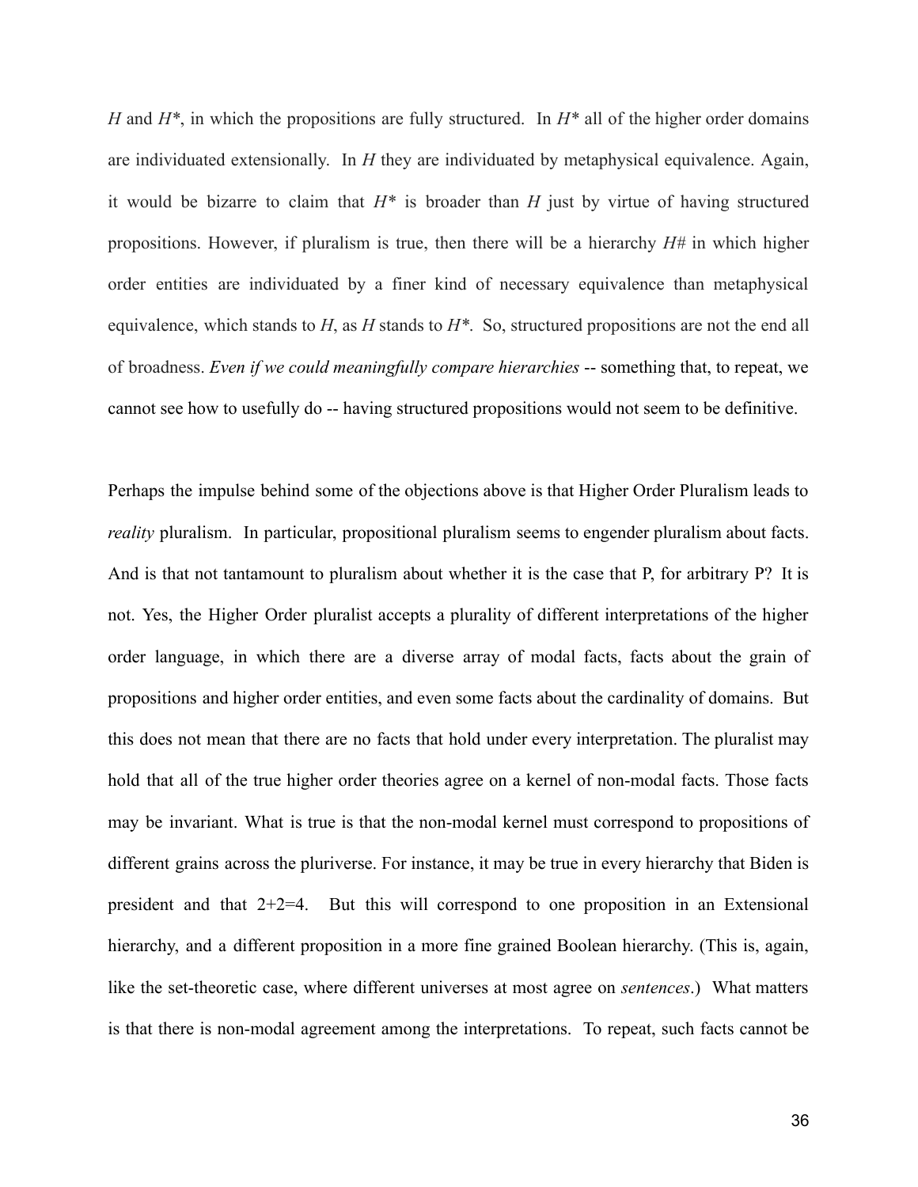*H* and *H**, in which the propositions are fully structured. In *H** all of the higher order domains are individuated extensionally. In *H* they are individuated by metaphysical equivalence. Again, it would be bizarre to claim that *H** is broader than *H* just by virtue of having structured propositions. However, if pluralism is true, then there will be a hierarchy *H#* in which higher order entities are individuated by a finer kind of necessary equivalence than metaphysical equivalence, which stands to *H*, as *H* stands to *H**. So, structured propositions are not the end all of broadness. *Even if we could meaningfully compare hierarchies* -- something that, to repeat, we cannot see how to usefully do -- having structured propositions would not seem to be definitive.

Perhaps the impulse behind some of the objections above is that Higher Order Pluralism leads to *reality* pluralism. In particular, propositional pluralism seems to engender pluralism about facts. And is that not tantamount to pluralism about whether it is the case that P, for arbitrary P? It is not. Yes, the Higher Order pluralist accepts a plurality of different interpretations of the higher order language, in which there are a diverse array of modal facts, facts about the grain of propositions and higher order entities, and even some facts about the cardinality of domains. But this does not mean that there are no facts that hold under every interpretation. The pluralist may hold that all of the true higher order theories agree on a kernel of non-modal facts. Those facts may be invariant. What is true is that the non-modal kernel must correspond to propositions of different grains across the pluriverse. For instance, it may be true in every hierarchy that Biden is president and that 2+2=4. But this will correspond to one proposition in an Extensional hierarchy, and a different proposition in a more fine grained Boolean hierarchy. (This is, again, like the set-theoretic case, where different universes at most agree on *sentences*.) What matters is that there is non-modal agreement among the interpretations. To repeat, such facts cannot be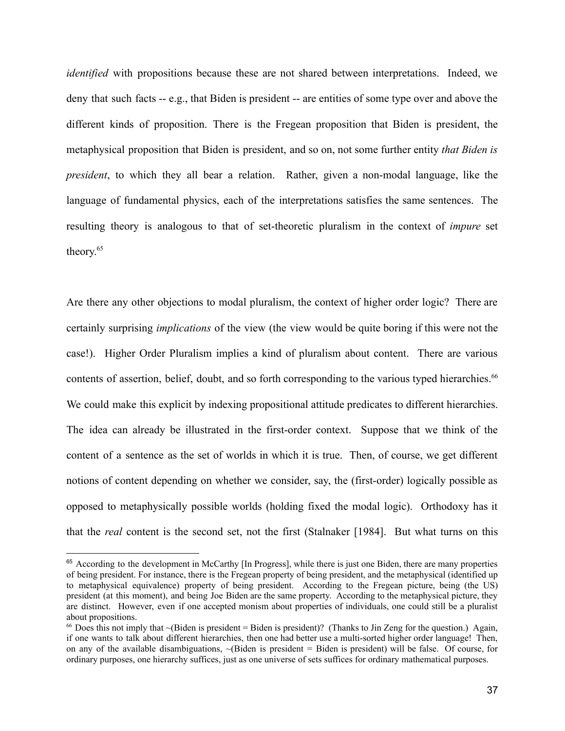*identified* with propositions because these are not shared between interpretations. Indeed, we deny that such facts -- e.g., that Biden is president -- are entities of some type over and above the different kinds of proposition. There is the Fregean proposition that Biden is president, the metaphysical proposition that Biden is president, and so on, not some further entity *that Biden is president*, to which they all bear a relation. Rather, given a non-modal language, like the language of fundamental physics, each of the interpretations satisfies the same sentences. The resulting theory is analogous to that of set-theoretic pluralism in the context of *impure* set theory.[65]

Are there any other objections to modal pluralism, the context of higher order logic? There are certainly surprising *implications* of the view (the view would be quite boring if this were not the case!). Higher Order Pluralism implies a kind of pluralism about content. There are various contents of assertion, belief, doubt, and so forth corresponding to the various typed hierarchies.[66] We could make this explicit by indexing propositional attitude predicates to different hierarchies. The idea can already be illustrated in the first-order context. Suppose that we think of the content of a sentence as the set of worlds in which it is true. Then, of course, we get different notions of content depending on whether we consider, say, the (first-order) logically possible as opposed to metaphysically possible worlds (holding fixed the modal logic). Orthodoxy has it that the *real* content is the second set, not the first (Stalnaker [1984]. But what turns on this

---

[65] According to the development in McCarthy [In Progress], while there is just one Biden, there are many properties of being president. For instance, there is the Fregean property of being president, and the metaphysical (identified up to metaphysical equivalence) property of being president. According to the Fregean picture, being (the US) president (at this moment), and being Joe Biden are the same property. According to the metaphysical picture, they are distinct. However, even if one accepted monism about properties of individuals, one could still be a pluralist about propositions.

[66] Does this not imply that ~(Biden is president = Biden is president)? (Thanks to Jin Zeng for the question.) Again, if one wants to talk about different hierarchies, then one had better use a multi-sorted higher order language! Then, on any of the available disambiguations, ~(Biden is president = Biden is president) will be false. Of course, for ordinary purposes, one hierarchy suffices, just as one universe of sets suffices for ordinary mathematical purposes.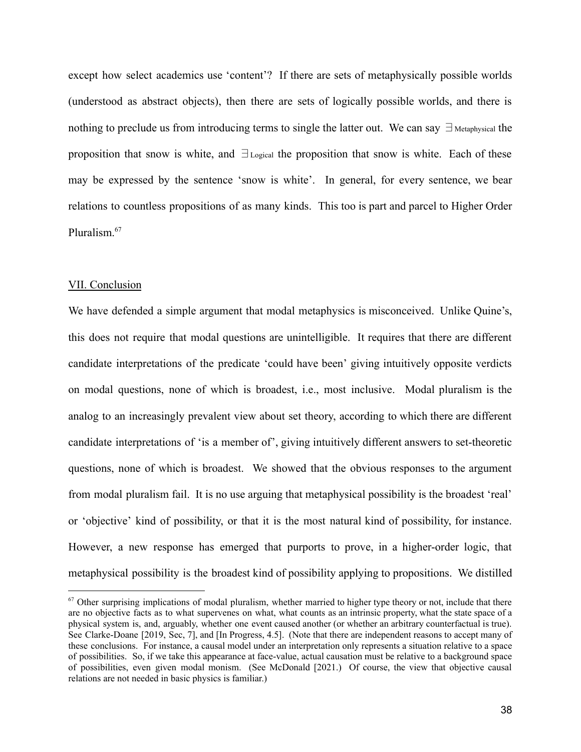except how select academics use 'content'? If there are sets of metaphysically possible worlds (understood as abstract objects), then there are sets of logically possible worlds, and there is nothing to preclude us from introducing terms to single the latter out. We can say $\exists_{\text{Metaphysical}}$ the proposition that snow is white, and $\exists_{\text{Logical}}$ the proposition that snow is white. Each of these may be expressed by the sentence 'snow is white'. In general, for every sentence, we bear relations to countless propositions of as many kinds. This too is part and parcel to Higher Order Pluralism.[67]

## VII. Conclusion

We have defended a simple argument that modal metaphysics is misconceived. Unlike Quine's, this does not require that modal questions are unintelligible. It requires that there are different candidate interpretations of the predicate 'could have been' giving intuitively opposite verdicts on modal questions, none of which is broadest, i.e., most inclusive. Modal pluralism is the analog to an increasingly prevalent view about set theory, according to which there are different candidate interpretations of 'is a member of', giving intuitively different answers to set-theoretic questions, none of which is broadest. We showed that the obvious responses to the argument from modal pluralism fail. It is no use arguing that metaphysical possibility is the broadest 'real' or 'objective' kind of possibility, or that it is the most natural kind of possibility, for instance. However, a new response has emerged that purports to prove, in a higher-order logic, that metaphysical possibility is the broadest kind of possibility applying to propositions. We distilled

[67] Other surprising implications of modal pluralism, whether married to higher type theory or not, include that there are no objective facts as to what supervenes on what, what counts as an intrinsic property, what the state space of a physical system is, and, arguably, whether one event caused another (or whether an arbitrary counterfactual is true). See Clarke-Doane [2019, Sec, 7], and [In Progress, 4.5]. (Note that there are independent reasons to accept many of these conclusions. For instance, a causal model under an interpretation only represents a situation relative to a space of possibilities. So, if we take this appearance at face-value, actual causation must be relative to a background space of possibilities, even given modal monism. (See McDonald [2021.) Of course, the view that objective causal relations are not needed in basic physics is familiar.)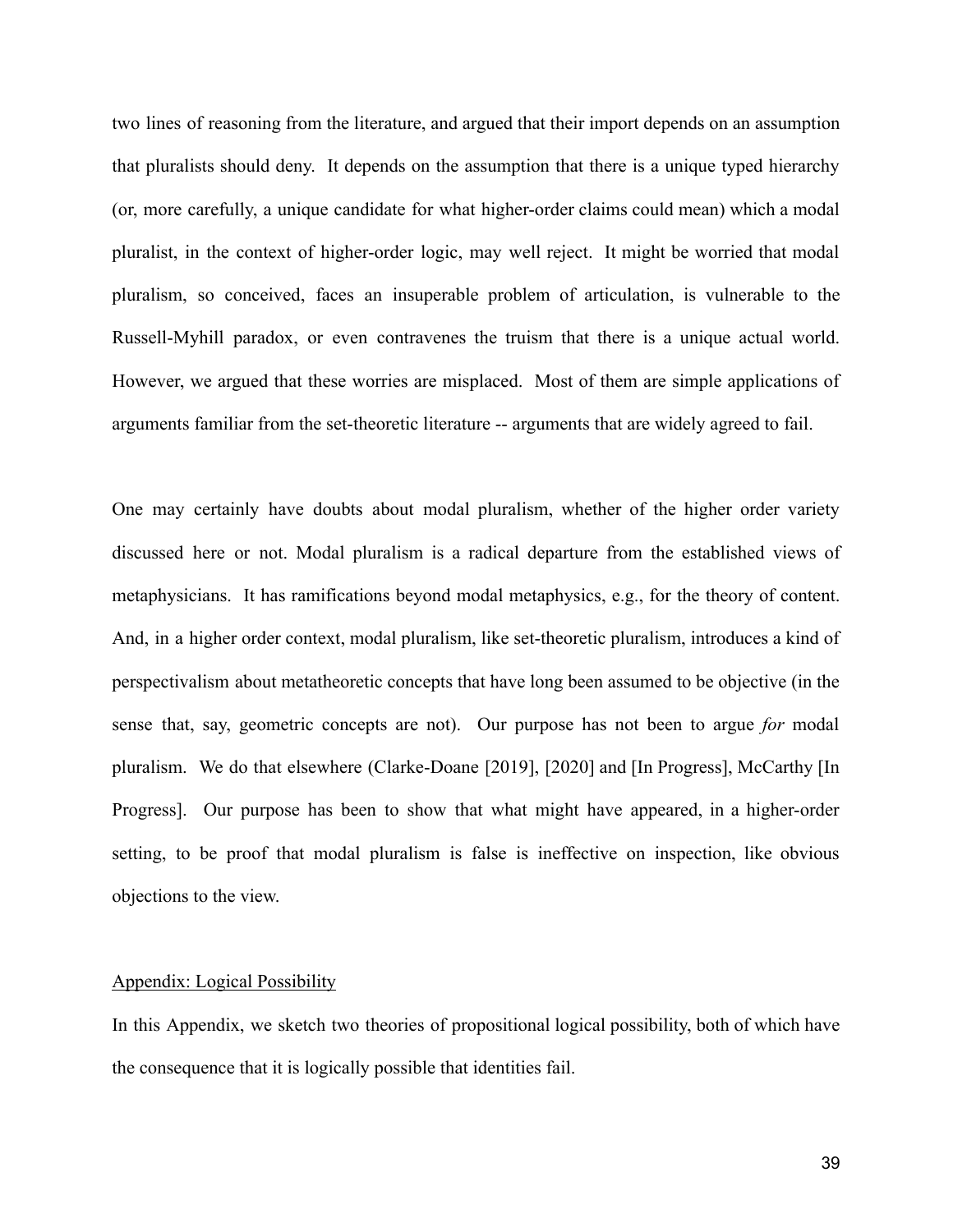two lines of reasoning from the literature, and argued that their import depends on an assumption that pluralists should deny. It depends on the assumption that there is a unique typed hierarchy (or, more carefully, a unique candidate for what higher-order claims could mean) which a modal pluralist, in the context of higher-order logic, may well reject. It might be worried that modal pluralism, so conceived, faces an insuperable problem of articulation, is vulnerable to the Russell-Myhill paradox, or even contravenes the truism that there is a unique actual world. However, we argued that these worries are misplaced. Most of them are simple applications of arguments familiar from the set-theoretic literature -- arguments that are widely agreed to fail.

One may certainly have doubts about modal pluralism, whether of the higher order variety discussed here or not. Modal pluralism is a radical departure from the established views of metaphysicians. It has ramifications beyond modal metaphysics, e.g., for the theory of content. And, in a higher order context, modal pluralism, like set-theoretic pluralism, introduces a kind of perspectivalism about metatheoretic concepts that have long been assumed to be objective (in the sense that, say, geometric concepts are not). Our purpose has not been to argue *for* modal pluralism. We do that elsewhere (Clarke-Doane [2019], [2020] and [In Progress], McCarthy [In Progress]. Our purpose has been to show that what might have appeared, in a higher-order setting, to be proof that modal pluralism is false is ineffective on inspection, like obvious objections to the view.

## Appendix: Logical Possibility

In this Appendix, we sketch two theories of propositional logical possibility, both of which have the consequence that it is logically possible that identities fail.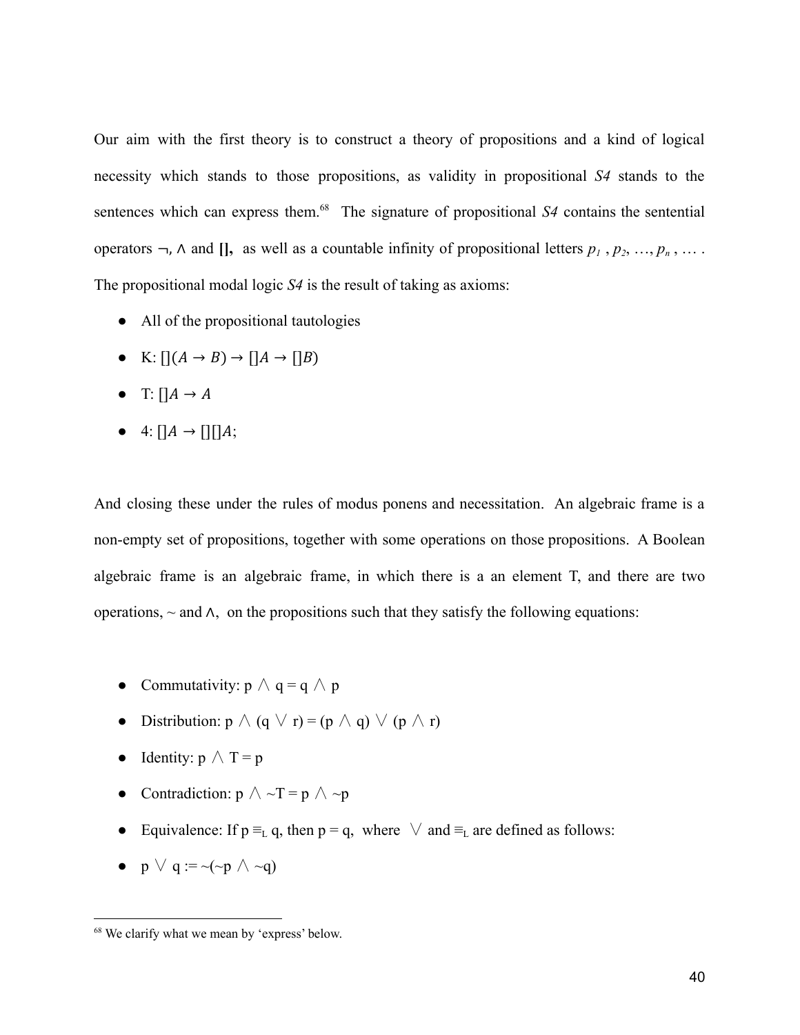Our aim with the first theory is to construct a theory of propositions and a kind of logical necessity which stands to those propositions, as validity in propositional *S4* stands to the sentences which can express them.[68] The signature of propositional *S4* contains the sentential operators ¬, ∧ and **[]**, as well as a countable infinity of propositional letters $p_1$ , $p_2$, …, $p_n$ , … . The propositional modal logic *S4* is the result of taking as axioms:

- All of the propositional tautologies
- K: $[](A \to B) \to []A \to []B)$
- T: $[]A \to A$
- 4: $[]A \to [][]A$;

And closing these under the rules of modus ponens and necessitation. An algebraic frame is a non-empty set of propositions, together with some operations on those propositions. A Boolean algebraic frame is an algebraic frame, in which there is a an element T, and there are two operations, ~ and ∧, on the propositions such that they satisfy the following equations:

- Commutativity: $p \wedge q = q \wedge p$
- Distribution: $p \wedge (q \vee r) = (p \wedge q) \vee (p \wedge r)$
- Identity: $p \wedge T = p$
- Contradiction: $p \wedge {\sim}T = p \wedge {\sim}p$
- Equivalence: If $p \equiv_L q$, then $p = q$, where $\vee$ and $\equiv_L$ are defined as follows:
- $p \vee q := {\sim}({\sim}p \wedge {\sim}q)$

---

[68] We clarify what we mean by 'express' below.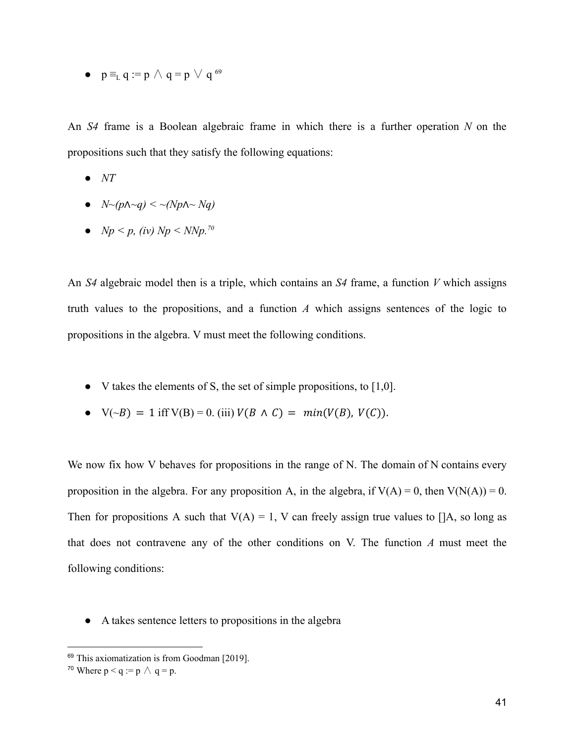- $p \equiv_L q := p \wedge q = p \vee q$ [69]

An *S4* frame is a Boolean algebraic frame in which there is a further operation *N* on the propositions such that they satisfy the following equations:

- *NT*
- $N{\sim}(p \wedge {\sim}q) < {\sim}(Np \wedge {\sim} Nq)$
- $Np < p$, (iv) $Np < NNp$.[70]

An *S4* algebraic model then is a triple, which contains an *S4* frame, a function *V* which assigns truth values to the propositions, and a function *A* which assigns sentences of the logic to propositions in the algebra. V must meet the following conditions.

- V takes the elements of S, the set of simple propositions, to [1,0].
- $V({\sim}B) = 1$ iff $V(B) = 0$. (iii) $V(B \wedge C) = min(V(B), V(C))$.

We now fix how V behaves for propositions in the range of N. The domain of N contains every proposition in the algebra. For any proposition A, in the algebra, if $V(A) = 0$, then $V(N(A)) = 0$. Then for propositions A such that $V(A) = 1$, V can freely assign true values to []A, so long as that does not contravene any of the other conditions on V. The function *A* must meet the following conditions:

- A takes sentence letters to propositions in the algebra

---

[69] This axiomatization is from Goodman [2019].

[70] Where $p < q := p \wedge q = p$.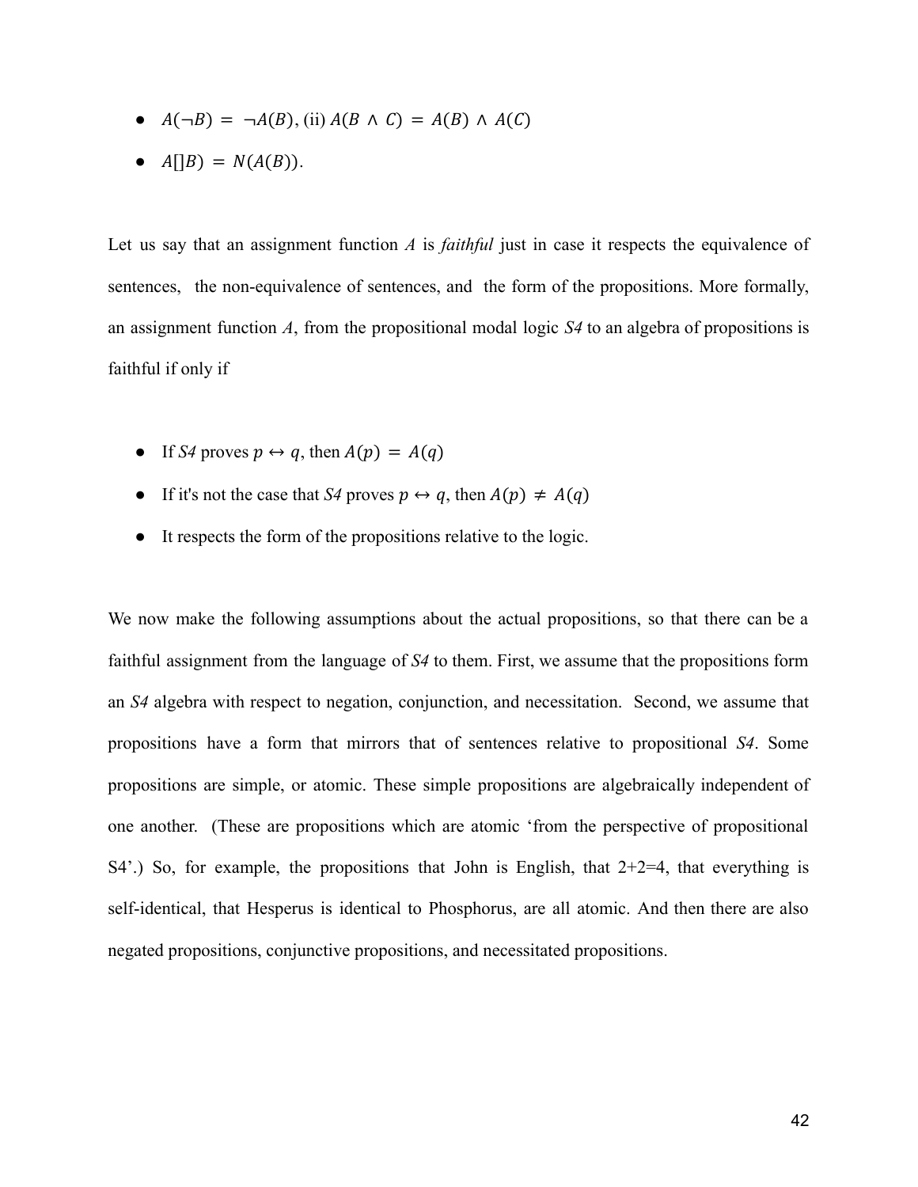- $A(\neg B) = \neg A(B)$, (ii) $A(B \wedge C) = A(B) \wedge A(C)$
- $A[]B) = N(A(B))$.

Let us say that an assignment function *A* is *faithful* just in case it respects the equivalence of sentences, the non-equivalence of sentences, and the form of the propositions. More formally, an assignment function *A*, from the propositional modal logic *S4* to an algebra of propositions is faithful if only if

- If *S4* proves $p \leftrightarrow q$, then $A(p) = A(q)$
- If it's not the case that *S4* proves $p \leftrightarrow q$, then $A(p) \neq A(q)$
- It respects the form of the propositions relative to the logic.

We now make the following assumptions about the actual propositions, so that there can be a faithful assignment from the language of *S4* to them. First, we assume that the propositions form an *S4* algebra with respect to negation, conjunction, and necessitation. Second, we assume that propositions have a form that mirrors that of sentences relative to propositional *S4*. Some propositions are simple, or atomic. These simple propositions are algebraically independent of one another. (These are propositions which are atomic 'from the perspective of propositional S4'.) So, for example, the propositions that John is English, that 2+2=4, that everything is self-identical, that Hesperus is identical to Phosphorus, are all atomic. And then there are also negated propositions, conjunctive propositions, and necessitated propositions.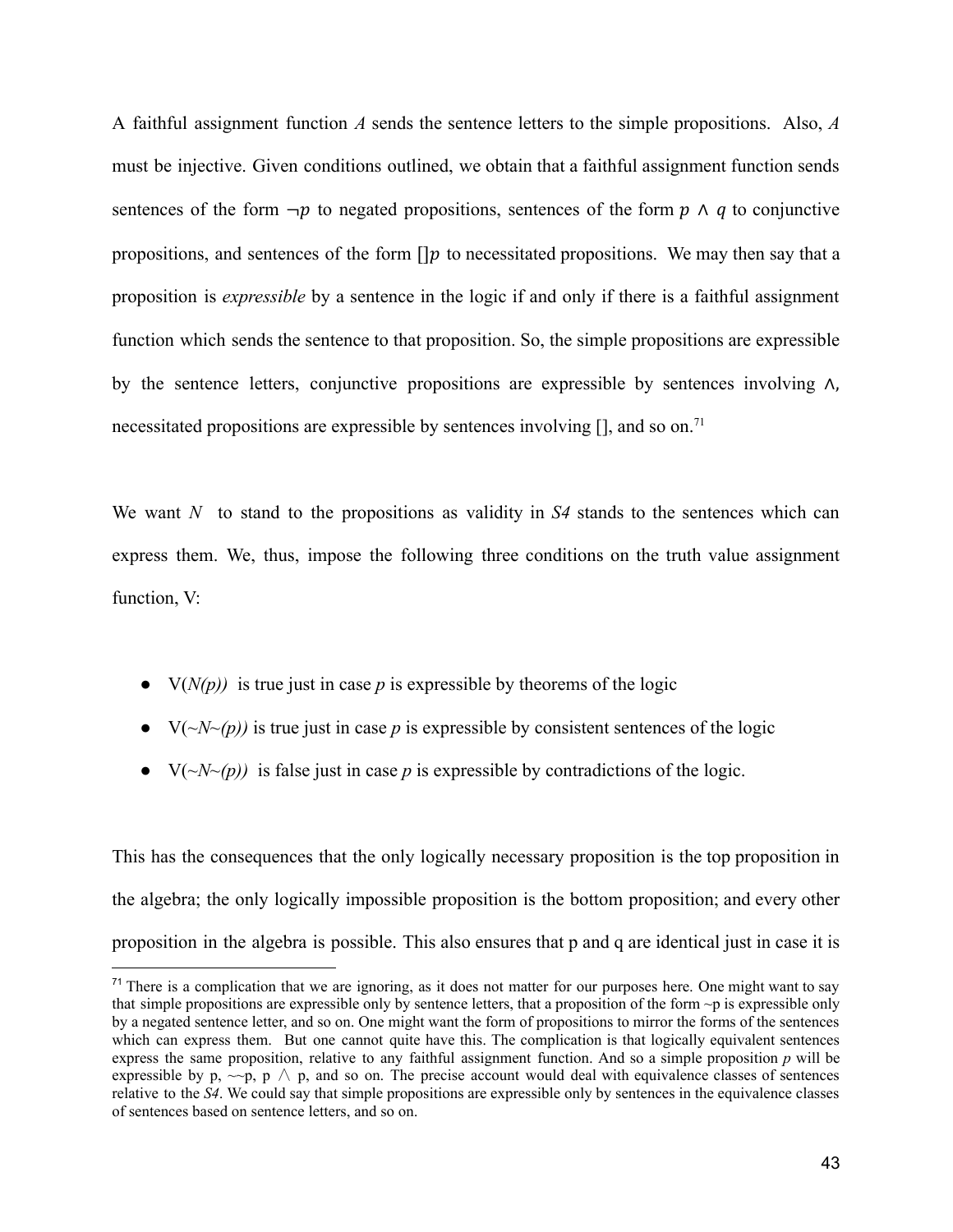A faithful assignment function *A* sends the sentence letters to the simple propositions. Also, *A* must be injective. Given conditions outlined, we obtain that a faithful assignment function sends sentences of the form $\neg p$ to negated propositions, sentences of the form $p \wedge q$ to conjunctive propositions, and sentences of the form $[]p$ to necessitated propositions. We may then say that a proposition is *expressible* by a sentence in the logic if and only if there is a faithful assignment function which sends the sentence to that proposition. So, the simple propositions are expressible by the sentence letters, conjunctive propositions are expressible by sentences involving $\wedge$, necessitated propositions are expressible by sentences involving [], and so on.[71]

We want *N* to stand to the propositions as validity in *S4* stands to the sentences which can express them. We, thus, impose the following three conditions on the truth value assignment function, V:

- V(*N(p))* is true just in case *p* is expressible by theorems of the logic
- V(*~N~(p))* is true just in case *p* is expressible by consistent sentences of the logic
- V(*~N~(p))* is false just in case *p* is expressible by contradictions of the logic.

This has the consequences that the only logically necessary proposition is the top proposition in the algebra; the only logically impossible proposition is the bottom proposition; and every other proposition in the algebra is possible. This also ensures that p and q are identical just in case it is

[71] There is a complication that we are ignoring, as it does not matter for our purposes here. One might want to say that simple propositions are expressible only by sentence letters, that a proposition of the form ~p is expressible only by a negated sentence letter, and so on. One might want the form of propositions to mirror the forms of the sentences which can express them. But one cannot quite have this. The complication is that logically equivalent sentences express the same proposition, relative to any faithful assignment function. And so a simple proposition *p* will be expressible by p, ~~p, p $\wedge$ p, and so on. The precise account would deal with equivalence classes of sentences relative to the *S4*. We could say that simple propositions are expressible only by sentences in the equivalence classes of sentences based on sentence letters, and so on.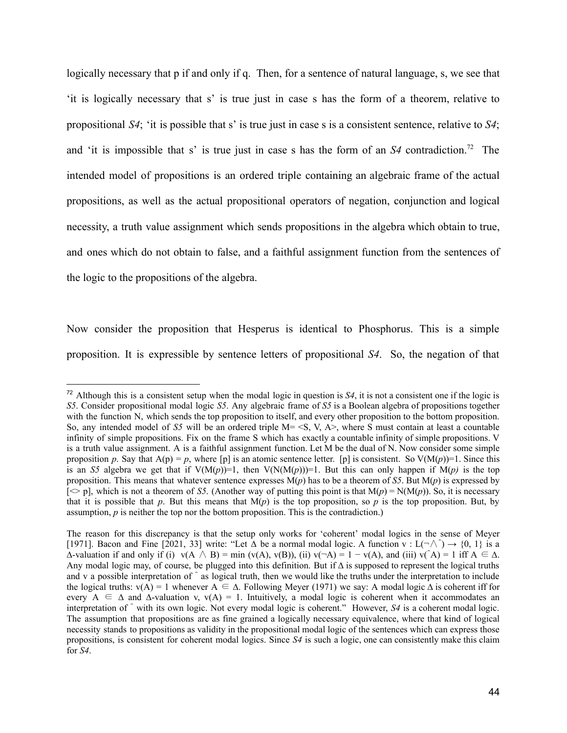logically necessary that p if and only if q. Then, for a sentence of natural language, s, we see that 'it is logically necessary that s' is true just in case s has the form of a theorem, relative to propositional *S4*; 'it is possible that s' is true just in case s is a consistent sentence, relative to *S4*; and 'it is impossible that s' is true just in case s has the form of an *S4* contradiction.[72] The intended model of propositions is an ordered triple containing an algebraic frame of the actual propositions, as well as the actual propositional operators of negation, conjunction and logical necessity, a truth value assignment which sends propositions in the algebra which obtain to true, and ones which do not obtain to false, and a faithful assignment function from the sentences of the logic to the propositions of the algebra.

Now consider the proposition that Hesperus is identical to Phosphorus. This is a simple proposition. It is expressible by sentence letters of propositional *S4*. So, the negation of that

---

[72] Although this is a consistent setup when the modal logic in question is *S4*, it is not a consistent one if the logic is *S5*. Consider propositional modal logic *S5*. Any algebraic frame of *S5* is a Boolean algebra of propositions together with the function N, which sends the top proposition to itself, and every other proposition to the bottom proposition. So, any intended model of *S5* will be an ordered triple M= <S, V, A>, where S must contain at least a countable infinity of simple propositions. Fix on the frame S which has exactly a countable infinity of simple propositions. V is a truth value assignment. A is a faithful assignment function. Let M be the dual of N. Now consider some simple proposition *p*. Say that A(p) = *p*, where [p] is an atomic sentence letter. [p] is consistent. So V(M(*p*))=1. Since this is an *S5* algebra we get that if V(M(*p*))=1, then V(N(M(*p*)))=1. But this can only happen if M(*p)* is the top proposition. This means that whatever sentence expresses M(*p*) has to be a theorem of *S5*. But M(*p*) is expressed by [<> p], which is not a theorem of *S5*. (Another way of putting this point is that M(*p*) = N(M(*p*)). So, it is necessary that it is possible that *p*. But this means that M(*p*) is the top proposition, so *p* is the top proposition. But, by assumption, *p* is neither the top nor the bottom proposition. This is the contradiction.)

The reason for this discrepancy is that the setup only works for 'coherent' modal logics in the sense of Meyer [1971]. Bacon and Fine [2021, 33] write: "Let Δ be a normal modal logic. A function v : L(¬∧ˆ) → {0, 1} is a Δ-valuation if and only if (i) v(A ∧ B) = min (v(A), v(B)), (ii) v(¬A) = 1 − v(A), and (iii) v(ˆA) = 1 iff A ∈ Δ. Any modal logic may, of course, be plugged into this definition. But if Δ is supposed to represent the logical truths and v a possible interpretation of ˆ as logical truth, then we would like the truths under the interpretation to include the logical truths: v(A) = 1 whenever A ∈ Δ. Following Meyer (1971) we say: A modal logic Δ is coherent iff for every A ∈ Δ and Δ-valuation v, v(A) = 1. Intuitively, a modal logic is coherent when it accommodates an interpretation of ˆ with its own logic. Not every modal logic is coherent." However, *S4* is a coherent modal logic. The assumption that propositions are as fine grained a logically necessary equivalence, where that kind of logical necessity stands to propositions as validity in the propositional modal logic of the sentences which can express those propositions, is consistent for coherent modal logics. Since *S4* is such a logic, one can consistently make this claim for *S4*.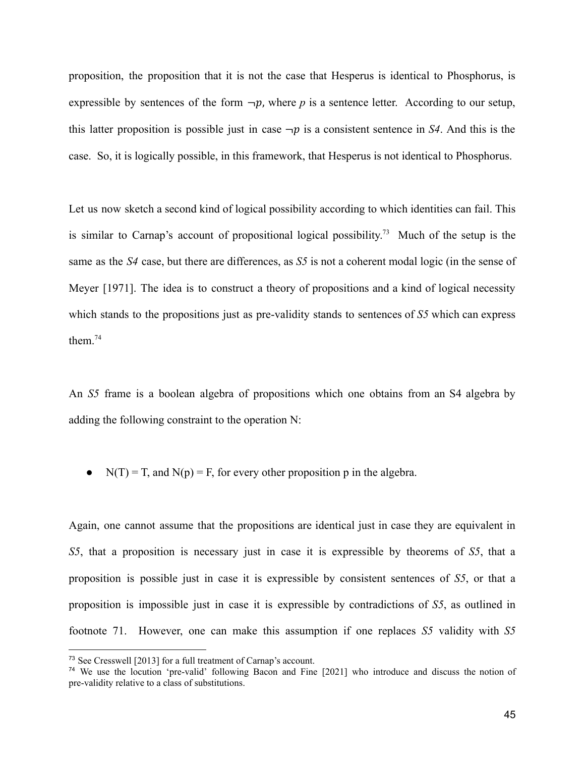proposition, the proposition that it is not the case that Hesperus is identical to Phosphorus, is expressible by sentences of the form $\neg p$, where $p$ is a sentence letter. According to our setup, this latter proposition is possible just in case $\neg p$ is a consistent sentence in *S4*. And this is the case. So, it is logically possible, in this framework, that Hesperus is not identical to Phosphorus.

Let us now sketch a second kind of logical possibility according to which identities can fail. This is similar to Carnap's account of propositional logical possibility.[73] Much of the setup is the same as the *S4* case, but there are differences, as *S5* is not a coherent modal logic (in the sense of Meyer [1971]. The idea is to construct a theory of propositions and a kind of logical necessity which stands to the propositions just as pre-validity stands to sentences of *S5* which can express them.[74]

An *S5* frame is a boolean algebra of propositions which one obtains from an S4 algebra by adding the following constraint to the operation N:

- N(T) = T, and N(p) = F, for every other proposition p in the algebra.

Again, one cannot assume that the propositions are identical just in case they are equivalent in *S5*, that a proposition is necessary just in case it is expressible by theorems of *S5*, that a proposition is possible just in case it is expressible by consistent sentences of *S5*, or that a proposition is impossible just in case it is expressible by contradictions of *S5*, as outlined in footnote 71. However, one can make this assumption if one replaces *S5* validity with *S5*

---

[73] See Cresswell [2013] for a full treatment of Carnap's account.

[74] We use the locution 'pre-valid' following Bacon and Fine [2021] who introduce and discuss the notion of pre-validity relative to a class of substitutions.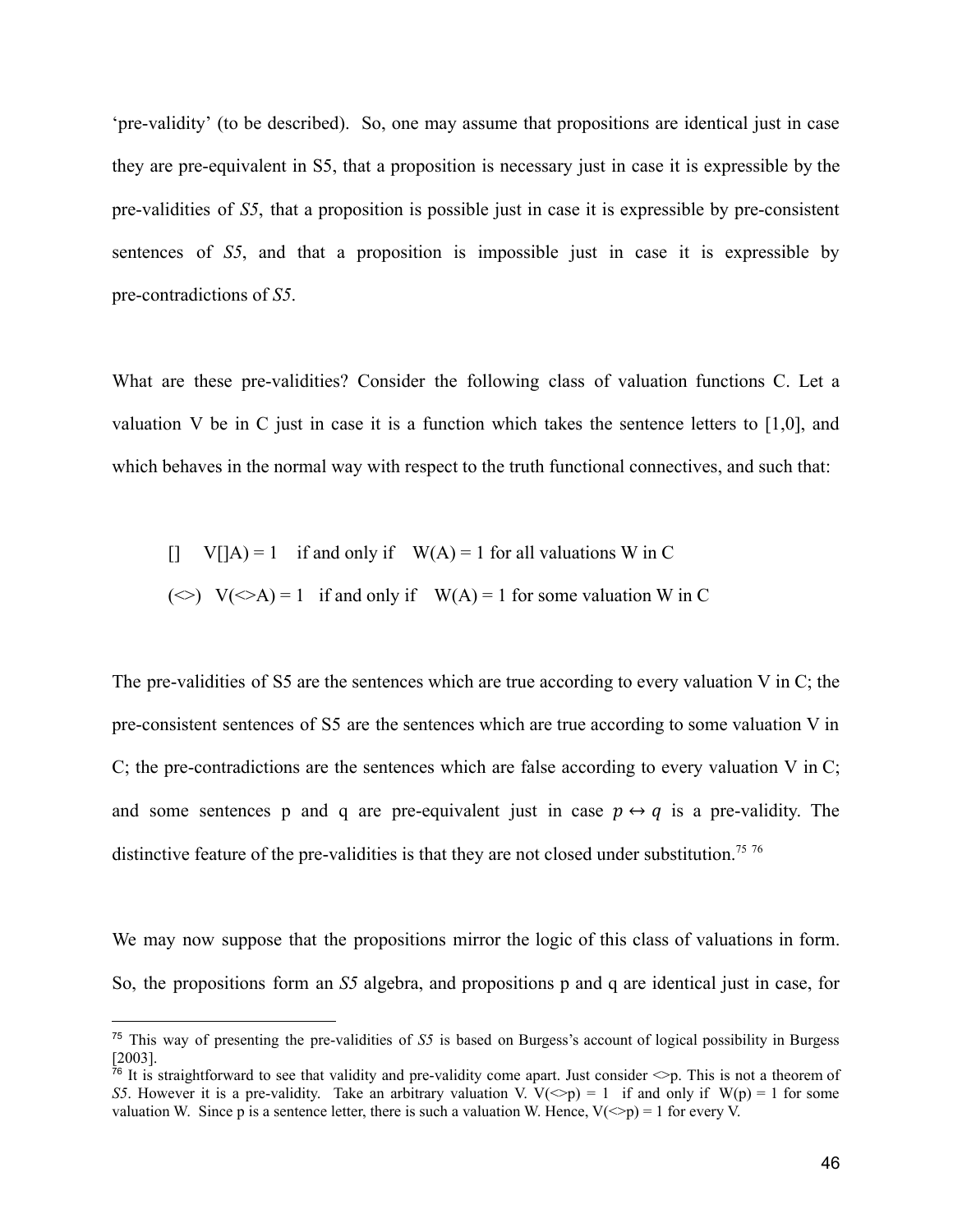'pre-validity' (to be described). So, one may assume that propositions are identical just in case they are pre-equivalent in S5, that a proposition is necessary just in case it is expressible by the pre-validities of *S5*, that a proposition is possible just in case it is expressible by pre-consistent sentences of *S5*, and that a proposition is impossible just in case it is expressible by pre-contradictions of *S5*.

What are these pre-validities? Consider the following class of valuation functions C. Let a valuation V be in C just in case it is a function which takes the sentence letters to [1,0], and which behaves in the normal way with respect to the truth functional connectives, and such that:

[] V[]A) = 1 if and only if W(A) = 1 for all valuations W in C

(<>) V(<>A) = 1 if and only if W(A) = 1 for some valuation W in C

The pre-validities of S5 are the sentences which are true according to every valuation V in C; the pre-consistent sentences of S5 are the sentences which are true according to some valuation V in C; the pre-contradictions are the sentences which are false according to every valuation V in C; and some sentences p and q are pre-equivalent just in case $p \leftrightarrow q$ is a pre-validity. The distinctive feature of the pre-validities is that they are not closed under substitution.[75] [76]

We may now suppose that the propositions mirror the logic of this class of valuations in form. So, the propositions form an *S5* algebra, and propositions p and q are identical just in case, for

---

[75] This way of presenting the pre-validities of *S5* is based on Burgess's account of logical possibility in Burgess [2003].

[76] It is straightforward to see that validity and pre-validity come apart. Just consider <>p. This is not a theorem of *S5*. However it is a pre-validity. Take an arbitrary valuation V. V(<>p) = 1 if and only if W(p) = 1 for some valuation W. Since p is a sentence letter, there is such a valuation W. Hence, V(<>p) = 1 for every V.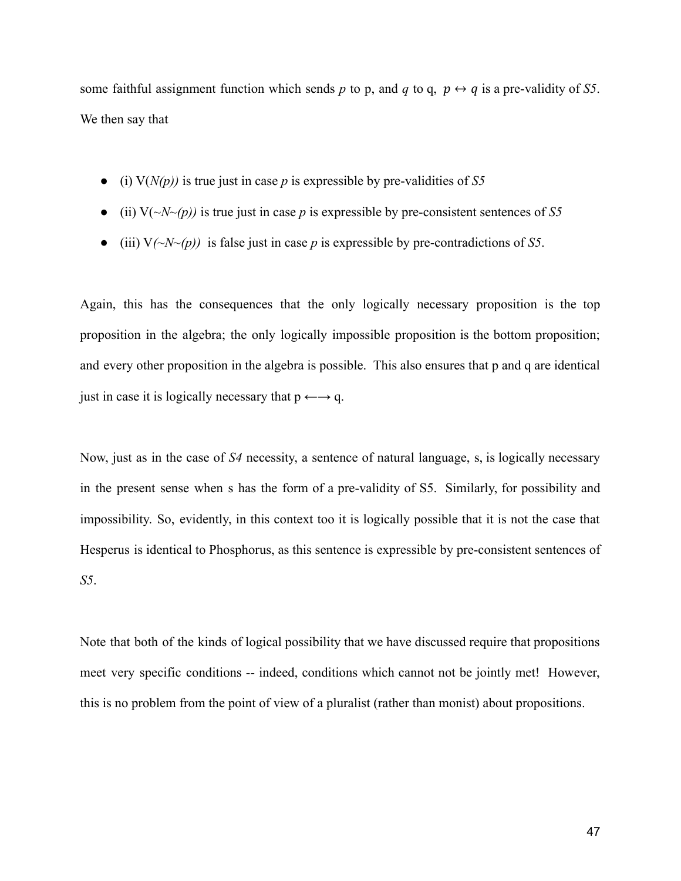some faithful assignment function which sends *p* to p, and *q* to q, $p \leftrightarrow q$ is a pre-validity of *S5*. We then say that

- (i) V(*N(p))* is true just in case *p* is expressible by pre-validities of *S5*
- (ii) V(~*N~(p))* is true just in case *p* is expressible by pre-consistent sentences of *S5*
- (iii) V*(~N~(p))* is false just in case *p* is expressible by pre-contradictions of *S5*.

Again, this has the consequences that the only logically necessary proposition is the top proposition in the algebra; the only logically impossible proposition is the bottom proposition; and every other proposition in the algebra is possible. This also ensures that p and q are identical just in case it is logically necessary that p $\longleftrightarrow$ q.

Now, just as in the case of *S4* necessity, a sentence of natural language, s, is logically necessary in the present sense when s has the form of a pre-validity of S5. Similarly, for possibility and impossibility. So, evidently, in this context too it is logically possible that it is not the case that Hesperus is identical to Phosphorus, as this sentence is expressible by pre-consistent sentences of *S5*.

Note that both of the kinds of logical possibility that we have discussed require that propositions meet very specific conditions -- indeed, conditions which cannot not be jointly met! However, this is no problem from the point of view of a pluralist (rather than monist) about propositions.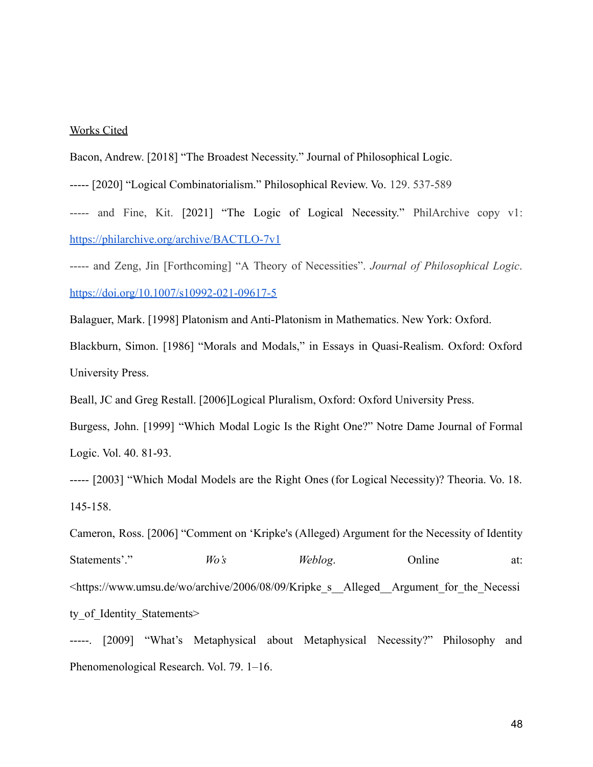Works Cited

Bacon, Andrew. [2018] "The Broadest Necessity." Journal of Philosophical Logic.

----- [2020] "Logical Combinatorialism." Philosophical Review. Vo. 129. 537-589

----- and Fine, Kit. [2021] "The Logic of Logical Necessity." PhilArchive copy v1: https://philarchive.org/archive/BACTLO-7v1

----- and Zeng, Jin [Forthcoming] "A Theory of Necessities". *Journal of Philosophical Logic*. https://doi.org/10.1007/s10992-021-09617-5

Balaguer, Mark. [1998] Platonism and Anti-Platonism in Mathematics. New York: Oxford.

Blackburn, Simon. [1986] "Morals and Modals," in Essays in Quasi-Realism. Oxford: Oxford University Press.

Beall, JC and Greg Restall. [2006]Logical Pluralism, Oxford: Oxford University Press.

Burgess, John. [1999] "Which Modal Logic Is the Right One?" Notre Dame Journal of Formal Logic. Vol. 40. 81-93.

----- [2003] "Which Modal Models are the Right Ones (for Logical Necessity)? Theoria. Vo. 18. 145-158.

Cameron, Ross. [2006] "Comment on 'Kripke's (Alleged) Argument for the Necessity of Identity Statements'." *Wo's Weblog*. Online at: <https://www.umsu.de/wo/archive/2006/08/09/Kripke_s__Alleged__Argument_for_the_Necessity_of_Identity_Statements>

-----. [2009] "What's Metaphysical about Metaphysical Necessity?" Philosophy and Phenomenological Research. Vol. 79. 1–16.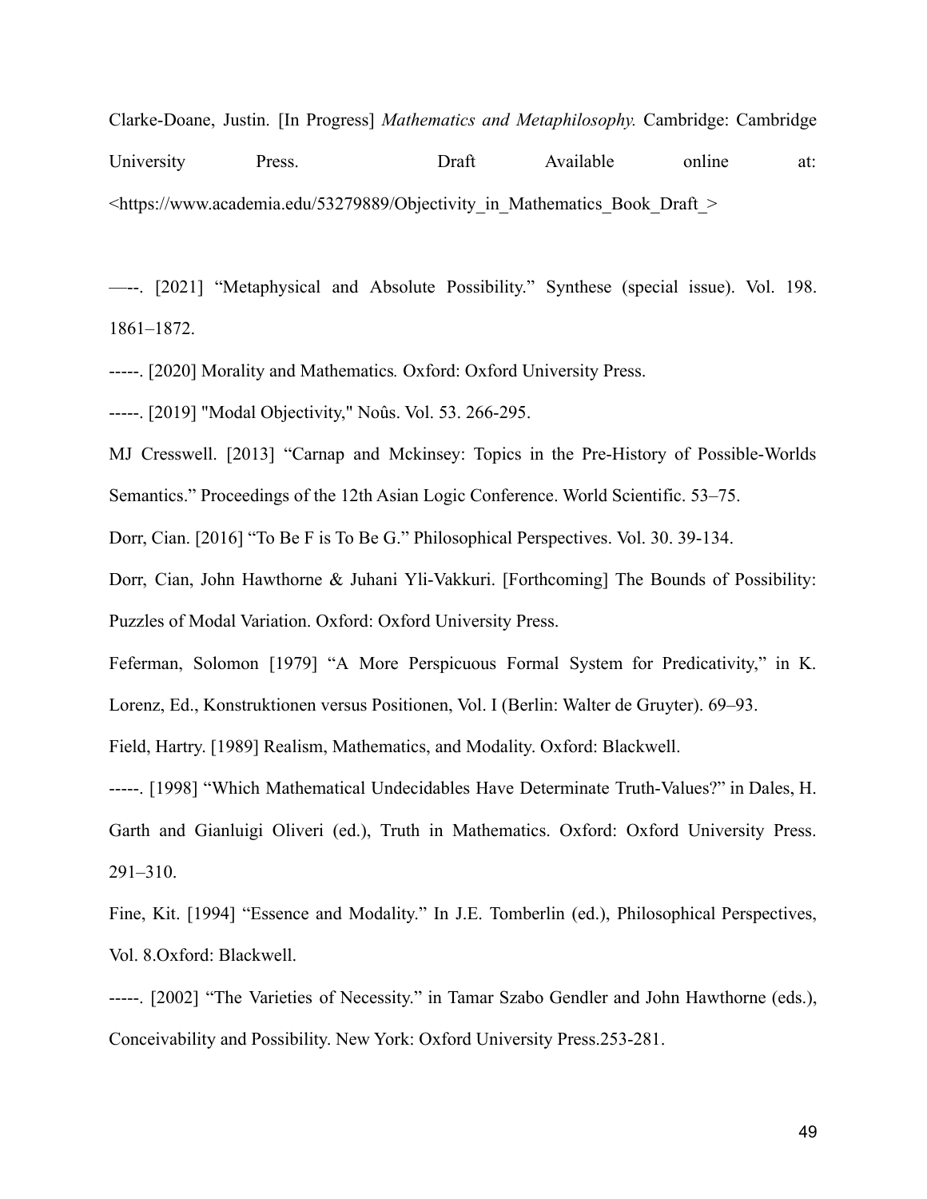Clarke-Doane, Justin. [In Progress] *Mathematics and Metaphilosophy.* Cambridge: Cambridge University Press. Draft Available online at: <https://www.academia.edu/53279889/Objectivity_in_Mathematics_Book_Draft_>

—--. [2021] “Metaphysical and Absolute Possibility.” Synthese (special issue). Vol. 198. 1861–1872.

-----. [2020] Morality and Mathematics*.* Oxford: Oxford University Press.

-----. [2019] "Modal Objectivity," Noûs. Vol. 53. 266-295.

MJ Cresswell. [2013] “Carnap and Mckinsey: Topics in the Pre-History of Possible-Worlds Semantics.” Proceedings of the 12th Asian Logic Conference. World Scientific. 53–75.

Dorr, Cian. [2016] “To Be F is To Be G.” Philosophical Perspectives. Vol. 30. 39-134.

Dorr, Cian, John Hawthorne & Juhani Yli-Vakkuri. [Forthcoming] The Bounds of Possibility: Puzzles of Modal Variation. Oxford: Oxford University Press.

Feferman, Solomon [1979] “A More Perspicuous Formal System for Predicativity,” in K. Lorenz, Ed., Konstruktionen versus Positionen, Vol. I (Berlin: Walter de Gruyter). 69–93.

Field, Hartry. [1989] Realism, Mathematics, and Modality. Oxford: Blackwell.

-----. [1998] “Which Mathematical Undecidables Have Determinate Truth-Values?” in Dales, H. Garth and Gianluigi Oliveri (ed.), Truth in Mathematics. Oxford: Oxford University Press. 291–310.

Fine, Kit. [1994] “Essence and Modality.” In J.E. Tomberlin (ed.), Philosophical Perspectives, Vol. 8.Oxford: Blackwell.

-----. [2002] “The Varieties of Necessity.” in Tamar Szabo Gendler and John Hawthorne (eds.), Conceivability and Possibility. New York: Oxford University Press.253-281.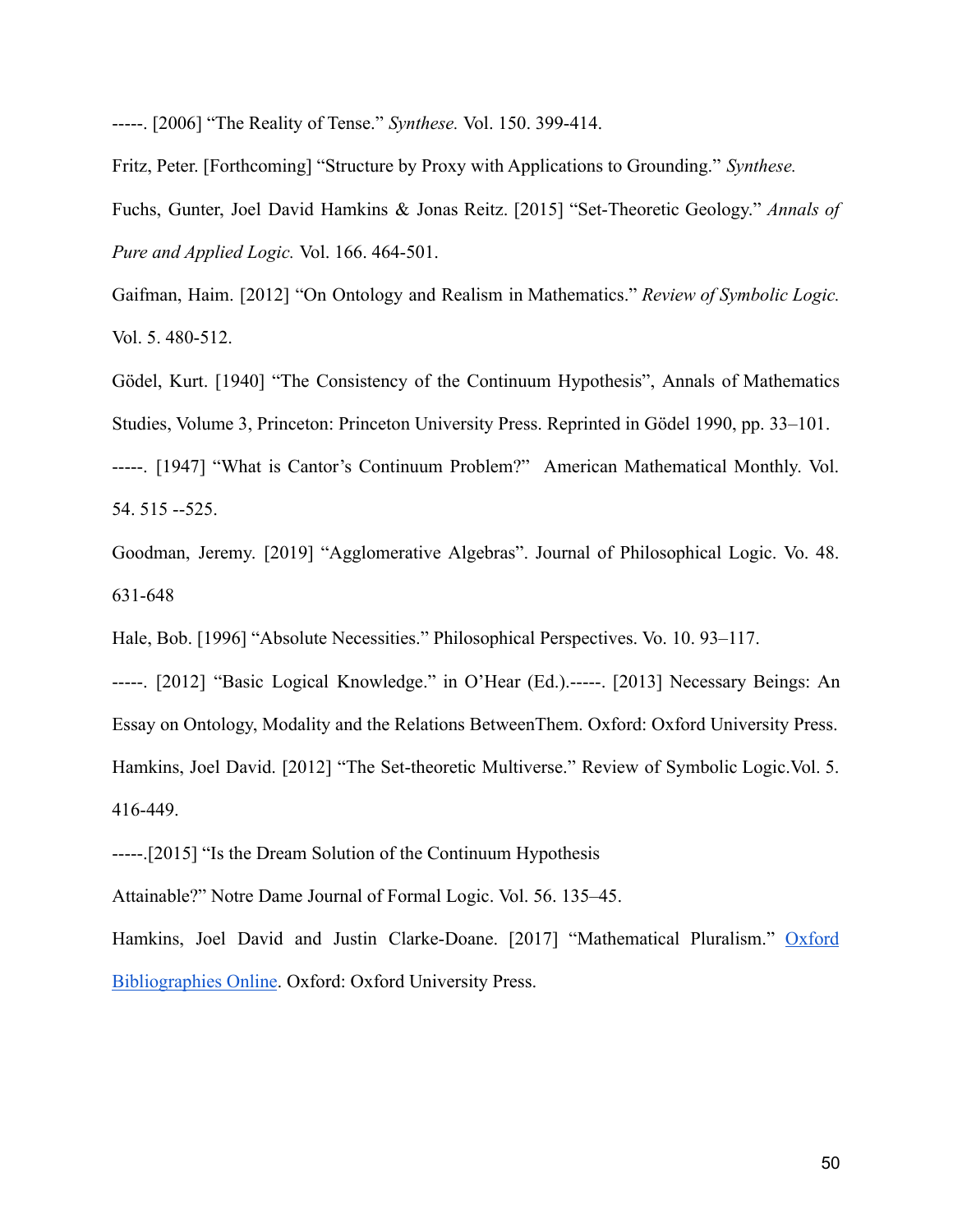-----. [2006] "The Reality of Tense." *Synthese.* Vol. 150. 399-414.

Fritz, Peter. [Forthcoming] "Structure by Proxy with Applications to Grounding." *Synthese.*

Fuchs, Gunter, Joel David Hamkins & Jonas Reitz. [2015] "Set-Theoretic Geology." *Annals of Pure and Applied Logic.* Vol. 166. 464-501.

Gaifman, Haim. [2012] "On Ontology and Realism in Mathematics." *Review of Symbolic Logic.* Vol. 5. 480-512.

Gödel, Kurt. [1940] "The Consistency of the Continuum Hypothesis", Annals of Mathematics Studies, Volume 3, Princeton: Princeton University Press. Reprinted in Gödel 1990, pp. 33–101.

-----. [1947] "What is Cantor's Continuum Problem?" American Mathematical Monthly. Vol. 54. 515 --525.

Goodman, Jeremy. [2019] "Agglomerative Algebras". Journal of Philosophical Logic. Vo. 48. 631-648

Hale, Bob. [1996] "Absolute Necessities." Philosophical Perspectives. Vo. 10. 93–117.

-----. [2012] "Basic Logical Knowledge." in O'Hear (Ed.).-----. [2013] Necessary Beings: An Essay on Ontology, Modality and the Relations BetweenThem. Oxford: Oxford University Press.

Hamkins, Joel David. [2012] "The Set-theoretic Multiverse." Review of Symbolic Logic.Vol. 5. 416-449.

-----.[2015] "Is the Dream Solution of the Continuum Hypothesis Attainable?" Notre Dame Journal of Formal Logic. Vol. 56. 135–45.

Hamkins, Joel David and Justin Clarke-Doane. [2017] "Mathematical Pluralism." Oxford Bibliographies Online. Oxford: Oxford University Press.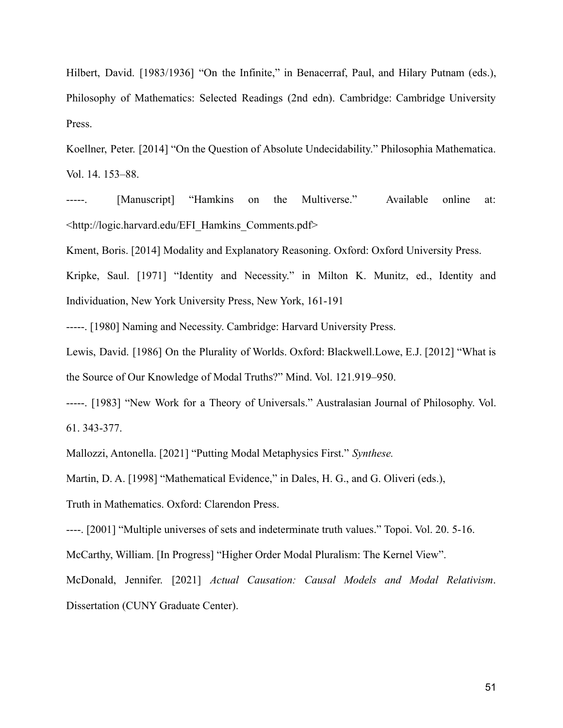Hilbert, David. [1983/1936] "On the Infinite," in Benacerraf, Paul, and Hilary Putnam (eds.), Philosophy of Mathematics: Selected Readings (2nd edn). Cambridge: Cambridge University Press.

Koellner, Peter. [2014] "On the Question of Absolute Undecidability." Philosophia Mathematica. Vol. 14. 153–88.

-----. [Manuscript] "Hamkins on the Multiverse." Available online at: <http://logic.harvard.edu/EFI_Hamkins_Comments.pdf>

Kment, Boris. [2014] Modality and Explanatory Reasoning. Oxford: Oxford University Press.

Kripke, Saul. [1971] "Identity and Necessity." in Milton K. Munitz, ed., Identity and Individuation, New York University Press, New York, 161-191

-----. [1980] Naming and Necessity. Cambridge: Harvard University Press.

Lewis, David. [1986] On the Plurality of Worlds. Oxford: Blackwell.Lowe, E.J. [2012] "What is the Source of Our Knowledge of Modal Truths?" Mind. Vol. 121.919–950.

-----. [1983] "New Work for a Theory of Universals." Australasian Journal of Philosophy. Vol. 61. 343-377.

Mallozzi, Antonella. [2021] "Putting Modal Metaphysics First." *Synthese.*

Martin, D. A. [1998] "Mathematical Evidence," in Dales, H. G., and G. Oliveri (eds.),

Truth in Mathematics. Oxford: Clarendon Press.

----. [2001] "Multiple universes of sets and indeterminate truth values." Topoi. Vol. 20. 5-16.

McCarthy, William. [In Progress] "Higher Order Modal Pluralism: The Kernel View".

McDonald, Jennifer. [2021] *Actual Causation: Causal Models and Modal Relativism*. Dissertation (CUNY Graduate Center).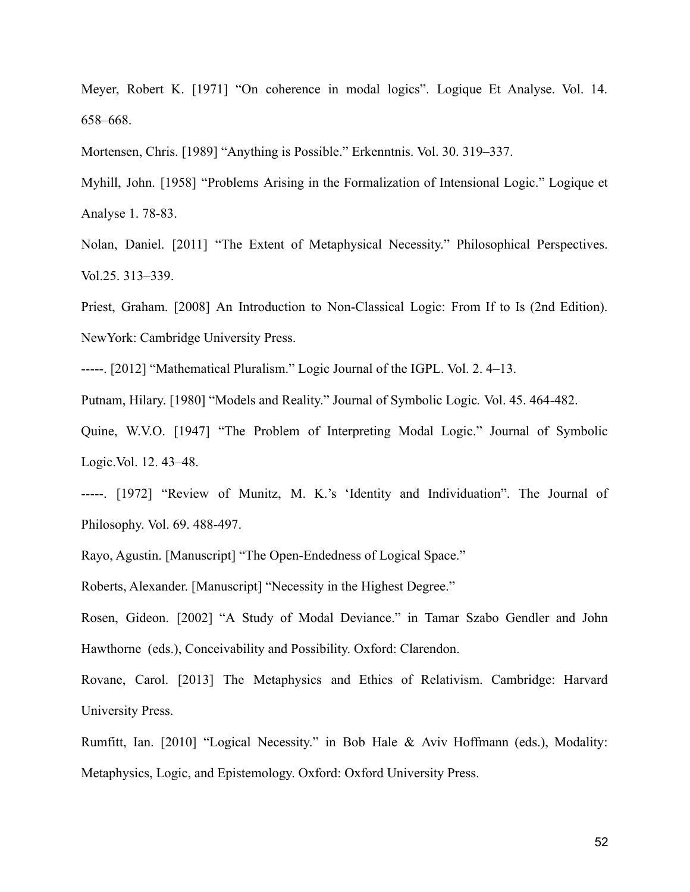Meyer, Robert K. [1971] “On coherence in modal logics”. Logique Et Analyse. Vol. 14. 658–668.

Mortensen, Chris. [1989] “Anything is Possible.” Erkenntnis. Vol. 30. 319–337.

Myhill, John. [1958] “Problems Arising in the Formalization of Intensional Logic.” Logique et Analyse 1. 78-83.

Nolan, Daniel. [2011] “The Extent of Metaphysical Necessity.” Philosophical Perspectives. Vol.25. 313–339.

Priest, Graham. [2008] An Introduction to Non-Classical Logic: From If to Is (2nd Edition). NewYork: Cambridge University Press.

-----. [2012] “Mathematical Pluralism.” Logic Journal of the IGPL. Vol. 2. 4–13.

Putnam, Hilary. [1980] “Models and Reality.” Journal of Symbolic Logic*.* Vol. 45. 464-482.

Quine, W.V.O. [1947] “The Problem of Interpreting Modal Logic.” Journal of Symbolic Logic.Vol. 12. 43–48.

-----. [1972] “Review of Munitz, M. K.’s ‘Identity and Individuation”. The Journal of Philosophy. Vol. 69. 488-497.

Rayo, Agustin. [Manuscript] “The Open-Endedness of Logical Space.”

Roberts, Alexander. [Manuscript] “Necessity in the Highest Degree.”

Rosen, Gideon. [2002] “A Study of Modal Deviance.” in Tamar Szabo Gendler and John Hawthorne (eds.), Conceivability and Possibility. Oxford: Clarendon.

Rovane, Carol. [2013] The Metaphysics and Ethics of Relativism. Cambridge: Harvard University Press.

Rumfitt, Ian. [2010] “Logical Necessity.” in Bob Hale & Aviv Hoffmann (eds.), Modality: Metaphysics, Logic, and Epistemology. Oxford: Oxford University Press.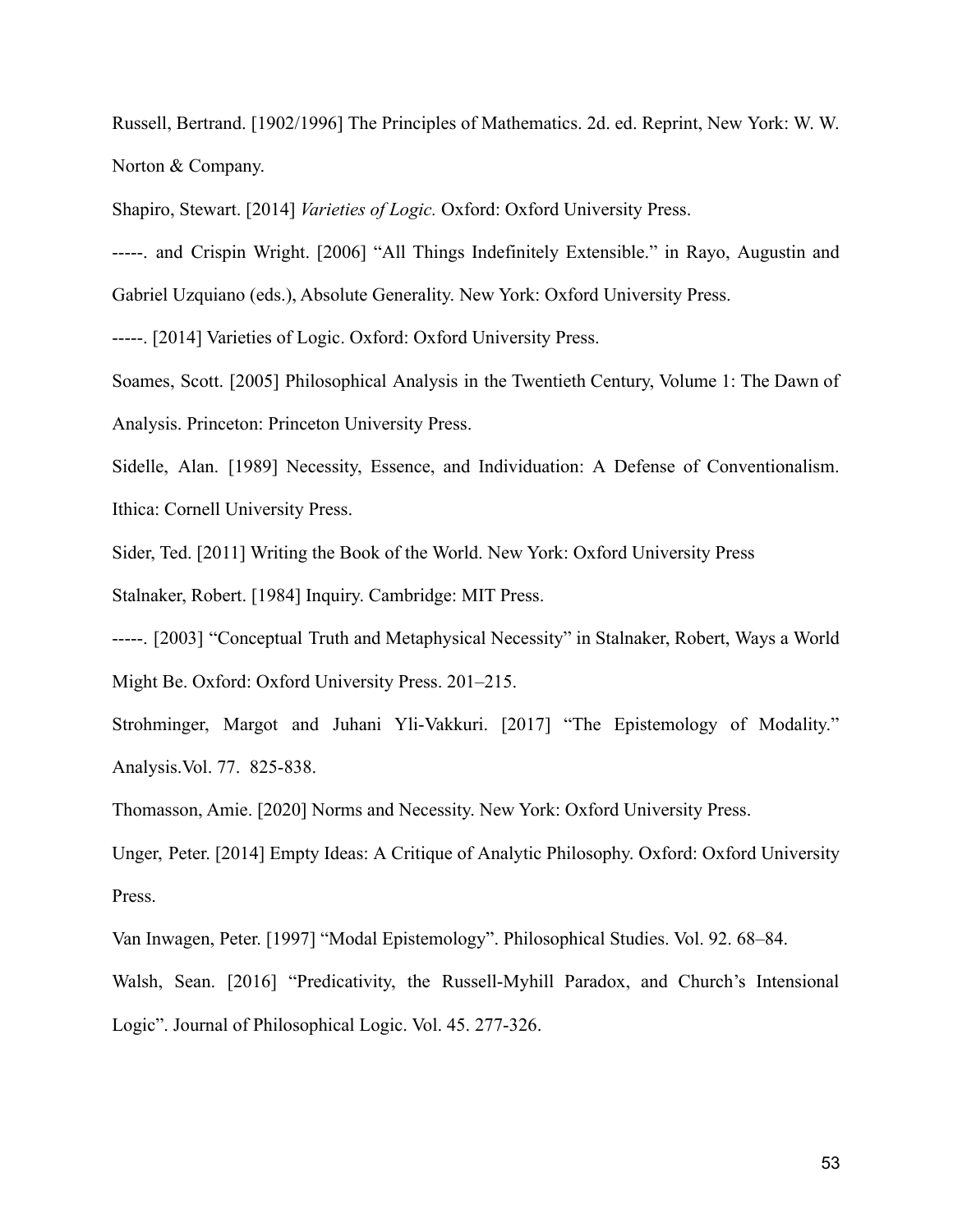Russell, Bertrand. [1902/1996] The Principles of Mathematics. 2d. ed. Reprint, New York: W. W. Norton & Company.

Shapiro, Stewart. [2014] *Varieties of Logic.* Oxford: Oxford University Press.

-----. and Crispin Wright. [2006] "All Things Indefinitely Extensible." in Rayo, Augustin and Gabriel Uzquiano (eds.), Absolute Generality. New York: Oxford University Press.

-----. [2014] Varieties of Logic. Oxford: Oxford University Press.

Soames, Scott. [2005] Philosophical Analysis in the Twentieth Century, Volume 1: The Dawn of Analysis. Princeton: Princeton University Press.

Sidelle, Alan. [1989] Necessity, Essence, and Individuation: A Defense of Conventionalism. Ithica: Cornell University Press.

Sider, Ted. [2011] Writing the Book of the World. New York: Oxford University Press

Stalnaker, Robert. [1984] Inquiry. Cambridge: MIT Press.

-----. [2003] "Conceptual Truth and Metaphysical Necessity" in Stalnaker, Robert, Ways a World Might Be. Oxford: Oxford University Press. 201–215.

Strohminger, Margot and Juhani Yli-Vakkuri. [2017] "The Epistemology of Modality." Analysis.Vol. 77. 825-838.

Thomasson, Amie. [2020] Norms and Necessity. New York: Oxford University Press.

Unger, Peter. [2014] Empty Ideas: A Critique of Analytic Philosophy. Oxford: Oxford University Press.

Van Inwagen, Peter. [1997] "Modal Epistemology". Philosophical Studies. Vol. 92. 68–84.

Walsh, Sean. [2016] "Predicativity, the Russell-Myhill Paradox, and Church's Intensional Logic". Journal of Philosophical Logic. Vol. 45. 277-326.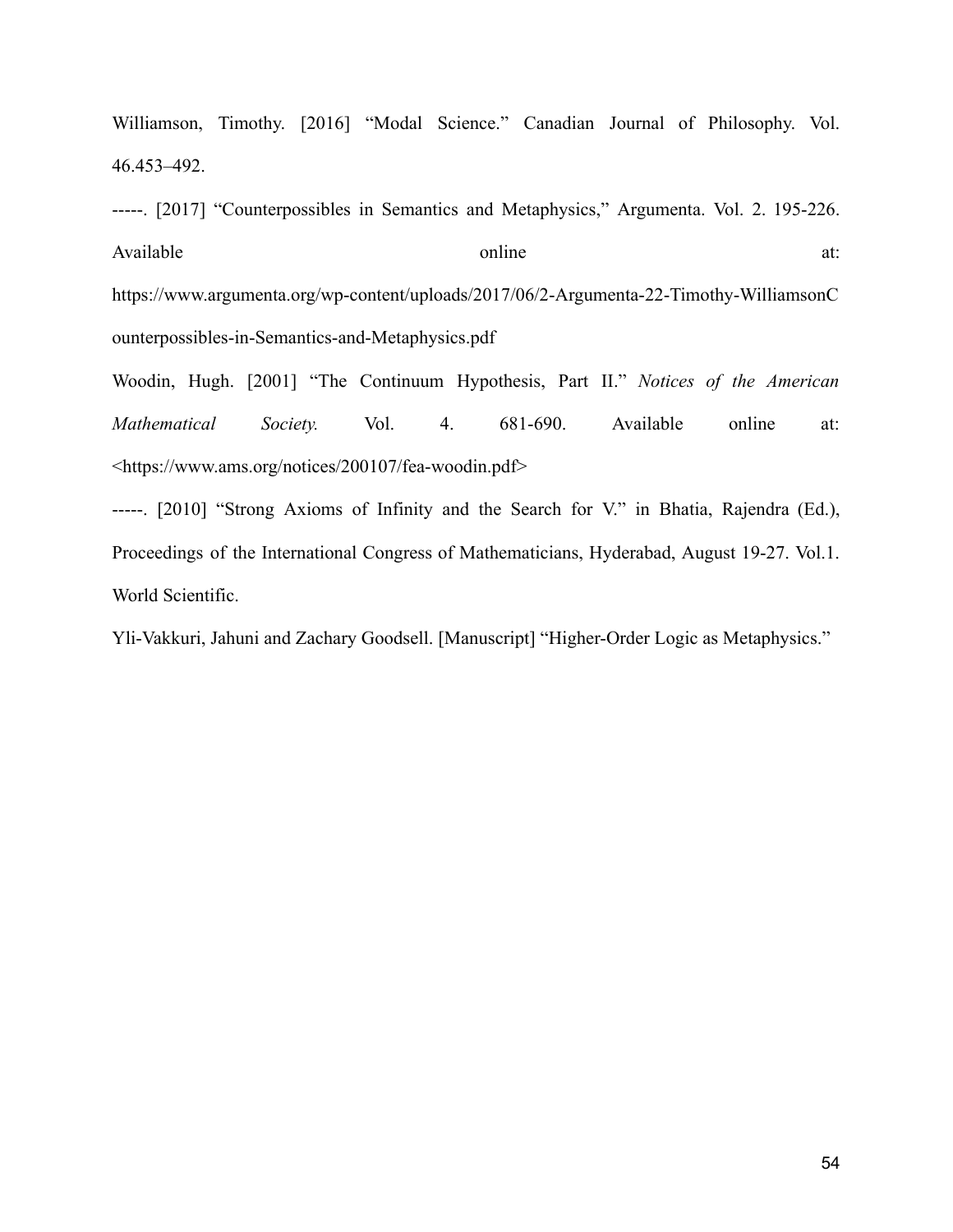Williamson, Timothy. [2016] "Modal Science." Canadian Journal of Philosophy. Vol. 46.453–492.

-----. [2017] "Counterpossibles in Semantics and Metaphysics," Argumenta. Vol. 2. 195-226. Available online at: https://www.argumenta.org/wp-content/uploads/2017/06/2-Argumenta-22-Timothy-WilliamsonCounterpossibles-in-Semantics-and-Metaphysics.pdf

Woodin, Hugh. [2001] "The Continuum Hypothesis, Part II." *Notices of the American Mathematical Society.* Vol. 4. 681-690. Available online at: <https://www.ams.org/notices/200107/fea-woodin.pdf>

-----. [2010] "Strong Axioms of Infinity and the Search for V." in Bhatia, Rajendra (Ed.), Proceedings of the International Congress of Mathematicians, Hyderabad, August 19-27. Vol.1. World Scientific.

Yli-Vakkuri, Jahuni and Zachary Goodsell. [Manuscript] "Higher-Order Logic as Metaphysics."